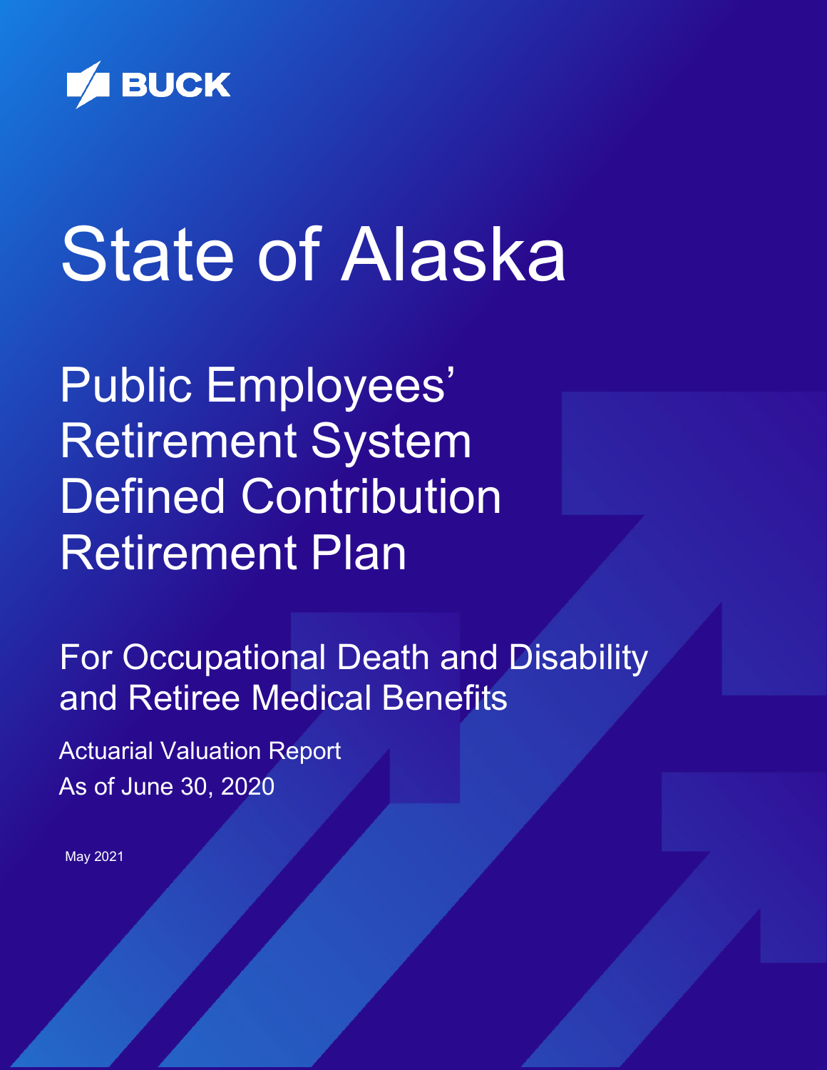BUCK

# State of Alaska

## Public Employees' Retirement System Defined Contribution Retirement Plan

### For Occupational Death and Disability and Retiree Medical Benefits

Actuarial Valuation Report
As of June 30, 2020

May 2021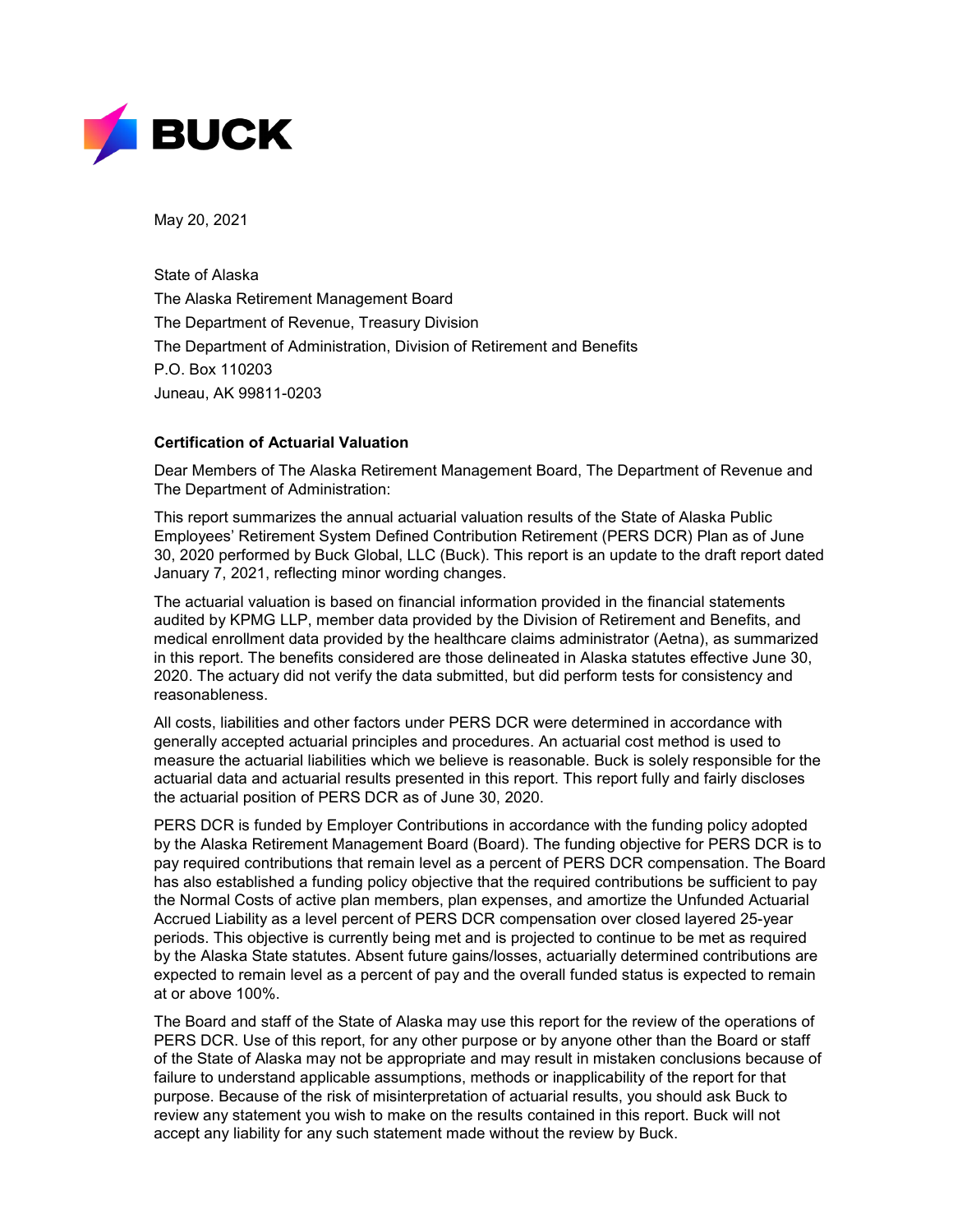May 20, 2021

State of Alaska
The Alaska Retirement Management Board
The Department of Revenue, Treasury Division
The Department of Administration, Division of Retirement and Benefits
P.O. Box 110203
Juneau, AK 99811-0203

**Certification of Actuarial Valuation**

Dear Members of The Alaska Retirement Management Board, The Department of Revenue and The Department of Administration:

This report summarizes the annual actuarial valuation results of the State of Alaska Public Employees' Retirement System Defined Contribution Retirement (PERS DCR) Plan as of June 30, 2020 performed by Buck Global, LLC (Buck). This report is an update to the draft report dated January 7, 2021, reflecting minor wording changes.

The actuarial valuation is based on financial information provided in the financial statements audited by KPMG LLP, member data provided by the Division of Retirement and Benefits, and medical enrollment data provided by the healthcare claims administrator (Aetna), as summarized in this report. The benefits considered are those delineated in Alaska statutes effective June 30, 2020. The actuary did not verify the data submitted, but did perform tests for consistency and reasonableness.

All costs, liabilities and other factors under PERS DCR were determined in accordance with generally accepted actuarial principles and procedures. An actuarial cost method is used to measure the actuarial liabilities which we believe is reasonable. Buck is solely responsible for the actuarial data and actuarial results presented in this report. This report fully and fairly discloses the actuarial position of PERS DCR as of June 30, 2020.

PERS DCR is funded by Employer Contributions in accordance with the funding policy adopted by the Alaska Retirement Management Board (Board). The funding objective for PERS DCR is to pay required contributions that remain level as a percent of PERS DCR compensation. The Board has also established a funding policy objective that the required contributions be sufficient to pay the Normal Costs of active plan members, plan expenses, and amortize the Unfunded Actuarial Accrued Liability as a level percent of PERS DCR compensation over closed layered 25-year periods. This objective is currently being met and is projected to continue to be met as required by the Alaska State statutes. Absent future gains/losses, actuarially determined contributions are expected to remain level as a percent of pay and the overall funded status is expected to remain at or above 100%.

The Board and staff of the State of Alaska may use this report for the review of the operations of PERS DCR. Use of this report, for any other purpose or by anyone other than the Board or staff of the State of Alaska may not be appropriate and may result in mistaken conclusions because of failure to understand applicable assumptions, methods or inapplicability of the report for that purpose. Because of the risk of misinterpretation of actuarial results, you should ask Buck to review any statement you wish to make on the results contained in this report. Buck will not accept any liability for any such statement made without the review by Buck.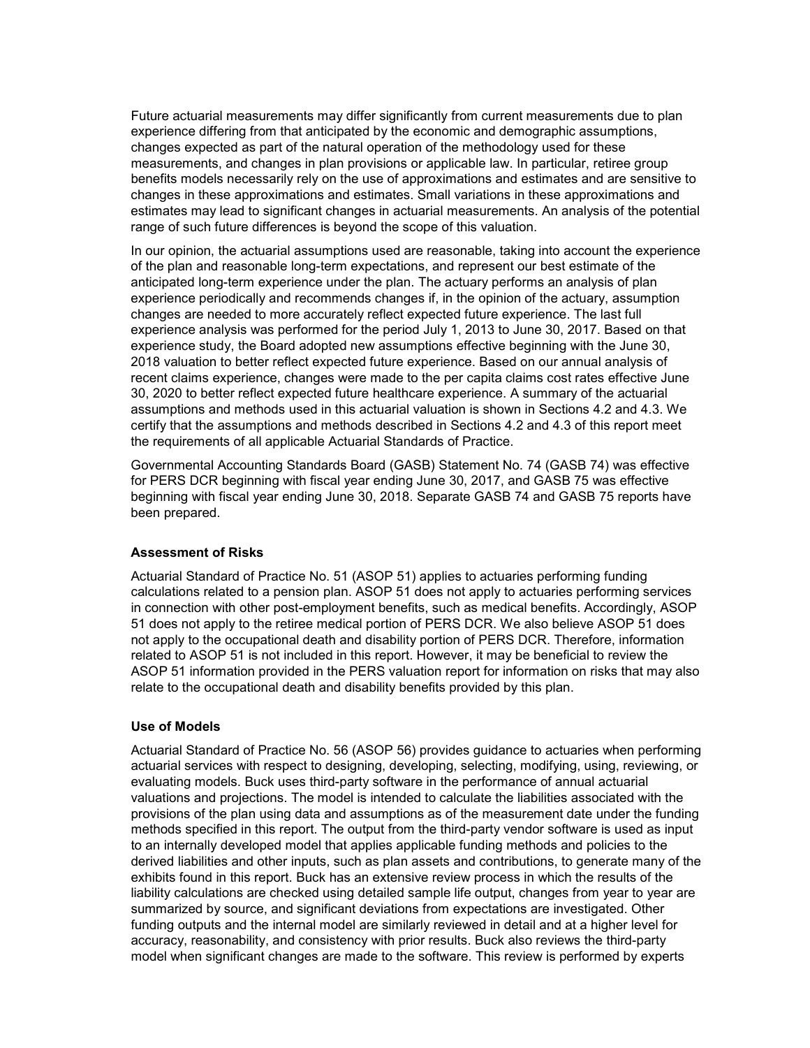Future actuarial measurements may differ significantly from current measurements due to plan experience differing from that anticipated by the economic and demographic assumptions, changes expected as part of the natural operation of the methodology used for these measurements, and changes in plan provisions or applicable law. In particular, retiree group benefits models necessarily rely on the use of approximations and estimates and are sensitive to changes in these approximations and estimates. Small variations in these approximations and estimates may lead to significant changes in actuarial measurements. An analysis of the potential range of such future differences is beyond the scope of this valuation.

In our opinion, the actuarial assumptions used are reasonable, taking into account the experience of the plan and reasonable long-term expectations, and represent our best estimate of the anticipated long-term experience under the plan. The actuary performs an analysis of plan experience periodically and recommends changes if, in the opinion of the actuary, assumption changes are needed to more accurately reflect expected future experience. The last full experience analysis was performed for the period July 1, 2013 to June 30, 2017. Based on that experience study, the Board adopted new assumptions effective beginning with the June 30, 2018 valuation to better reflect expected future experience. Based on our annual analysis of recent claims experience, changes were made to the per capita claims cost rates effective June 30, 2020 to better reflect expected future healthcare experience. A summary of the actuarial assumptions and methods used in this actuarial valuation is shown in Sections 4.2 and 4.3. We certify that the assumptions and methods described in Sections 4.2 and 4.3 of this report meet the requirements of all applicable Actuarial Standards of Practice.

Governmental Accounting Standards Board (GASB) Statement No. 74 (GASB 74) was effective for PERS DCR beginning with fiscal year ending June 30, 2017, and GASB 75 was effective beginning with fiscal year ending June 30, 2018. Separate GASB 74 and GASB 75 reports have been prepared.

**Assessment of Risks**

Actuarial Standard of Practice No. 51 (ASOP 51) applies to actuaries performing funding calculations related to a pension plan. ASOP 51 does not apply to actuaries performing services in connection with other post-employment benefits, such as medical benefits. Accordingly, ASOP 51 does not apply to the retiree medical portion of PERS DCR. We also believe ASOP 51 does not apply to the occupational death and disability portion of PERS DCR. Therefore, information related to ASOP 51 is not included in this report. However, it may be beneficial to review the ASOP 51 information provided in the PERS valuation report for information on risks that may also relate to the occupational death and disability benefits provided by this plan.

**Use of Models**

Actuarial Standard of Practice No. 56 (ASOP 56) provides guidance to actuaries when performing actuarial services with respect to designing, developing, selecting, modifying, using, reviewing, or evaluating models. Buck uses third-party software in the performance of annual actuarial valuations and projections. The model is intended to calculate the liabilities associated with the provisions of the plan using data and assumptions as of the measurement date under the funding methods specified in this report. The output from the third-party vendor software is used as input to an internally developed model that applies applicable funding methods and policies to the derived liabilities and other inputs, such as plan assets and contributions, to generate many of the exhibits found in this report. Buck has an extensive review process in which the results of the liability calculations are checked using detailed sample life output, changes from year to year are summarized by source, and significant deviations from expectations are investigated. Other funding outputs and the internal model are similarly reviewed in detail and at a higher level for accuracy, reasonability, and consistency with prior results. Buck also reviews the third-party model when significant changes are made to the software. This review is performed by experts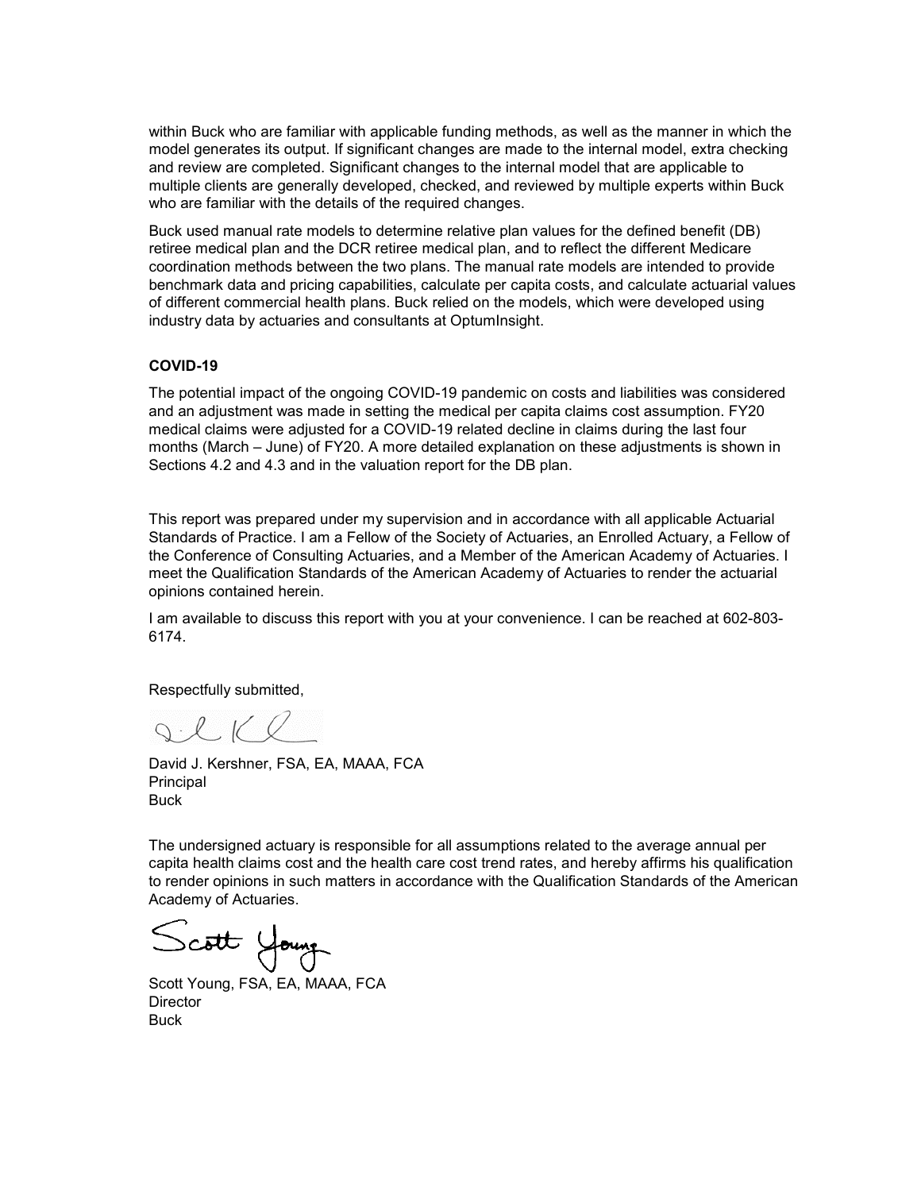within Buck who are familiar with applicable funding methods, as well as the manner in which the model generates its output. If significant changes are made to the internal model, extra checking and review are completed. Significant changes to the internal model that are applicable to multiple clients are generally developed, checked, and reviewed by multiple experts within Buck who are familiar with the details of the required changes.

Buck used manual rate models to determine relative plan values for the defined benefit (DB) retiree medical plan and the DCR retiree medical plan, and to reflect the different Medicare coordination methods between the two plans. The manual rate models are intended to provide benchmark data and pricing capabilities, calculate per capita costs, and calculate actuarial values of different commercial health plans. Buck relied on the models, which were developed using industry data by actuaries and consultants at OptumInsight.

**COVID-19**

The potential impact of the ongoing COVID-19 pandemic on costs and liabilities was considered and an adjustment was made in setting the medical per capita claims cost assumption. FY20 medical claims were adjusted for a COVID-19 related decline in claims during the last four months (March – June) of FY20. A more detailed explanation on these adjustments is shown in Sections 4.2 and 4.3 and in the valuation report for the DB plan.

This report was prepared under my supervision and in accordance with all applicable Actuarial Standards of Practice. I am a Fellow of the Society of Actuaries, an Enrolled Actuary, a Fellow of the Conference of Consulting Actuaries, and a Member of the American Academy of Actuaries. I meet the Qualification Standards of the American Academy of Actuaries to render the actuarial opinions contained herein.

I am available to discuss this report with you at your convenience. I can be reached at 602-803-6174.

Respectfully submitted,

David J. Kershner, FSA, EA, MAAA, FCA
Principal
Buck

The undersigned actuary is responsible for all assumptions related to the average annual per capita health claims cost and the health care cost trend rates, and hereby affirms his qualification to render opinions in such matters in accordance with the Qualification Standards of the American Academy of Actuaries.

Scott Young, FSA, EA, MAAA, FCA
Director
Buck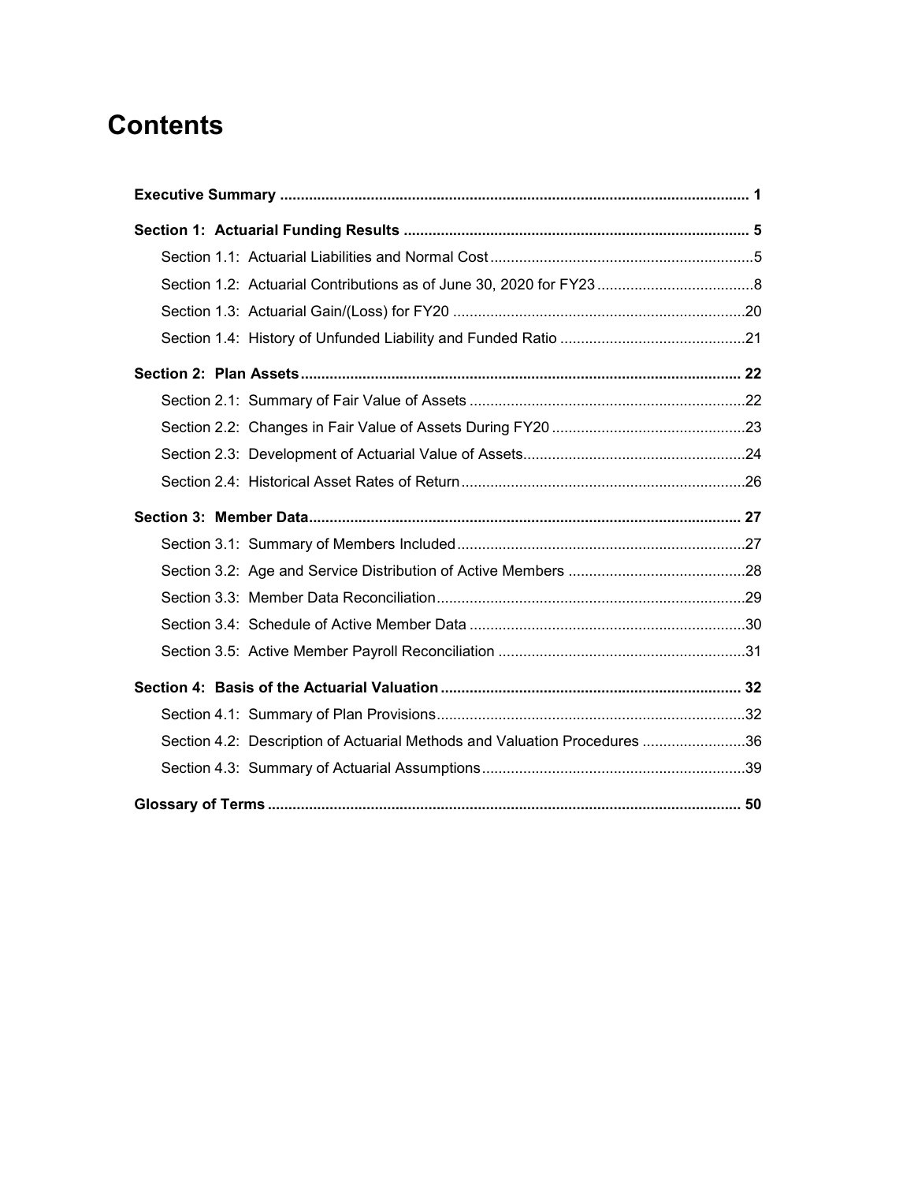# Contents

**Executive Summary ........................................................................................................... 1**

**Section 1: Actuarial Funding Results ................................................................................ 5**

Section 1.1: Actuarial Liabilities and Normal Cost ................................................................5

Section 1.2: Actuarial Contributions as of June 30, 2020 for FY23 ......................................8

Section 1.3: Actuarial Gain/(Loss) for FY20 .......................................................................20

Section 1.4: History of Unfunded Liability and Funded Ratio .............................................21

**Section 2: Plan Assets ....................................................................................................... 22**

Section 2.1: Summary of Fair Value of Assets ...................................................................22

Section 2.2: Changes in Fair Value of Assets During FY20 ...............................................23

Section 2.3: Development of Actuarial Value of Assets......................................................24

Section 2.4: Historical Asset Rates of Return .....................................................................26

**Section 3: Member Data ...................................................................................................... 27**

Section 3.1: Summary of Members Included .....................................................................27

Section 3.2: Age and Service Distribution of Active Members ...........................................28

Section 3.3: Member Data Reconciliation ..........................................................................29

Section 3.4: Schedule of Active Member Data ...................................................................30

Section 3.5: Active Member Payroll Reconciliation ............................................................31

**Section 4: Basis of the Actuarial Valuation ....................................................................... 32**

Section 4.1: Summary of Plan Provisions ..........................................................................32

Section 4.2: Description of Actuarial Methods and Valuation Procedures .........................36

Section 4.3: Summary of Actuarial Assumptions ................................................................39

**Glossary of Terms .............................................................................................................. 50**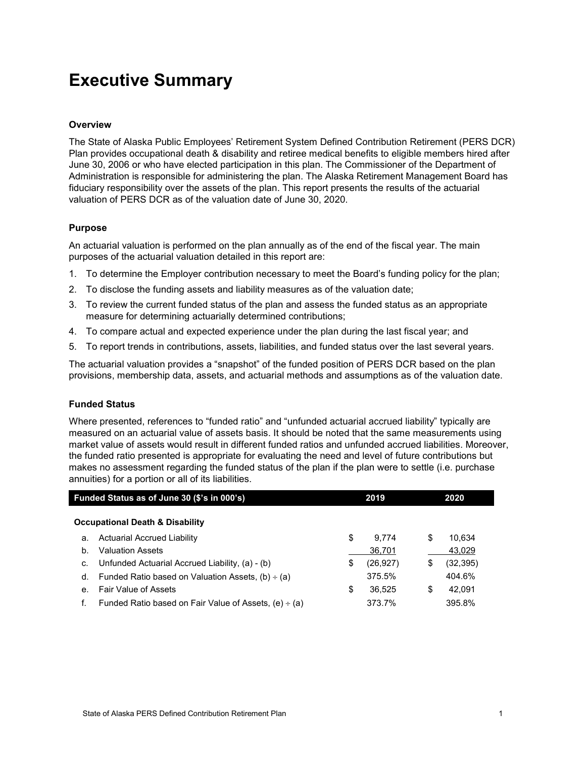# Executive Summary

### Overview

The State of Alaska Public Employees' Retirement System Defined Contribution Retirement (PERS DCR) Plan provides occupational death & disability and retiree medical benefits to eligible members hired after June 30, 2006 or who have elected participation in this plan. The Commissioner of the Department of Administration is responsible for administering the plan. The Alaska Retirement Management Board has fiduciary responsibility over the assets of the plan. This report presents the results of the actuarial valuation of PERS DCR as of the valuation date of June 30, 2020.

### Purpose

An actuarial valuation is performed on the plan annually as of the end of the fiscal year. The main purposes of the actuarial valuation detailed in this report are:

1. To determine the Employer contribution necessary to meet the Board's funding policy for the plan;
2. To disclose the funding assets and liability measures as of the valuation date;
3. To review the current funded status of the plan and assess the funded status as an appropriate measure for determining actuarially determined contributions;
4. To compare actual and expected experience under the plan during the last fiscal year; and
5. To report trends in contributions, assets, liabilities, and funded status over the last several years.

The actuarial valuation provides a "snapshot" of the funded position of PERS DCR based on the plan provisions, membership data, assets, and actuarial methods and assumptions as of the valuation date.

### Funded Status

Where presented, references to "funded ratio" and "unfunded actuarial accrued liability" typically are measured on an actuarial value of assets basis. It should be noted that the same measurements using market value of assets would result in different funded ratios and unfunded accrued liabilities. Moreover, the funded ratio presented is appropriate for evaluating the need and level of future contributions but makes no assessment regarding the funded status of the plan if the plan were to settle (i.e. purchase annuities) for a portion or all of its liabilities.

| Funded Status as of June 30 ($'s in 000's) | | 2019 | 2020 |
|---|---|---|---|
| **Occupational Death & Disability** | | | |
| a. | Actuarial Accrued Liability | $ 9,774 | $ 10,634 |
| b. | Valuation Assets | 36,701 | 43,029 |
| c. | Unfunded Actuarial Accrued Liability, (a) - (b) | $ (26,927) | $ (32,395) |
| d. | Funded Ratio based on Valuation Assets, (b) ÷ (a) | 375.5% | 404.6% |
| e. | Fair Value of Assets | $ 36,525 | $ 42,091 |
| f. | Funded Ratio based on Fair Value of Assets, (e) ÷ (a) | 373.7% | 395.8% |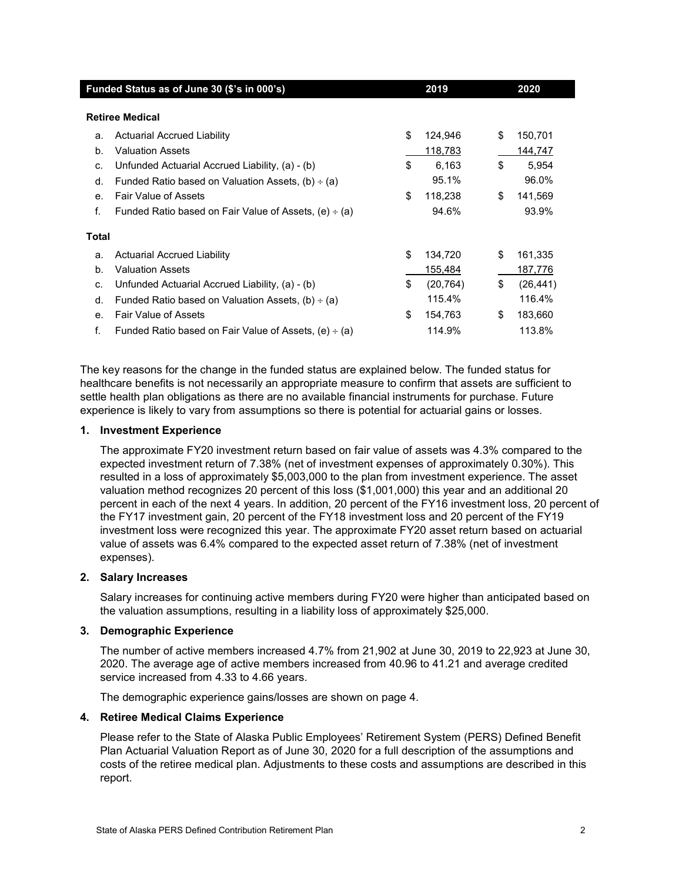| Funded Status as of June 30 ($'s in 000's) | 2019 | 2020 |
|---|---|---|
| **Retiree Medical** | | |
| a. Actuarial Accrued Liability | $ 124,946 | $ 150,701 |
| b. Valuation Assets | 118,783 | 144,747 |
| c. Unfunded Actuarial Accrued Liability, (a) - (b) | $ 6,163 | $ 5,954 |
| d. Funded Ratio based on Valuation Assets, (b) ÷ (a) | 95.1% | 96.0% |
| e. Fair Value of Assets | $ 118,238 | $ 141,569 |
| f. Funded Ratio based on Fair Value of Assets, (e) ÷ (a) | 94.6% | 93.9% |
| **Total** | | |
| a. Actuarial Accrued Liability | $ 134,720 | $ 161,335 |
| b. Valuation Assets | 155,484 | 187,776 |
| c. Unfunded Actuarial Accrued Liability, (a) - (b) | $ (20,764) | $ (26,441) |
| d. Funded Ratio based on Valuation Assets, (b) ÷ (a) | 115.4% | 116.4% |
| e. Fair Value of Assets | $ 154,763 | $ 183,660 |
| f. Funded Ratio based on Fair Value of Assets, (e) ÷ (a) | 114.9% | 113.8% |

The key reasons for the change in the funded status are explained below. The funded status for healthcare benefits is not necessarily an appropriate measure to confirm that assets are sufficient to settle health plan obligations as there are no available financial instruments for purchase. Future experience is likely to vary from assumptions so there is potential for actuarial gains or losses.

**1. Investment Experience**

The approximate FY20 investment return based on fair value of assets was 4.3% compared to the expected investment return of 7.38% (net of investment expenses of approximately 0.30%). This resulted in a loss of approximately $5,003,000 to the plan from investment experience. The asset valuation method recognizes 20 percent of this loss ($1,001,000) this year and an additional 20 percent in each of the next 4 years. In addition, 20 percent of the FY16 investment loss, 20 percent of the FY17 investment gain, 20 percent of the FY18 investment loss and 20 percent of the FY19 investment loss were recognized this year. The approximate FY20 asset return based on actuarial value of assets was 6.4% compared to the expected asset return of 7.38% (net of investment expenses).

**2. Salary Increases**

Salary increases for continuing active members during FY20 were higher than anticipated based on the valuation assumptions, resulting in a liability loss of approximately $25,000.

**3. Demographic Experience**

The number of active members increased 4.7% from 21,902 at June 30, 2019 to 22,923 at June 30, 2020. The average age of active members increased from 40.96 to 41.21 and average credited service increased from 4.33 to 4.66 years.

The demographic experience gains/losses are shown on page 4.

**4. Retiree Medical Claims Experience**

Please refer to the State of Alaska Public Employees' Retirement System (PERS) Defined Benefit Plan Actuarial Valuation Report as of June 30, 2020 for a full description of the assumptions and costs of the retiree medical plan. Adjustments to these costs and assumptions are described in this report.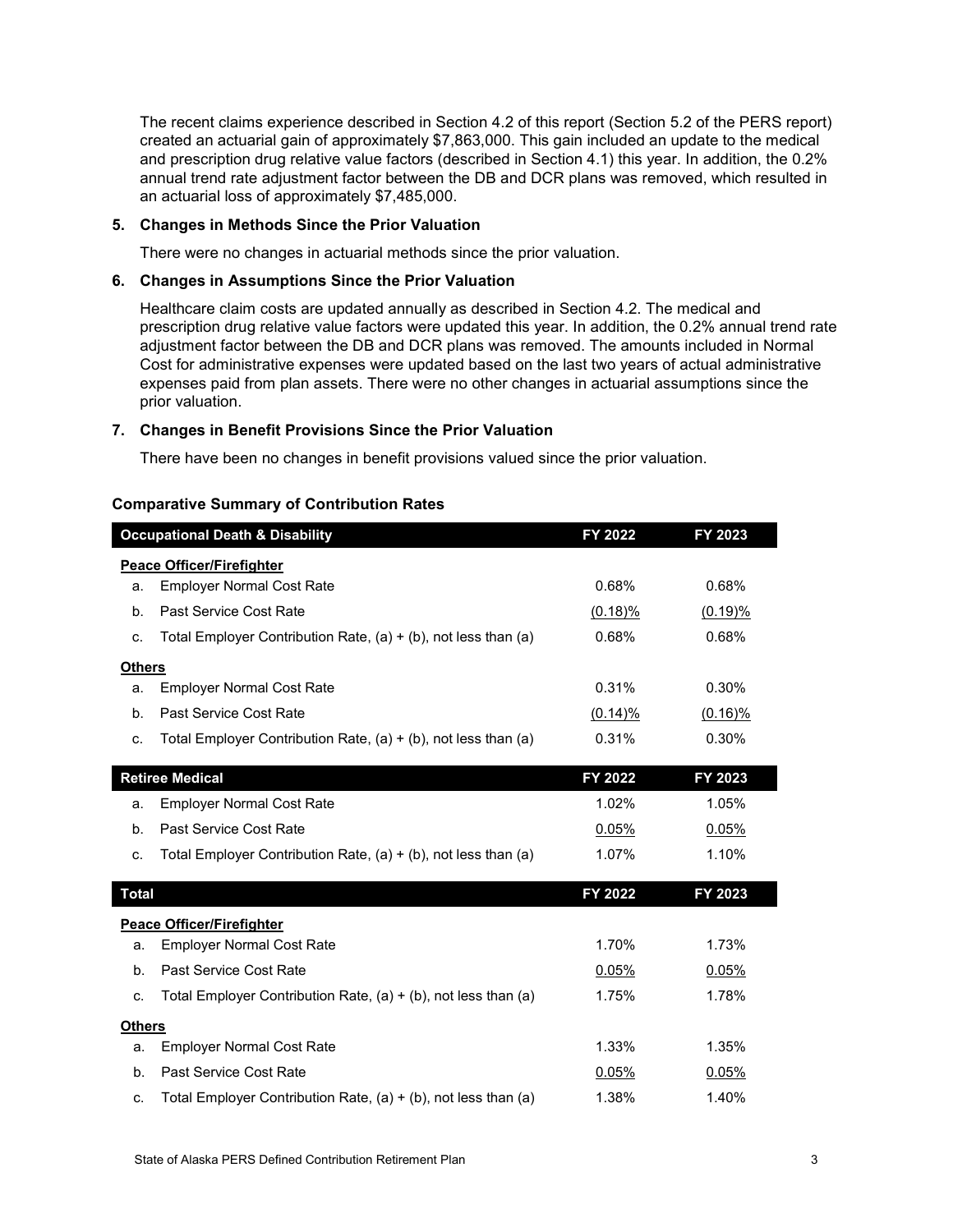The recent claims experience described in Section 4.2 of this report (Section 5.2 of the PERS report) created an actuarial gain of approximately $7,863,000. This gain included an update to the medical and prescription drug relative value factors (described in Section 4.1) this year. In addition, the 0.2% annual trend rate adjustment factor between the DB and DCR plans was removed, which resulted in an actuarial loss of approximately $7,485,000.

**5. Changes in Methods Since the Prior Valuation**

There were no changes in actuarial methods since the prior valuation.

**6. Changes in Assumptions Since the Prior Valuation**

Healthcare claim costs are updated annually as described in Section 4.2. The medical and prescription drug relative value factors were updated this year. In addition, the 0.2% annual trend rate adjustment factor between the DB and DCR plans was removed. The amounts included in Normal Cost for administrative expenses were updated based on the last two years of actual administrative expenses paid from plan assets. There were no other changes in actuarial assumptions since the prior valuation.

**7. Changes in Benefit Provisions Since the Prior Valuation**

There have been no changes in benefit provisions valued since the prior valuation.

**Comparative Summary of Contribution Rates**

| **Occupational Death & Disability** | | **FY 2022** | **FY 2023** |
|---|---|---|---|
| **Peace Officer/Firefighter** | | | |
| a. | Employer Normal Cost Rate | 0.68% | 0.68% |
| b. | Past Service Cost Rate | (0.18)% | (0.19)% |
| c. | Total Employer Contribution Rate, (a) + (b), not less than (a) | 0.68% | 0.68% |
| **Others** | | | |
| a. | Employer Normal Cost Rate | 0.31% | 0.30% |
| b. | Past Service Cost Rate | (0.14)% | (0.16)% |
| c. | Total Employer Contribution Rate, (a) + (b), not less than (a) | 0.31% | 0.30% |

| **Retiree Medical** | | **FY 2022** | **FY 2023** |
|---|---|---|---|
| a. | Employer Normal Cost Rate | 1.02% | 1.05% |
| b. | Past Service Cost Rate | 0.05% | 0.05% |
| c. | Total Employer Contribution Rate, (a) + (b), not less than (a) | 1.07% | 1.10% |

| **Total** | | **FY 2022** | **FY 2023** |
|---|---|---|---|
| **Peace Officer/Firefighter** | | | |
| a. | Employer Normal Cost Rate | 1.70% | 1.73% |
| b. | Past Service Cost Rate | 0.05% | 0.05% |
| c. | Total Employer Contribution Rate, (a) + (b), not less than (a) | 1.75% | 1.78% |
| **Others** | | | |
| a. | Employer Normal Cost Rate | 1.33% | 1.35% |
| b. | Past Service Cost Rate | 0.05% | 0.05% |
| c. | Total Employer Contribution Rate, (a) + (b), not less than (a) | 1.38% | 1.40% |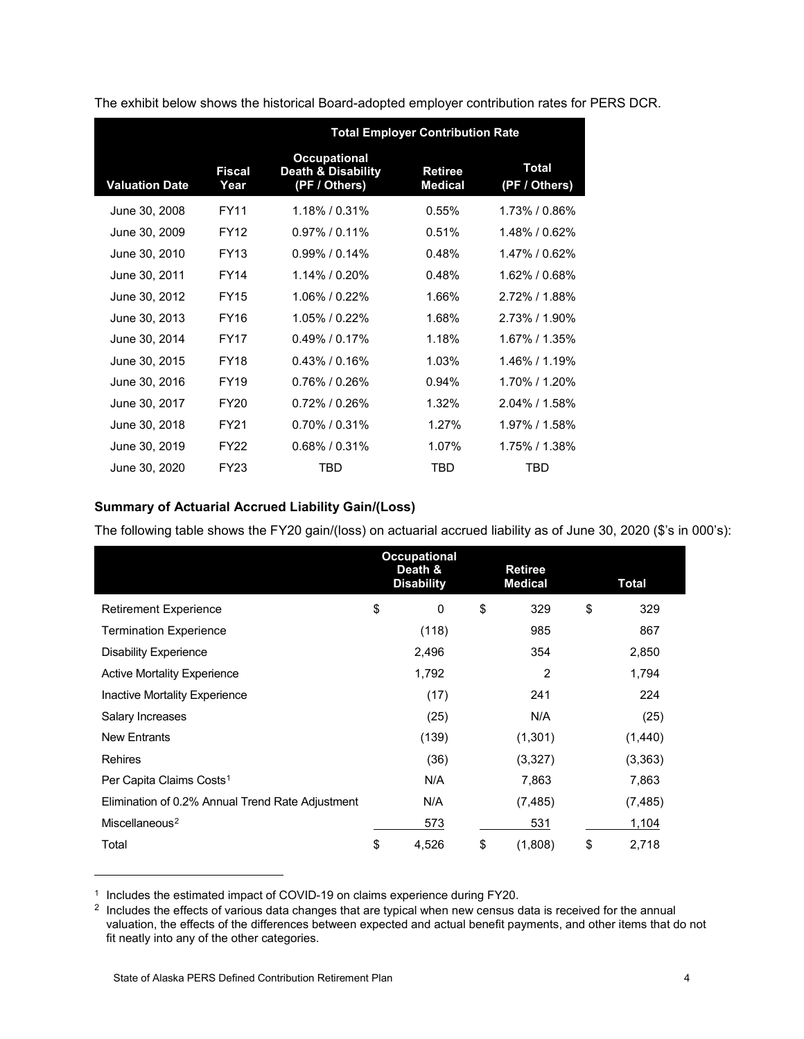The exhibit below shows the historical Board-adopted employer contribution rates for PERS DCR.

| | | Total Employer Contribution Rate | | |
|---|---|---|---|---|
| Valuation Date | Fiscal Year | Occupational Death & Disability (PF / Others) | Retiree Medical | Total (PF / Others) |
| June 30, 2008 | FY11 | 1.18% / 0.31% | 0.55% | 1.73% / 0.86% |
| June 30, 2009 | FY12 | 0.97% / 0.11% | 0.51% | 1.48% / 0.62% |
| June 30, 2010 | FY13 | 0.99% / 0.14% | 0.48% | 1.47% / 0.62% |
| June 30, 2011 | FY14 | 1.14% / 0.20% | 0.48% | 1.62% / 0.68% |
| June 30, 2012 | FY15 | 1.06% / 0.22% | 1.66% | 2.72% / 1.88% |
| June 30, 2013 | FY16 | 1.05% / 0.22% | 1.68% | 2.73% / 1.90% |
| June 30, 2014 | FY17 | 0.49% / 0.17% | 1.18% | 1.67% / 1.35% |
| June 30, 2015 | FY18 | 0.43% / 0.16% | 1.03% | 1.46% / 1.19% |
| June 30, 2016 | FY19 | 0.76% / 0.26% | 0.94% | 1.70% / 1.20% |
| June 30, 2017 | FY20 | 0.72% / 0.26% | 1.32% | 2.04% / 1.58% |
| June 30, 2018 | FY21 | 0.70% / 0.31% | 1.27% | 1.97% / 1.58% |
| June 30, 2019 | FY22 | 0.68% / 0.31% | 1.07% | 1.75% / 1.38% |
| June 30, 2020 | FY23 | TBD | TBD | TBD |

### Summary of Actuarial Accrued Liability Gain/(Loss)

The following table shows the FY20 gain/(loss) on actuarial accrued liability as of June 30, 2020 ($'s in 000's):

| | Occupational Death & Disability | Retiree Medical | Total |
|---|---|---|---|
| Retirement Experience | $ 0 | $ 329 | $ 329 |
| Termination Experience | (118) | 985 | 867 |
| Disability Experience | 2,496 | 354 | 2,850 |
| Active Mortality Experience | 1,792 | 2 | 1,794 |
| Inactive Mortality Experience | (17) | 241 | 224 |
| Salary Increases | (25) | N/A | (25) |
| New Entrants | (139) | (1,301) | (1,440) |
| Rehires | (36) | (3,327) | (3,363) |
| Per Capita Claims Costs[1] | N/A | 7,863 | 7,863 |
| Elimination of 0.2% Annual Trend Rate Adjustment | N/A | (7,485) | (7,485) |
| Miscellaneous[2] | 573 | 531 | 1,104 |
| Total | $ 4,526 | $ (1,808) | $ 2,718 |

[1] Includes the estimated impact of COVID-19 on claims experience during FY20.

[2] Includes the effects of various data changes that are typical when new census data is received for the annual valuation, the effects of the differences between expected and actual benefit payments, and other items that do not fit neatly into any of the other categories.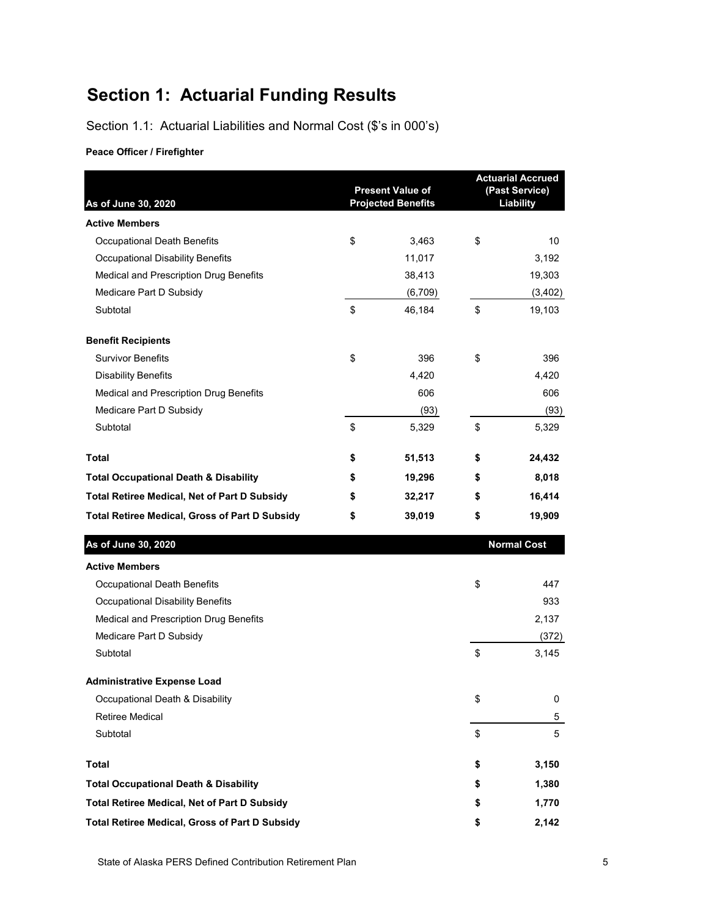# Section 1: Actuarial Funding Results

Section 1.1: Actuarial Liabilities and Normal Cost ($'s in 000's)

**Peace Officer / Firefighter**

| As of June 30, 2020 | Present Value of Projected Benefits | Actuarial Accrued (Past Service) Liability |
|---|---|---|
| **Active Members** | | |
| Occupational Death Benefits | $ 3,463 | $ 10 |
| Occupational Disability Benefits | 11,017 | 3,192 |
| Medical and Prescription Drug Benefits | 38,413 | 19,303 |
| Medicare Part D Subsidy | (6,709) | (3,402) |
| Subtotal | $ 46,184 | $ 19,103 |
| **Benefit Recipients** | | |
| Survivor Benefits | $ 396 | $ 396 |
| Disability Benefits | 4,420 | 4,420 |
| Medical and Prescription Drug Benefits | 606 | 606 |
| Medicare Part D Subsidy | (93) | (93) |
| Subtotal | $ 5,329 | $ 5,329 |
| **Total** | **$ 51,513** | **$ 24,432** |
| **Total Occupational Death & Disability** | **$ 19,296** | **$ 8,018** |
| **Total Retiree Medical, Net of Part D Subsidy** | **$ 32,217** | **$ 16,414** |
| **Total Retiree Medical, Gross of Part D Subsidy** | **$ 39,019** | **$ 19,909** |

| As of June 30, 2020 | Normal Cost |
|---|---|
| **Active Members** | |
| Occupational Death Benefits | $ 447 |
| Occupational Disability Benefits | 933 |
| Medical and Prescription Drug Benefits | 2,137 |
| Medicare Part D Subsidy | (372) |
| Subtotal | $ 3,145 |
| **Administrative Expense Load** | |
| Occupational Death & Disability | $ 0 |
| Retiree Medical | 5 |
| Subtotal | $ 5 |
| **Total** | **$ 3,150** |
| **Total Occupational Death & Disability** | **$ 1,380** |
| **Total Retiree Medical, Net of Part D Subsidy** | **$ 1,770** |
| **Total Retiree Medical, Gross of Part D Subsidy** | **$ 2,142** |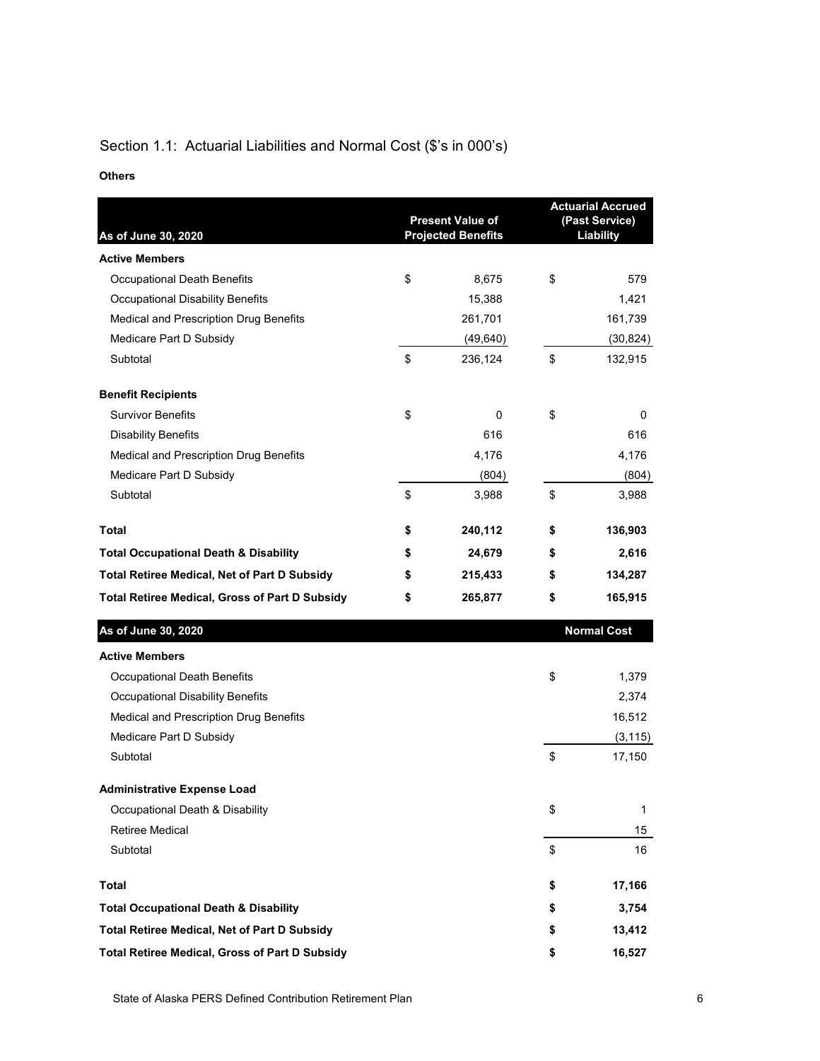## Section 1.1: Actuarial Liabilities and Normal Cost ($'s in 000's)

**Others**

| As of June 30, 2020 | Present Value of Projected Benefits | Actuarial Accrued (Past Service) Liability |
|---|---|---|
| **Active Members** | | |
| Occupational Death Benefits | $ 8,675 | $ 579 |
| Occupational Disability Benefits | 15,388 | 1,421 |
| Medical and Prescription Drug Benefits | 261,701 | 161,739 |
| Medicare Part D Subsidy | (49,640) | (30,824) |
| Subtotal | $ 236,124 | $ 132,915 |
| **Benefit Recipients** | | |
| Survivor Benefits | $ 0 | $ 0 |
| Disability Benefits | 616 | 616 |
| Medical and Prescription Drug Benefits | 4,176 | 4,176 |
| Medicare Part D Subsidy | (804) | (804) |
| Subtotal | $ 3,988 | $ 3,988 |
| **Total** | **$ 240,112** | **$ 136,903** |
| **Total Occupational Death & Disability** | **$ 24,679** | **$ 2,616** |
| **Total Retiree Medical, Net of Part D Subsidy** | **$ 215,433** | **$ 134,287** |
| **Total Retiree Medical, Gross of Part D Subsidy** | **$ 265,877** | **$ 165,915** |

| As of June 30, 2020 | Normal Cost |
|---|---|
| **Active Members** | |
| Occupational Death Benefits | $ 1,379 |
| Occupational Disability Benefits | 2,374 |
| Medical and Prescription Drug Benefits | 16,512 |
| Medicare Part D Subsidy | (3,115) |
| Subtotal | $ 17,150 |
| **Administrative Expense Load** | |
| Occupational Death & Disability | $ 1 |
| Retiree Medical | 15 |
| Subtotal | $ 16 |
| **Total** | **$ 17,166** |
| **Total Occupational Death & Disability** | **$ 3,754** |
| **Total Retiree Medical, Net of Part D Subsidy** | **$ 13,412** |
| **Total Retiree Medical, Gross of Part D Subsidy** | **$ 16,527** |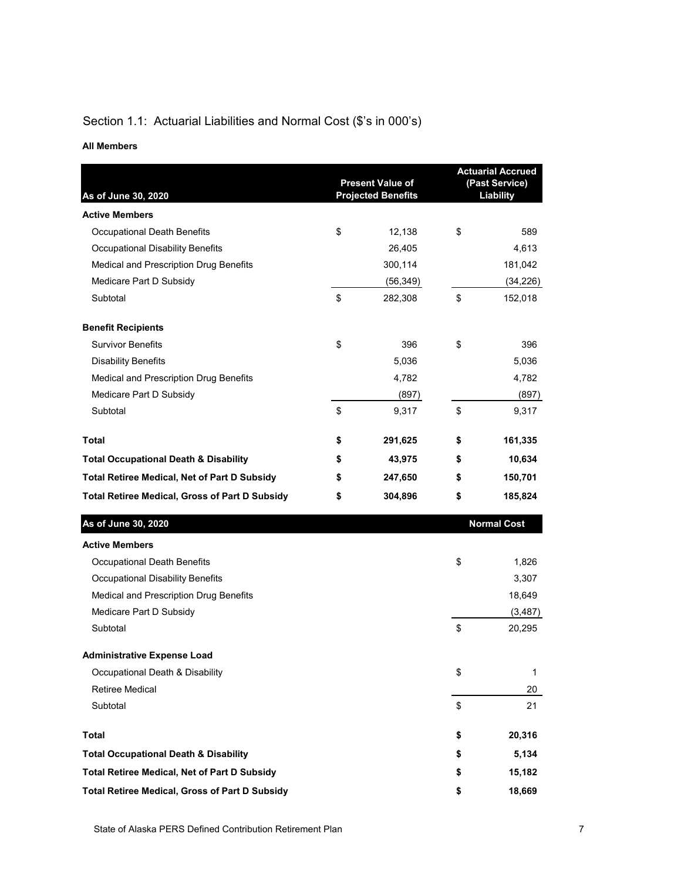## Section 1.1: Actuarial Liabilities and Normal Cost ($'s in 000's)

**All Members**

| As of June 30, 2020 | Present Value of Projected Benefits | Actuarial Accrued (Past Service) Liability |
|---|---|---|
| **Active Members** | | |
| Occupational Death Benefits | $ 12,138 | $ 589 |
| Occupational Disability Benefits | 26,405 | 4,613 |
| Medical and Prescription Drug Benefits | 300,114 | 181,042 |
| Medicare Part D Subsidy | (56,349) | (34,226) |
| Subtotal | $ 282,308 | $ 152,018 |
| **Benefit Recipients** | | |
| Survivor Benefits | $ 396 | $ 396 |
| Disability Benefits | 5,036 | 5,036 |
| Medical and Prescription Drug Benefits | 4,782 | 4,782 |
| Medicare Part D Subsidy | (897) | (897) |
| Subtotal | $ 9,317 | $ 9,317 |
| **Total** | **$ 291,625** | **$ 161,335** |
| **Total Occupational Death & Disability** | **$ 43,975** | **$ 10,634** |
| **Total Retiree Medical, Net of Part D Subsidy** | **$ 247,650** | **$ 150,701** |
| **Total Retiree Medical, Gross of Part D Subsidy** | **$ 304,896** | **$ 185,824** |

| As of June 30, 2020 | Normal Cost |
|---|---|
| **Active Members** | |
| Occupational Death Benefits | $ 1,826 |
| Occupational Disability Benefits | 3,307 |
| Medical and Prescription Drug Benefits | 18,649 |
| Medicare Part D Subsidy | (3,487) |
| Subtotal | $ 20,295 |
| **Administrative Expense Load** | |
| Occupational Death & Disability | $ 1 |
| Retiree Medical | 20 |
| Subtotal | $ 21 |
| **Total** | **$ 20,316** |
| **Total Occupational Death & Disability** | **$ 5,134** |
| **Total Retiree Medical, Net of Part D Subsidy** | **$ 15,182** |
| **Total Retiree Medical, Gross of Part D Subsidy** | **$ 18,669** |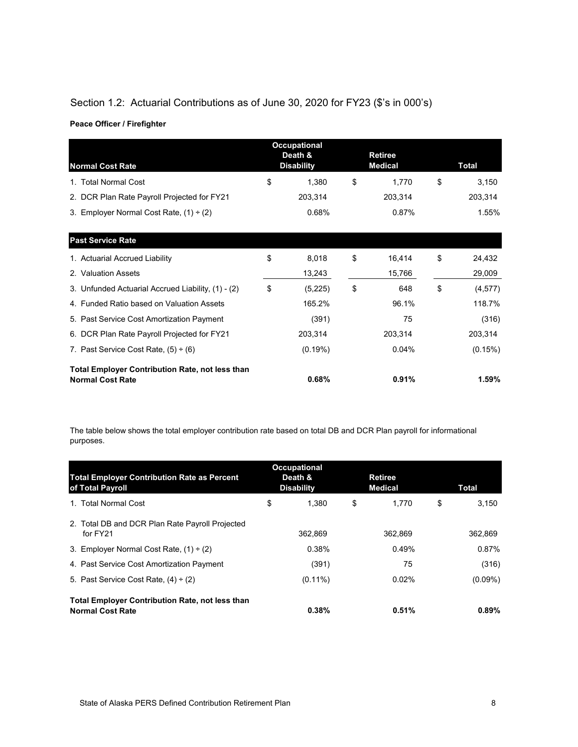## Section 1.2: Actuarial Contributions as of June 30, 2020 for FY23 ($'s in 000's)

**Peace Officer / Firefighter**

| Normal Cost Rate | Occupational Death & Disability | Retiree Medical | Total |
|---|---|---|---|
| 1. Total Normal Cost | $ 1,380 | $ 1,770 | $ 3,150 |
| 2. DCR Plan Rate Payroll Projected for FY21 | 203,314 | 203,314 | 203,314 |
| 3. Employer Normal Cost Rate, (1) ÷ (2) | 0.68% | 0.87% | 1.55% |
| **Past Service Rate** | | | |
| 1. Actuarial Accrued Liability | $ 8,018 | $ 16,414 | $ 24,432 |
| 2. Valuation Assets | 13,243 | 15,766 | 29,009 |
| 3. Unfunded Actuarial Accrued Liability, (1) - (2) | $ (5,225) | $ 648 | $ (4,577) |
| 4. Funded Ratio based on Valuation Assets | 165.2% | 96.1% | 118.7% |
| 5. Past Service Cost Amortization Payment | (391) | 75 | (316) |
| 6. DCR Plan Rate Payroll Projected for FY21 | 203,314 | 203,314 | 203,314 |
| 7. Past Service Cost Rate, (5) ÷ (6) | (0.19%) | 0.04% | (0.15%) |
| **Total Employer Contribution Rate, not less than Normal Cost Rate** | **0.68%** | **0.91%** | **1.59%** |

The table below shows the total employer contribution rate based on total DB and DCR Plan payroll for informational purposes.

| Total Employer Contribution Rate as Percent of Total Payroll | Occupational Death & Disability | Retiree Medical | Total |
|---|---|---|---|
| 1. Total Normal Cost | $ 1,380 | $ 1,770 | $ 3,150 |
| 2. Total DB and DCR Plan Rate Payroll Projected for FY21 | 362,869 | 362,869 | 362,869 |
| 3. Employer Normal Cost Rate, (1) ÷ (2) | 0.38% | 0.49% | 0.87% |
| 4. Past Service Cost Amortization Payment | (391) | 75 | (316) |
| 5. Past Service Cost Rate, (4) ÷ (2) | (0.11%) | 0.02% | (0.09%) |
| **Total Employer Contribution Rate, not less than Normal Cost Rate** | **0.38%** | **0.51%** | **0.89%** |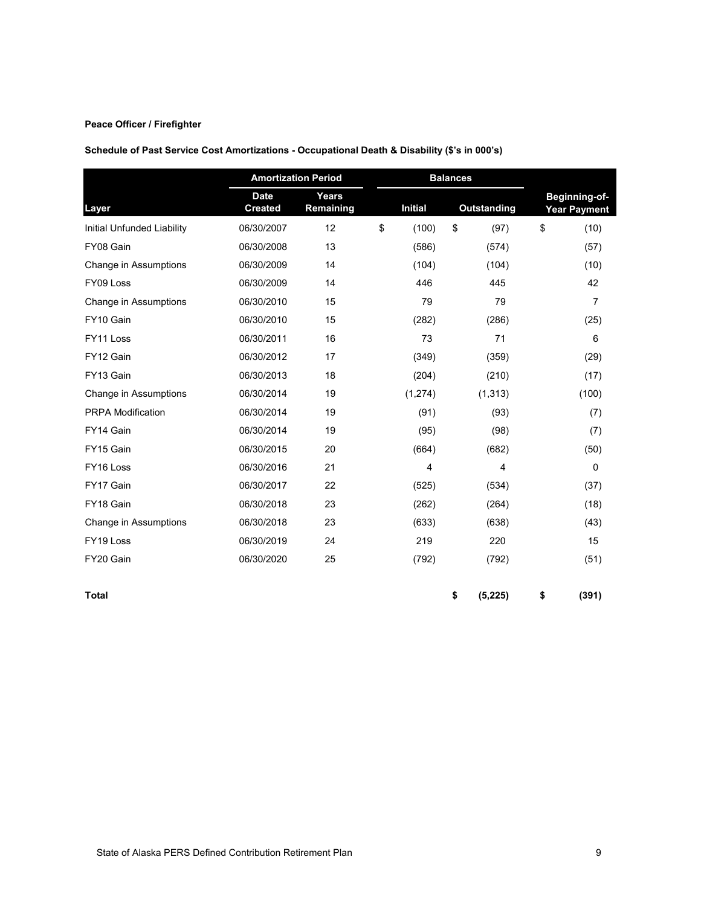**Peace Officer / Firefighter**

**Schedule of Past Service Cost Amortizations - Occupational Death & Disability ($'s in 000's)**

| | Amortization Period | | Balances | | |
|---|---|---|---|---|---|
| Layer | Date Created | Years Remaining | Initial | Outstanding | Beginning-of-Year Payment |
| Initial Unfunded Liability | 06/30/2007 | 12 | $ (100) | $ (97) | $ (10) |
| FY08 Gain | 06/30/2008 | 13 | (586) | (574) | (57) |
| Change in Assumptions | 06/30/2009 | 14 | (104) | (104) | (10) |
| FY09 Loss | 06/30/2009 | 14 | 446 | 445 | 42 |
| Change in Assumptions | 06/30/2010 | 15 | 79 | 79 | 7 |
| FY10 Gain | 06/30/2010 | 15 | (282) | (286) | (25) |
| FY11 Loss | 06/30/2011 | 16 | 73 | 71 | 6 |
| FY12 Gain | 06/30/2012 | 17 | (349) | (359) | (29) |
| FY13 Gain | 06/30/2013 | 18 | (204) | (210) | (17) |
| Change in Assumptions | 06/30/2014 | 19 | (1,274) | (1,313) | (100) |
| PRPA Modification | 06/30/2014 | 19 | (91) | (93) | (7) |
| FY14 Gain | 06/30/2014 | 19 | (95) | (98) | (7) |
| FY15 Gain | 06/30/2015 | 20 | (664) | (682) | (50) |
| FY16 Loss | 06/30/2016 | 21 | 4 | 4 | 0 |
| FY17 Gain | 06/30/2017 | 22 | (525) | (534) | (37) |
| FY18 Gain | 06/30/2018 | 23 | (262) | (264) | (18) |
| Change in Assumptions | 06/30/2018 | 23 | (633) | (638) | (43) |
| FY19 Loss | 06/30/2019 | 24 | 219 | 220 | 15 |
| FY20 Gain | 06/30/2020 | 25 | (792) | (792) | (51) |
| **Total** | | | | **$ (5,225)** | **$ (391)** |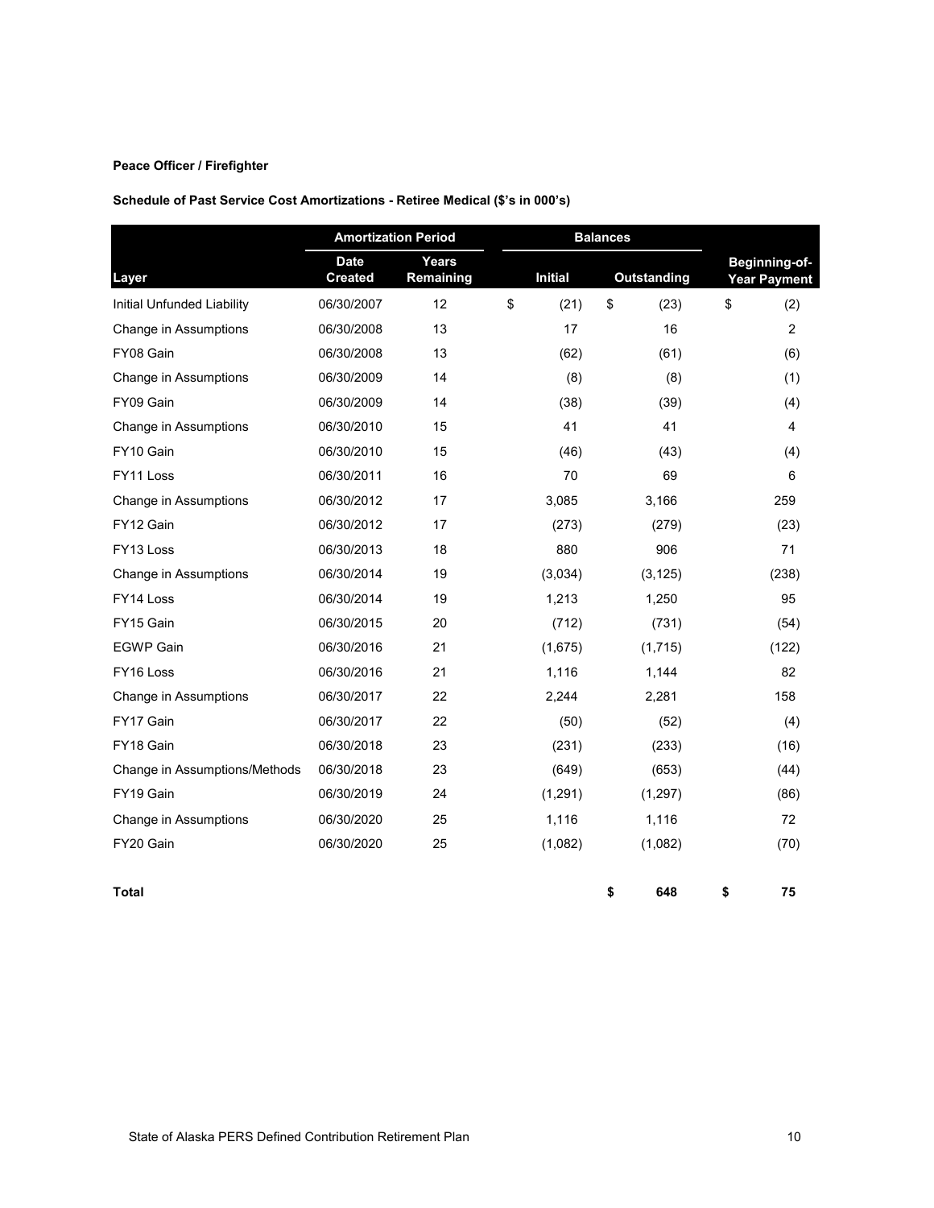**Peace Officer / Firefighter**

**Schedule of Past Service Cost Amortizations - Retiree Medical ($'s in 000's)**

| | Amortization Period | | Balances | | |
|---|---|---|---|---|---|
| Layer | Date Created | Years Remaining | Initial | Outstanding | Beginning-of-Year Payment |
| Initial Unfunded Liability | 06/30/2007 | 12 | $ (21) | $ (23) | $ (2) |
| Change in Assumptions | 06/30/2008 | 13 | 17 | 16 | 2 |
| FY08 Gain | 06/30/2008 | 13 | (62) | (61) | (6) |
| Change in Assumptions | 06/30/2009 | 14 | (8) | (8) | (1) |
| FY09 Gain | 06/30/2009 | 14 | (38) | (39) | (4) |
| Change in Assumptions | 06/30/2010 | 15 | 41 | 41 | 4 |
| FY10 Gain | 06/30/2010 | 15 | (46) | (43) | (4) |
| FY11 Loss | 06/30/2011 | 16 | 70 | 69 | 6 |
| Change in Assumptions | 06/30/2012 | 17 | 3,085 | 3,166 | 259 |
| FY12 Gain | 06/30/2012 | 17 | (273) | (279) | (23) |
| FY13 Loss | 06/30/2013 | 18 | 880 | 906 | 71 |
| Change in Assumptions | 06/30/2014 | 19 | (3,034) | (3,125) | (238) |
| FY14 Loss | 06/30/2014 | 19 | 1,213 | 1,250 | 95 |
| FY15 Gain | 06/30/2015 | 20 | (712) | (731) | (54) |
| EGWP Gain | 06/30/2016 | 21 | (1,675) | (1,715) | (122) |
| FY16 Loss | 06/30/2016 | 21 | 1,116 | 1,144 | 82 |
| Change in Assumptions | 06/30/2017 | 22 | 2,244 | 2,281 | 158 |
| FY17 Gain | 06/30/2017 | 22 | (50) | (52) | (4) |
| FY18 Gain | 06/30/2018 | 23 | (231) | (233) | (16) |
| Change in Assumptions/Methods | 06/30/2018 | 23 | (649) | (653) | (44) |
| FY19 Gain | 06/30/2019 | 24 | (1,291) | (1,297) | (86) |
| Change in Assumptions | 06/30/2020 | 25 | 1,116 | 1,116 | 72 |
| FY20 Gain | 06/30/2020 | 25 | (1,082) | (1,082) | (70) |
| **Total** | | | | **$ 648** | **$ 75** |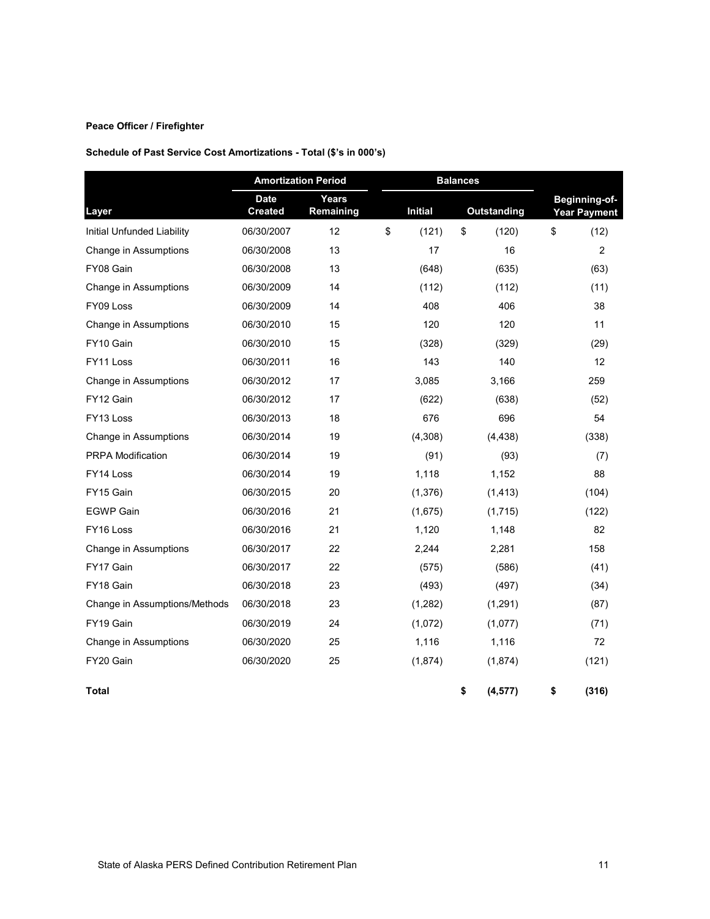**Peace Officer / Firefighter**

**Schedule of Past Service Cost Amortizations - Total ($'s in 000's)**

| | Amortization Period | | Balances | | |
|---|---|---|---|---|---|
| **Layer** | **Date Created** | **Years Remaining** | **Initial** | **Outstanding** | **Beginning-of-Year Payment** |
| Initial Unfunded Liability | 06/30/2007 | 12 | $ (121) | $ (120) | $ (12) |
| Change in Assumptions | 06/30/2008 | 13 | 17 | 16 | 2 |
| FY08 Gain | 06/30/2008 | 13 | (648) | (635) | (63) |
| Change in Assumptions | 06/30/2009 | 14 | (112) | (112) | (11) |
| FY09 Loss | 06/30/2009 | 14 | 408 | 406 | 38 |
| Change in Assumptions | 06/30/2010 | 15 | 120 | 120 | 11 |
| FY10 Gain | 06/30/2010 | 15 | (328) | (329) | (29) |
| FY11 Loss | 06/30/2011 | 16 | 143 | 140 | 12 |
| Change in Assumptions | 06/30/2012 | 17 | 3,085 | 3,166 | 259 |
| FY12 Gain | 06/30/2012 | 17 | (622) | (638) | (52) |
| FY13 Loss | 06/30/2013 | 18 | 676 | 696 | 54 |
| Change in Assumptions | 06/30/2014 | 19 | (4,308) | (4,438) | (338) |
| PRPA Modification | 06/30/2014 | 19 | (91) | (93) | (7) |
| FY14 Loss | 06/30/2014 | 19 | 1,118 | 1,152 | 88 |
| FY15 Gain | 06/30/2015 | 20 | (1,376) | (1,413) | (104) |
| EGWP Gain | 06/30/2016 | 21 | (1,675) | (1,715) | (122) |
| FY16 Loss | 06/30/2016 | 21 | 1,120 | 1,148 | 82 |
| Change in Assumptions | 06/30/2017 | 22 | 2,244 | 2,281 | 158 |
| FY17 Gain | 06/30/2017 | 22 | (575) | (586) | (41) |
| FY18 Gain | 06/30/2018 | 23 | (493) | (497) | (34) |
| Change in Assumptions/Methods | 06/30/2018 | 23 | (1,282) | (1,291) | (87) |
| FY19 Gain | 06/30/2019 | 24 | (1,072) | (1,077) | (71) |
| Change in Assumptions | 06/30/2020 | 25 | 1,116 | 1,116 | 72 |
| FY20 Gain | 06/30/2020 | 25 | (1,874) | (1,874) | (121) |
| **Total** | | | | **$ (4,577)** | **$ (316)** |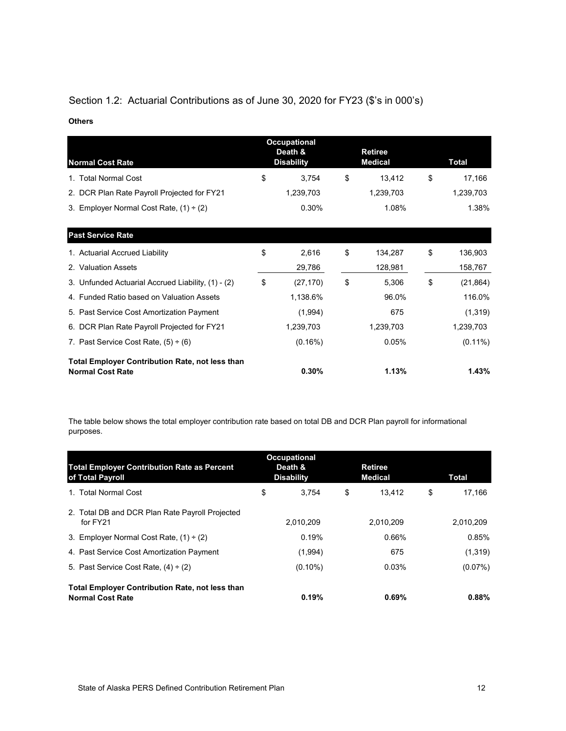## Section 1.2: Actuarial Contributions as of June 30, 2020 for FY23 ($'s in 000's)

**Others**

| Normal Cost Rate | Occupational Death & Disability | Retiree Medical | Total |
|---|---|---|---|
| 1. Total Normal Cost | $ 3,754 | $ 13,412 | $ 17,166 |
| 2. DCR Plan Rate Payroll Projected for FY21 | 1,239,703 | 1,239,703 | 1,239,703 |
| 3. Employer Normal Cost Rate, (1) ÷ (2) | 0.30% | 1.08% | 1.38% |
| **Past Service Rate** | | | |
| 1. Actuarial Accrued Liability | $ 2,616 | $ 134,287 | $ 136,903 |
| 2. Valuation Assets | 29,786 | 128,981 | 158,767 |
| 3. Unfunded Actuarial Accrued Liability, (1) - (2) | $ (27,170) | $ 5,306 | $ (21,864) |
| 4. Funded Ratio based on Valuation Assets | 1,138.6% | 96.0% | 116.0% |
| 5. Past Service Cost Amortization Payment | (1,994) | 675 | (1,319) |
| 6. DCR Plan Rate Payroll Projected for FY21 | 1,239,703 | 1,239,703 | 1,239,703 |
| 7. Past Service Cost Rate, (5) ÷ (6) | (0.16%) | 0.05% | (0.11%) |
| **Total Employer Contribution Rate, not less than Normal Cost Rate** | **0.30%** | **1.13%** | **1.43%** |

The table below shows the total employer contribution rate based on total DB and DCR Plan payroll for informational purposes.

| Total Employer Contribution Rate as Percent of Total Payroll | Occupational Death & Disability | Retiree Medical | Total |
|---|---|---|---|
| 1. Total Normal Cost | $ 3,754 | $ 13,412 | $ 17,166 |
| 2. Total DB and DCR Plan Rate Payroll Projected for FY21 | 2,010,209 | 2,010,209 | 2,010,209 |
| 3. Employer Normal Cost Rate, (1) ÷ (2) | 0.19% | 0.66% | 0.85% |
| 4. Past Service Cost Amortization Payment | (1,994) | 675 | (1,319) |
| 5. Past Service Cost Rate, (4) ÷ (2) | (0.10%) | 0.03% | (0.07%) |
| **Total Employer Contribution Rate, not less than Normal Cost Rate** | **0.19%** | **0.69%** | **0.88%** |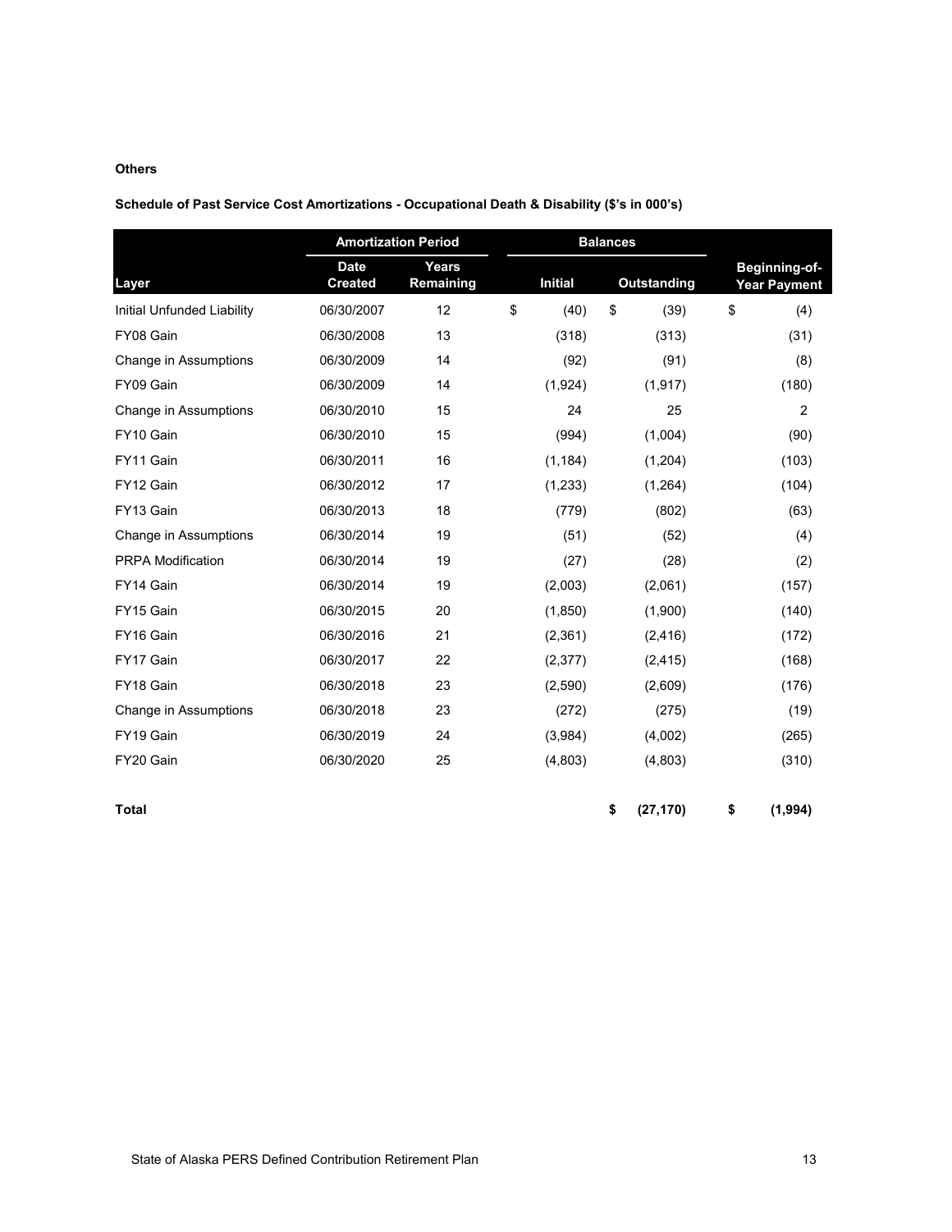**Others**

**Schedule of Past Service Cost Amortizations - Occupational Death & Disability ($'s in 000's)**

| | Amortization Period | | Balances | | |
|---|---|---|---|---|---|
| **Layer** | **Date Created** | **Years Remaining** | **Initial** | **Outstanding** | **Beginning-of-Year Payment** |
| Initial Unfunded Liability | 06/30/2007 | 12 | $ (40) | $ (39) | $ (4) |
| FY08 Gain | 06/30/2008 | 13 | (318) | (313) | (31) |
| Change in Assumptions | 06/30/2009 | 14 | (92) | (91) | (8) |
| FY09 Gain | 06/30/2009 | 14 | (1,924) | (1,917) | (180) |
| Change in Assumptions | 06/30/2010 | 15 | 24 | 25 | 2 |
| FY10 Gain | 06/30/2010 | 15 | (994) | (1,004) | (90) |
| FY11 Gain | 06/30/2011 | 16 | (1,184) | (1,204) | (103) |
| FY12 Gain | 06/30/2012 | 17 | (1,233) | (1,264) | (104) |
| FY13 Gain | 06/30/2013 | 18 | (779) | (802) | (63) |
| Change in Assumptions | 06/30/2014 | 19 | (51) | (52) | (4) |
| PRPA Modification | 06/30/2014 | 19 | (27) | (28) | (2) |
| FY14 Gain | 06/30/2014 | 19 | (2,003) | (2,061) | (157) |
| FY15 Gain | 06/30/2015 | 20 | (1,850) | (1,900) | (140) |
| FY16 Gain | 06/30/2016 | 21 | (2,361) | (2,416) | (172) |
| FY17 Gain | 06/30/2017 | 22 | (2,377) | (2,415) | (168) |
| FY18 Gain | 06/30/2018 | 23 | (2,590) | (2,609) | (176) |
| Change in Assumptions | 06/30/2018 | 23 | (272) | (275) | (19) |
| FY19 Gain | 06/30/2019 | 24 | (3,984) | (4,002) | (265) |
| FY20 Gain | 06/30/2020 | 25 | (4,803) | (4,803) | (310) |
| **Total** | | | | **$ (27,170)** | **$ (1,994)** |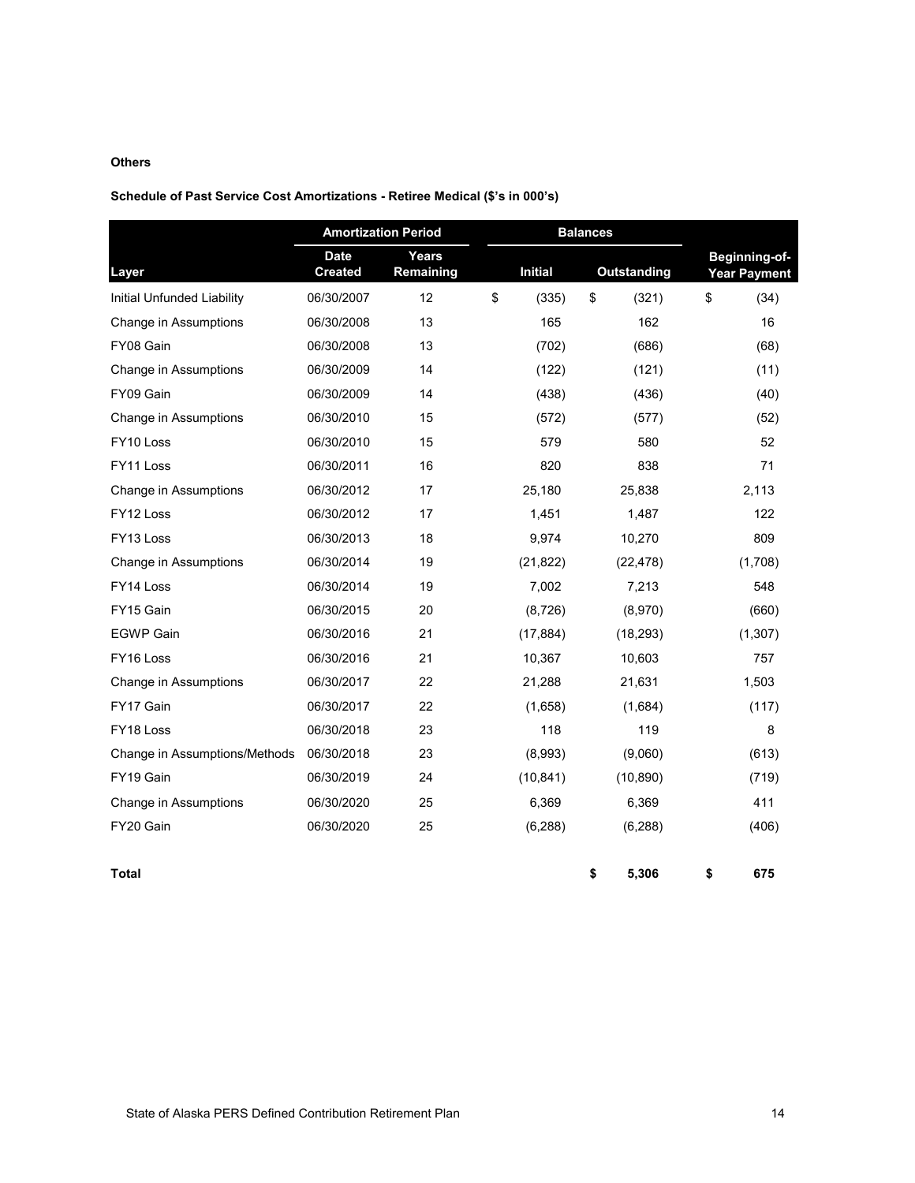**Others**

**Schedule of Past Service Cost Amortizations - Retiree Medical ($'s in 000's)**

| Layer | Amortization Period | | Balances | | Beginning-of-Year Payment |
|---|---|---|---|---|---|
| | Date Created | Years Remaining | Initial | Outstanding | |
| Initial Unfunded Liability | 06/30/2007 | 12 | $ (335) | $ (321) | $ (34) |
| Change in Assumptions | 06/30/2008 | 13 | 165 | 162 | 16 |
| FY08 Gain | 06/30/2008 | 13 | (702) | (686) | (68) |
| Change in Assumptions | 06/30/2009 | 14 | (122) | (121) | (11) |
| FY09 Gain | 06/30/2009 | 14 | (438) | (436) | (40) |
| Change in Assumptions | 06/30/2010 | 15 | (572) | (577) | (52) |
| FY10 Loss | 06/30/2010 | 15 | 579 | 580 | 52 |
| FY11 Loss | 06/30/2011 | 16 | 820 | 838 | 71 |
| Change in Assumptions | 06/30/2012 | 17 | 25,180 | 25,838 | 2,113 |
| FY12 Loss | 06/30/2012 | 17 | 1,451 | 1,487 | 122 |
| FY13 Loss | 06/30/2013 | 18 | 9,974 | 10,270 | 809 |
| Change in Assumptions | 06/30/2014 | 19 | (21,822) | (22,478) | (1,708) |
| FY14 Loss | 06/30/2014 | 19 | 7,002 | 7,213 | 548 |
| FY15 Gain | 06/30/2015 | 20 | (8,726) | (8,970) | (660) |
| EGWP Gain | 06/30/2016 | 21 | (17,884) | (18,293) | (1,307) |
| FY16 Loss | 06/30/2016 | 21 | 10,367 | 10,603 | 757 |
| Change in Assumptions | 06/30/2017 | 22 | 21,288 | 21,631 | 1,503 |
| FY17 Gain | 06/30/2017 | 22 | (1,658) | (1,684) | (117) |
| FY18 Loss | 06/30/2018 | 23 | 118 | 119 | 8 |
| Change in Assumptions/Methods | 06/30/2018 | 23 | (8,993) | (9,060) | (613) |
| FY19 Gain | 06/30/2019 | 24 | (10,841) | (10,890) | (719) |
| Change in Assumptions | 06/30/2020 | 25 | 6,369 | 6,369 | 411 |
| FY20 Gain | 06/30/2020 | 25 | (6,288) | (6,288) | (406) |
| **Total** | | | | **$ 5,306** | **$ 675** |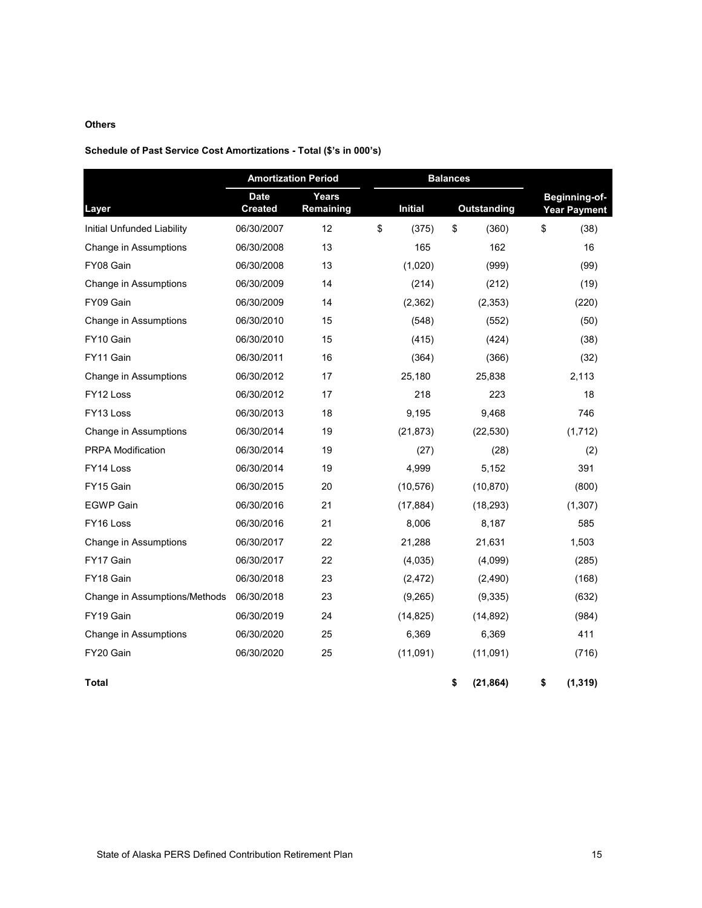**Others**

**Schedule of Past Service Cost Amortizations - Total ($'s in 000's)**

| | Amortization Period | | Balances | | |
|---|---|---|---|---|---|
| Layer | Date Created | Years Remaining | Initial | Outstanding | Beginning-of-Year Payment |
| Initial Unfunded Liability | 06/30/2007 | 12 | $ (375) | $ (360) | $ (38) |
| Change in Assumptions | 06/30/2008 | 13 | 165 | 162 | 16 |
| FY08 Gain | 06/30/2008 | 13 | (1,020) | (999) | (99) |
| Change in Assumptions | 06/30/2009 | 14 | (214) | (212) | (19) |
| FY09 Gain | 06/30/2009 | 14 | (2,362) | (2,353) | (220) |
| Change in Assumptions | 06/30/2010 | 15 | (548) | (552) | (50) |
| FY10 Gain | 06/30/2010 | 15 | (415) | (424) | (38) |
| FY11 Gain | 06/30/2011 | 16 | (364) | (366) | (32) |
| Change in Assumptions | 06/30/2012 | 17 | 25,180 | 25,838 | 2,113 |
| FY12 Loss | 06/30/2012 | 17 | 218 | 223 | 18 |
| FY13 Loss | 06/30/2013 | 18 | 9,195 | 9,468 | 746 |
| Change in Assumptions | 06/30/2014 | 19 | (21,873) | (22,530) | (1,712) |
| PRPA Modification | 06/30/2014 | 19 | (27) | (28) | (2) |
| FY14 Loss | 06/30/2014 | 19 | 4,999 | 5,152 | 391 |
| FY15 Gain | 06/30/2015 | 20 | (10,576) | (10,870) | (800) |
| EGWP Gain | 06/30/2016 | 21 | (17,884) | (18,293) | (1,307) |
| FY16 Loss | 06/30/2016 | 21 | 8,006 | 8,187 | 585 |
| Change in Assumptions | 06/30/2017 | 22 | 21,288 | 21,631 | 1,503 |
| FY17 Gain | 06/30/2017 | 22 | (4,035) | (4,099) | (285) |
| FY18 Gain | 06/30/2018 | 23 | (2,472) | (2,490) | (168) |
| Change in Assumptions/Methods | 06/30/2018 | 23 | (9,265) | (9,335) | (632) |
| FY19 Gain | 06/30/2019 | 24 | (14,825) | (14,892) | (984) |
| Change in Assumptions | 06/30/2020 | 25 | 6,369 | 6,369 | 411 |
| FY20 Gain | 06/30/2020 | 25 | (11,091) | (11,091) | (716) |
| **Total** | | | | **$ (21,864)** | **$ (1,319)** |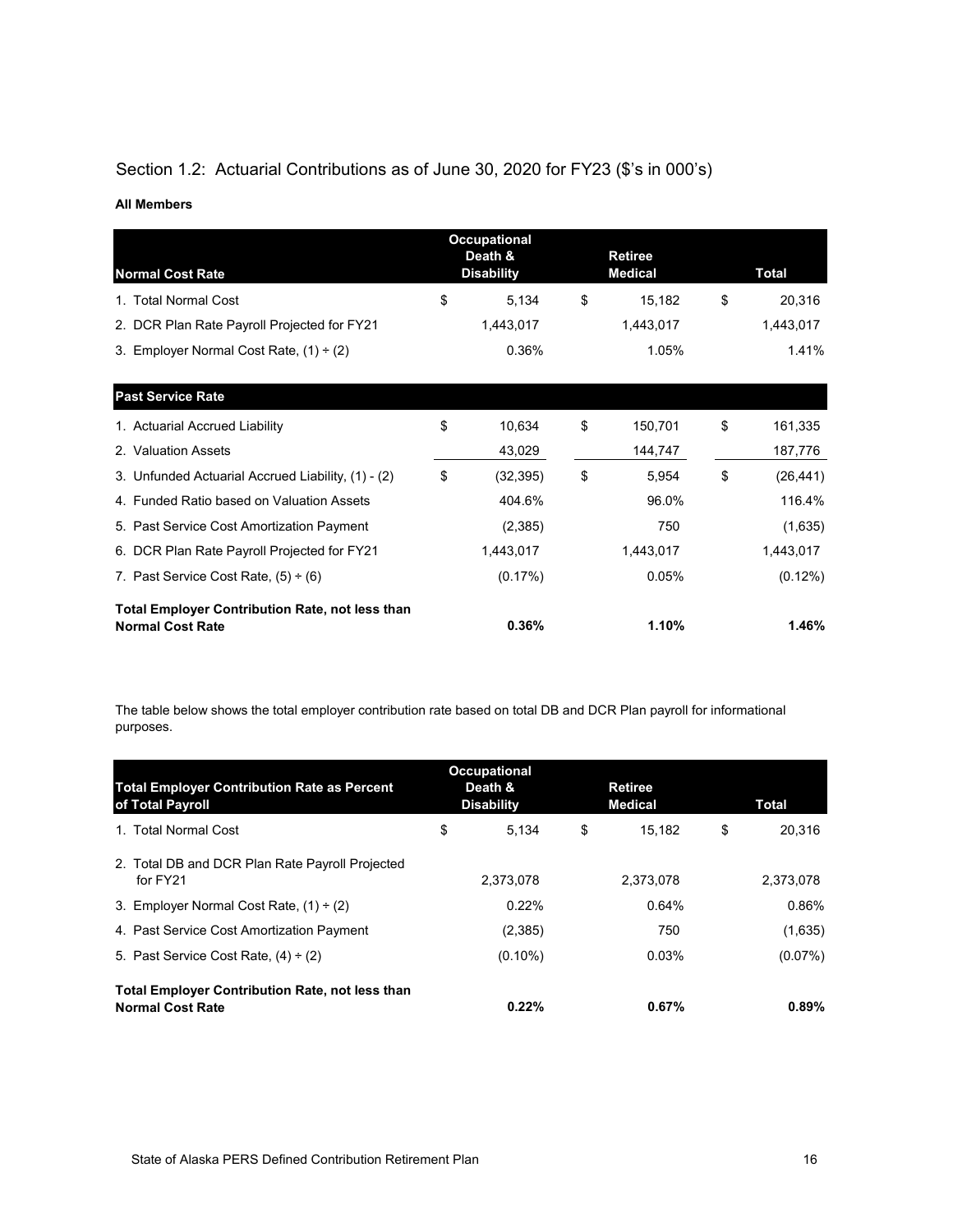## Section 1.2: Actuarial Contributions as of June 30, 2020 for FY23 ($'s in 000's)

**All Members**

| Normal Cost Rate | Occupational Death & Disability | Retiree Medical | Total |
|---|---|---|---|
| 1. Total Normal Cost | $ 5,134 | $ 15,182 | $ 20,316 |
| 2. DCR Plan Rate Payroll Projected for FY21 | 1,443,017 | 1,443,017 | 1,443,017 |
| 3. Employer Normal Cost Rate, (1) ÷ (2) | 0.36% | 1.05% | 1.41% |
| **Past Service Rate** | | | |
| 1. Actuarial Accrued Liability | $ 10,634 | $ 150,701 | $ 161,335 |
| 2. Valuation Assets | 43,029 | 144,747 | 187,776 |
| 3. Unfunded Actuarial Accrued Liability, (1) - (2) | $ (32,395) | $ 5,954 | $ (26,441) |
| 4. Funded Ratio based on Valuation Assets | 404.6% | 96.0% | 116.4% |
| 5. Past Service Cost Amortization Payment | (2,385) | 750 | (1,635) |
| 6. DCR Plan Rate Payroll Projected for FY21 | 1,443,017 | 1,443,017 | 1,443,017 |
| 7. Past Service Cost Rate, (5) ÷ (6) | (0.17%) | 0.05% | (0.12%) |
| **Total Employer Contribution Rate, not less than Normal Cost Rate** | **0.36%** | **1.10%** | **1.46%** |

The table below shows the total employer contribution rate based on total DB and DCR Plan payroll for informational purposes.

| Total Employer Contribution Rate as Percent of Total Payroll | Occupational Death & Disability | Retiree Medical | Total |
|---|---|---|---|
| 1. Total Normal Cost | $ 5,134 | $ 15,182 | $ 20,316 |
| 2. Total DB and DCR Plan Rate Payroll Projected for FY21 | 2,373,078 | 2,373,078 | 2,373,078 |
| 3. Employer Normal Cost Rate, (1) ÷ (2) | 0.22% | 0.64% | 0.86% |
| 4. Past Service Cost Amortization Payment | (2,385) | 750 | (1,635) |
| 5. Past Service Cost Rate, (4) ÷ (2) | (0.10%) | 0.03% | (0.07%) |
| **Total Employer Contribution Rate, not less than Normal Cost Rate** | **0.22%** | **0.67%** | **0.89%** |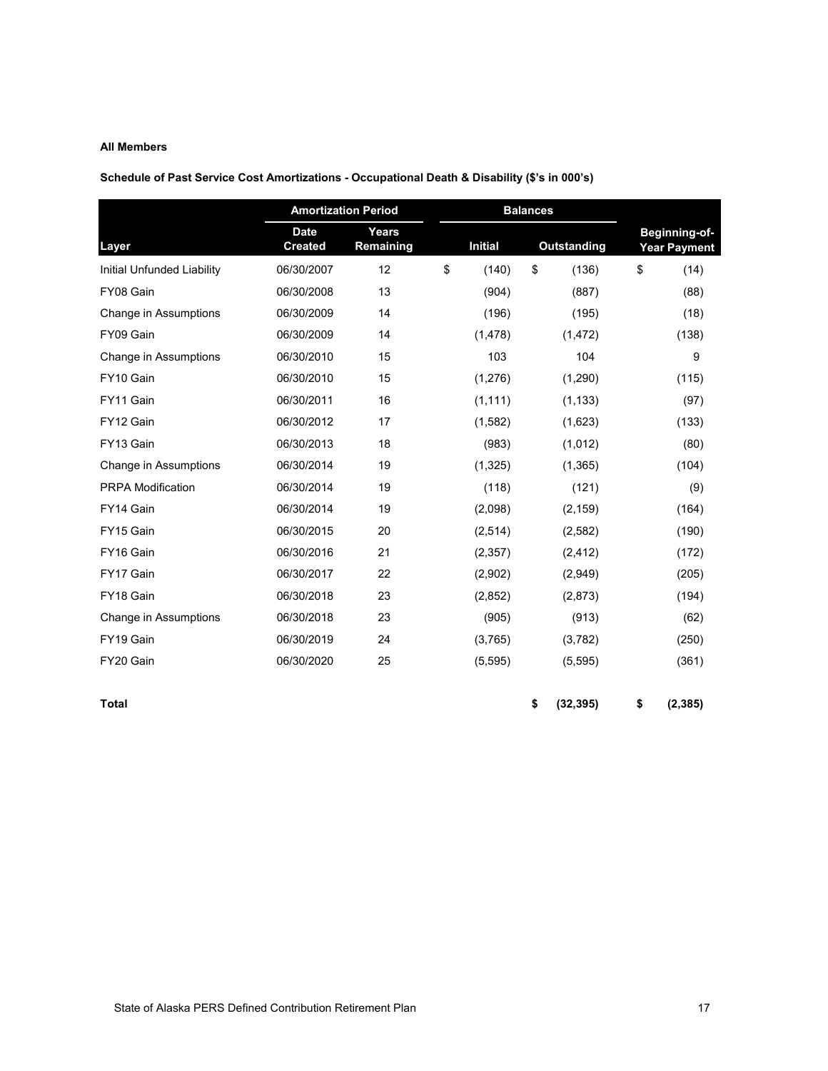**All Members**

**Schedule of Past Service Cost Amortizations - Occupational Death & Disability ($'s in 000's)**

| | Amortization Period | | Balances | | |
|---|---|---|---|---|---|
| Layer | Date Created | Years Remaining | Initial | Outstanding | Beginning-of-Year Payment |
| Initial Unfunded Liability | 06/30/2007 | 12 | $ (140) | $ (136) | $ (14) |
| FY08 Gain | 06/30/2008 | 13 | (904) | (887) | (88) |
| Change in Assumptions | 06/30/2009 | 14 | (196) | (195) | (18) |
| FY09 Gain | 06/30/2009 | 14 | (1,478) | (1,472) | (138) |
| Change in Assumptions | 06/30/2010 | 15 | 103 | 104 | 9 |
| FY10 Gain | 06/30/2010 | 15 | (1,276) | (1,290) | (115) |
| FY11 Gain | 06/30/2011 | 16 | (1,111) | (1,133) | (97) |
| FY12 Gain | 06/30/2012 | 17 | (1,582) | (1,623) | (133) |
| FY13 Gain | 06/30/2013 | 18 | (983) | (1,012) | (80) |
| Change in Assumptions | 06/30/2014 | 19 | (1,325) | (1,365) | (104) |
| PRPA Modification | 06/30/2014 | 19 | (118) | (121) | (9) |
| FY14 Gain | 06/30/2014 | 19 | (2,098) | (2,159) | (164) |
| FY15 Gain | 06/30/2015 | 20 | (2,514) | (2,582) | (190) |
| FY16 Gain | 06/30/2016 | 21 | (2,357) | (2,412) | (172) |
| FY17 Gain | 06/30/2017 | 22 | (2,902) | (2,949) | (205) |
| FY18 Gain | 06/30/2018 | 23 | (2,852) | (2,873) | (194) |
| Change in Assumptions | 06/30/2018 | 23 | (905) | (913) | (62) |
| FY19 Gain | 06/30/2019 | 24 | (3,765) | (3,782) | (250) |
| FY20 Gain | 06/30/2020 | 25 | (5,595) | (5,595) | (361) |
| **Total** | | | | **$ (32,395)** | **$ (2,385)** |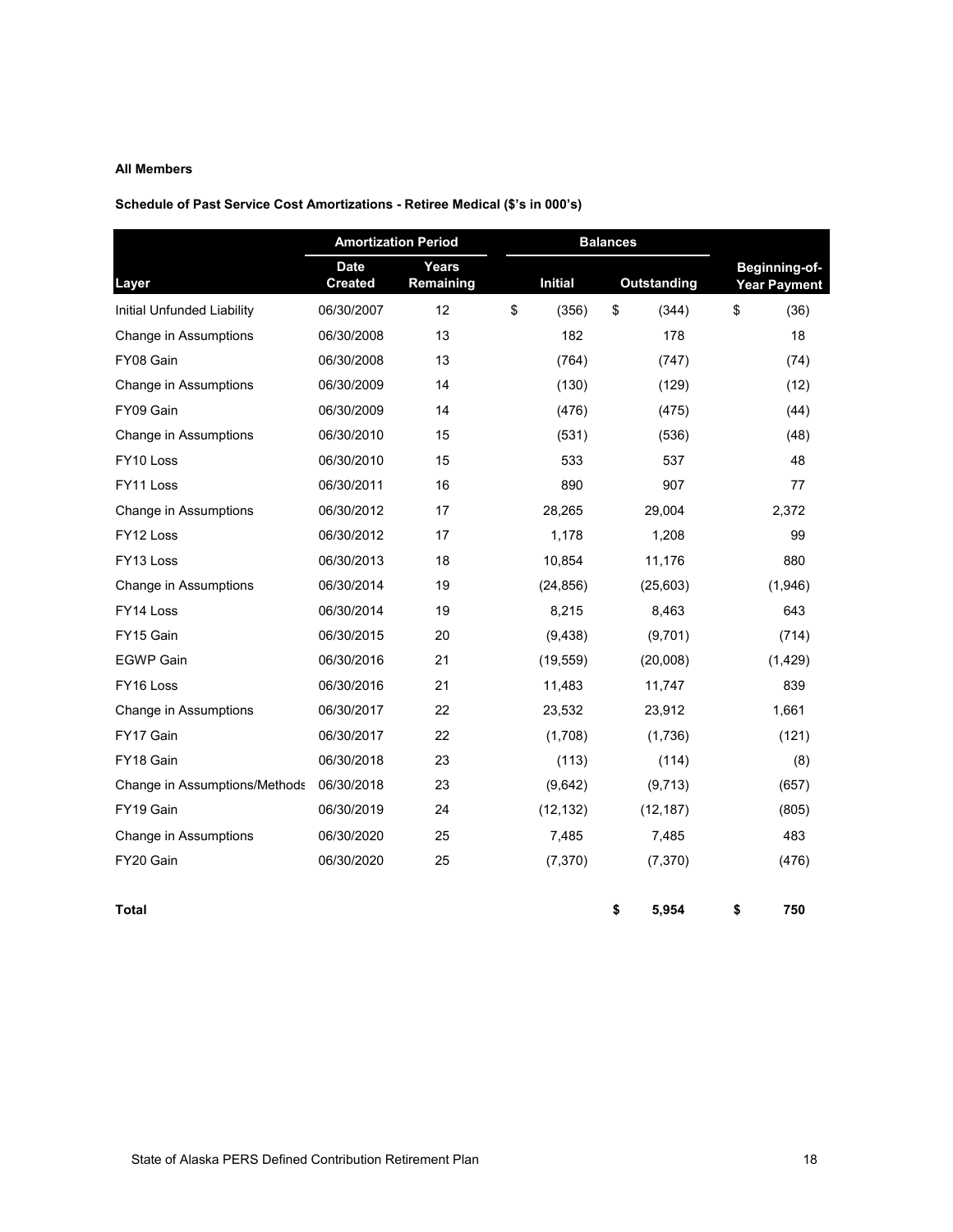**All Members**

**Schedule of Past Service Cost Amortizations - Retiree Medical ($'s in 000's)**

| | Amortization Period | | Balances | | |
|---|---|---|---|---|---|
| Layer | Date Created | Years Remaining | Initial | Outstanding | Beginning-of-Year Payment |
| Initial Unfunded Liability | 06/30/2007 | 12 | $ (356) | $ (344) | $ (36) |
| Change in Assumptions | 06/30/2008 | 13 | 182 | 178 | 18 |
| FY08 Gain | 06/30/2008 | 13 | (764) | (747) | (74) |
| Change in Assumptions | 06/30/2009 | 14 | (130) | (129) | (12) |
| FY09 Gain | 06/30/2009 | 14 | (476) | (475) | (44) |
| Change in Assumptions | 06/30/2010 | 15 | (531) | (536) | (48) |
| FY10 Loss | 06/30/2010 | 15 | 533 | 537 | 48 |
| FY11 Loss | 06/30/2011 | 16 | 890 | 907 | 77 |
| Change in Assumptions | 06/30/2012 | 17 | 28,265 | 29,004 | 2,372 |
| FY12 Loss | 06/30/2012 | 17 | 1,178 | 1,208 | 99 |
| FY13 Loss | 06/30/2013 | 18 | 10,854 | 11,176 | 880 |
| Change in Assumptions | 06/30/2014 | 19 | (24,856) | (25,603) | (1,946) |
| FY14 Loss | 06/30/2014 | 19 | 8,215 | 8,463 | 643 |
| FY15 Gain | 06/30/2015 | 20 | (9,438) | (9,701) | (714) |
| EGWP Gain | 06/30/2016 | 21 | (19,559) | (20,008) | (1,429) |
| FY16 Loss | 06/30/2016 | 21 | 11,483 | 11,747 | 839 |
| Change in Assumptions | 06/30/2017 | 22 | 23,532 | 23,912 | 1,661 |
| FY17 Gain | 06/30/2017 | 22 | (1,708) | (1,736) | (121) |
| FY18 Gain | 06/30/2018 | 23 | (113) | (114) | (8) |
| Change in Assumptions/Methods | 06/30/2018 | 23 | (9,642) | (9,713) | (657) |
| FY19 Gain | 06/30/2019 | 24 | (12,132) | (12,187) | (805) |
| Change in Assumptions | 06/30/2020 | 25 | 7,485 | 7,485 | 483 |
| FY20 Gain | 06/30/2020 | 25 | (7,370) | (7,370) | (476) |
| **Total** | | | | **$ 5,954** | **$ 750** |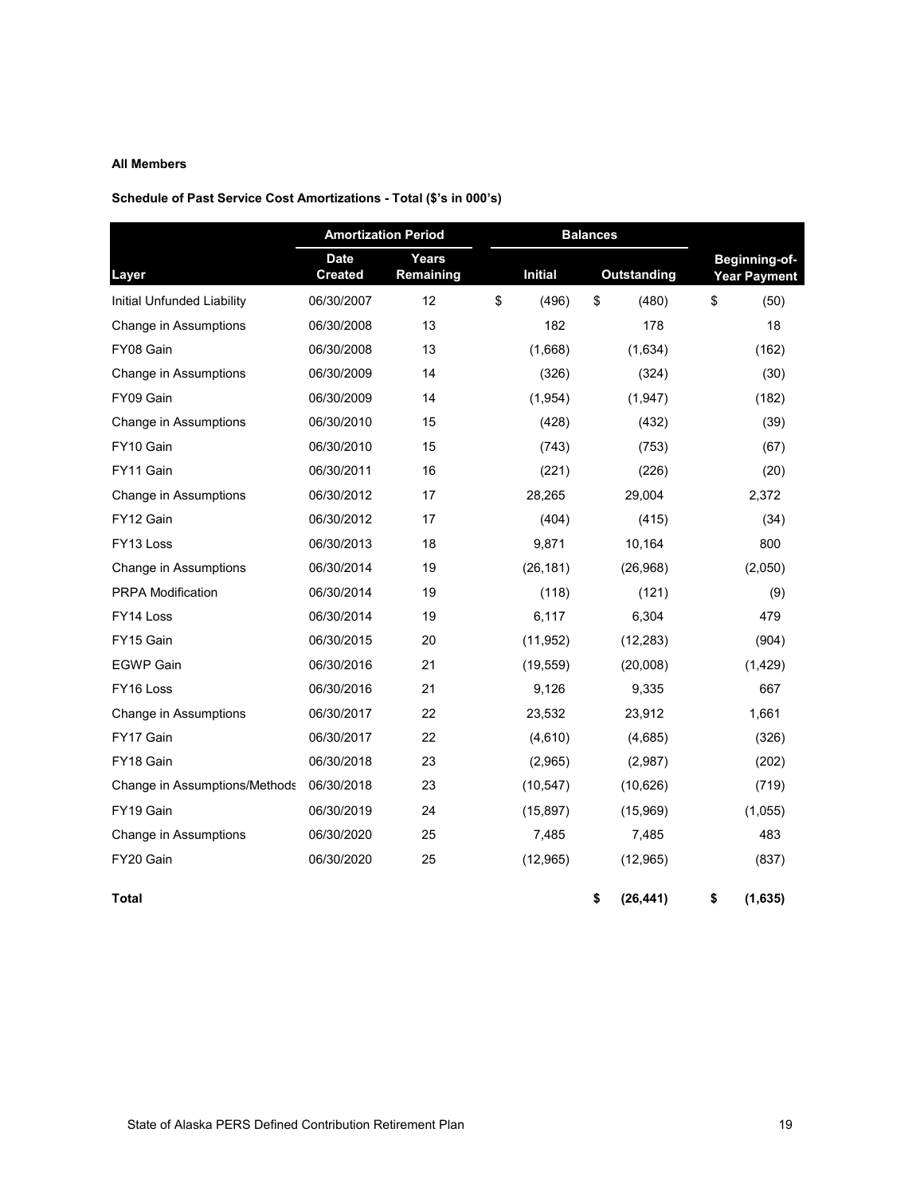**All Members**

**Schedule of Past Service Cost Amortizations - Total ($'s in 000's)**

| | Amortization Period | | Balances | | |
|---|---|---|---|---|---|
| Layer | Date Created | Years Remaining | Initial | Outstanding | Beginning-of-Year Payment |
| Initial Unfunded Liability | 06/30/2007 | 12 | $ (496) | $ (480) | $ (50) |
| Change in Assumptions | 06/30/2008 | 13 | 182 | 178 | 18 |
| FY08 Gain | 06/30/2008 | 13 | (1,668) | (1,634) | (162) |
| Change in Assumptions | 06/30/2009 | 14 | (326) | (324) | (30) |
| FY09 Gain | 06/30/2009 | 14 | (1,954) | (1,947) | (182) |
| Change in Assumptions | 06/30/2010 | 15 | (428) | (432) | (39) |
| FY10 Gain | 06/30/2010 | 15 | (743) | (753) | (67) |
| FY11 Gain | 06/30/2011 | 16 | (221) | (226) | (20) |
| Change in Assumptions | 06/30/2012 | 17 | 28,265 | 29,004 | 2,372 |
| FY12 Gain | 06/30/2012 | 17 | (404) | (415) | (34) |
| FY13 Loss | 06/30/2013 | 18 | 9,871 | 10,164 | 800 |
| Change in Assumptions | 06/30/2014 | 19 | (26,181) | (26,968) | (2,050) |
| PRPA Modification | 06/30/2014 | 19 | (118) | (121) | (9) |
| FY14 Loss | 06/30/2014 | 19 | 6,117 | 6,304 | 479 |
| FY15 Gain | 06/30/2015 | 20 | (11,952) | (12,283) | (904) |
| EGWP Gain | 06/30/2016 | 21 | (19,559) | (20,008) | (1,429) |
| FY16 Loss | 06/30/2016 | 21 | 9,126 | 9,335 | 667 |
| Change in Assumptions | 06/30/2017 | 22 | 23,532 | 23,912 | 1,661 |
| FY17 Gain | 06/30/2017 | 22 | (4,610) | (4,685) | (326) |
| FY18 Gain | 06/30/2018 | 23 | (2,965) | (2,987) | (202) |
| Change in Assumptions/Methods | 06/30/2018 | 23 | (10,547) | (10,626) | (719) |
| FY19 Gain | 06/30/2019 | 24 | (15,897) | (15,969) | (1,055) |
| Change in Assumptions | 06/30/2020 | 25 | 7,485 | 7,485 | 483 |
| FY20 Gain | 06/30/2020 | 25 | (12,965) | (12,965) | (837) |
| **Total** | | | | **$ (26,441)** | **$ (1,635)** |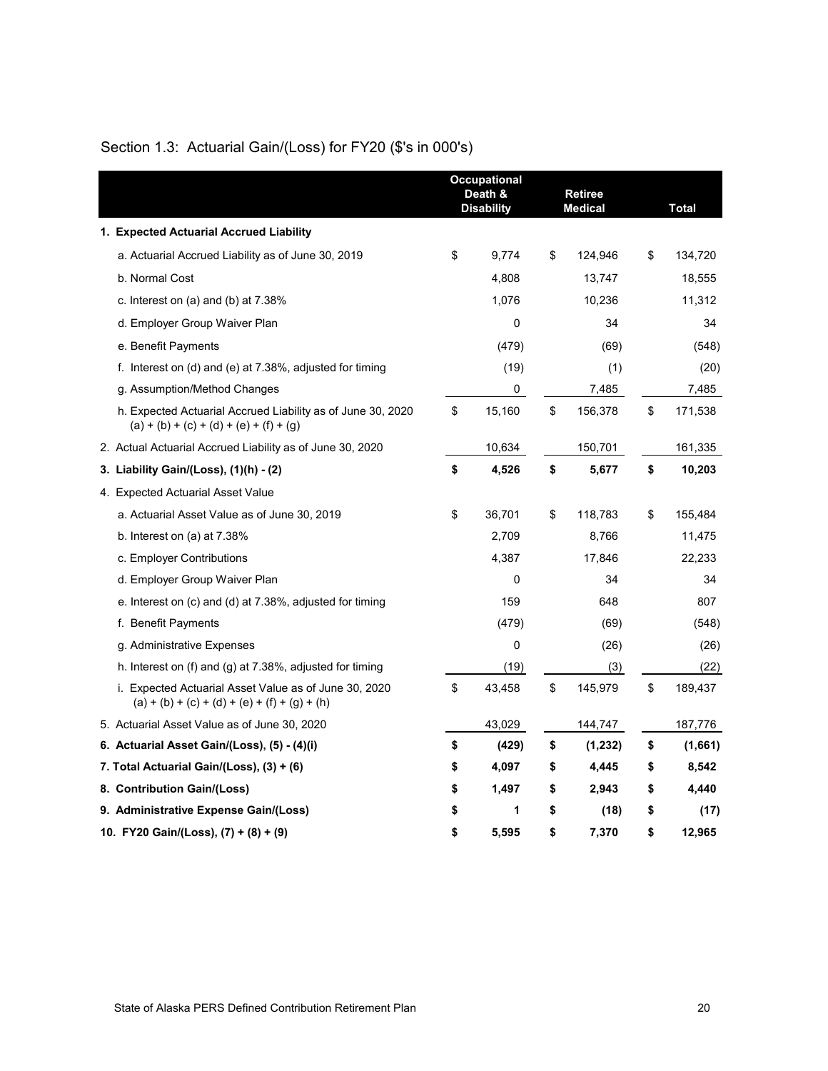## Section 1.3: Actuarial Gain/(Loss) for FY20 ($'s in 000's)

| | Occupational Death & Disability | Retiree Medical | Total |
|---|---|---|---|
| **1. Expected Actuarial Accrued Liability** | | | |
| a. Actuarial Accrued Liability as of June 30, 2019 | $ 9,774 | $ 124,946 | $ 134,720 |
| b. Normal Cost | 4,808 | 13,747 | 18,555 |
| c. Interest on (a) and (b) at 7.38% | 1,076 | 10,236 | 11,312 |
| d. Employer Group Waiver Plan | 0 | 34 | 34 |
| e. Benefit Payments | (479) | (69) | (548) |
| f. Interest on (d) and (e) at 7.38%, adjusted for timing | (19) | (1) | (20) |
| g. Assumption/Method Changes | 0 | 7,485 | 7,485 |
| h. Expected Actuarial Accrued Liability as of June 30, 2020 (a) + (b) + (c) + (d) + (e) + (f) + (g) | $ 15,160 | $ 156,378 | $ 171,538 |
| 2. Actual Actuarial Accrued Liability as of June 30, 2020 | 10,634 | 150,701 | 161,335 |
| **3. Liability Gain/(Loss), (1)(h) - (2)** | **$ 4,526** | **$ 5,677** | **$ 10,203** |
| 4. Expected Actuarial Asset Value | | | |
| a. Actuarial Asset Value as of June 30, 2019 | $ 36,701 | $ 118,783 | $ 155,484 |
| b. Interest on (a) at 7.38% | 2,709 | 8,766 | 11,475 |
| c. Employer Contributions | 4,387 | 17,846 | 22,233 |
| d. Employer Group Waiver Plan | 0 | 34 | 34 |
| e. Interest on (c) and (d) at 7.38%, adjusted for timing | 159 | 648 | 807 |
| f. Benefit Payments | (479) | (69) | (548) |
| g. Administrative Expenses | 0 | (26) | (26) |
| h. Interest on (f) and (g) at 7.38%, adjusted for timing | (19) | (3) | (22) |
| i. Expected Actuarial Asset Value as of June 30, 2020 (a) + (b) + (c) + (d) + (e) + (f) + (g) + (h) | $ 43,458 | $ 145,979 | $ 189,437 |
| 5. Actuarial Asset Value as of June 30, 2020 | 43,029 | 144,747 | 187,776 |
| **6. Actuarial Asset Gain/(Loss), (5) - (4)(i)** | **$ (429)** | **$ (1,232)** | **$ (1,661)** |
| **7. Total Actuarial Gain/(Loss), (3) + (6)** | **$ 4,097** | **$ 4,445** | **$ 8,542** |
| **8. Contribution Gain/(Loss)** | **$ 1,497** | **$ 2,943** | **$ 4,440** |
| **9. Administrative Expense Gain/(Loss)** | **$ 1** | **$ (18)** | **$ (17)** |
| **10. FY20 Gain/(Loss), (7) + (8) + (9)** | **$ 5,595** | **$ 7,370** | **$ 12,965** |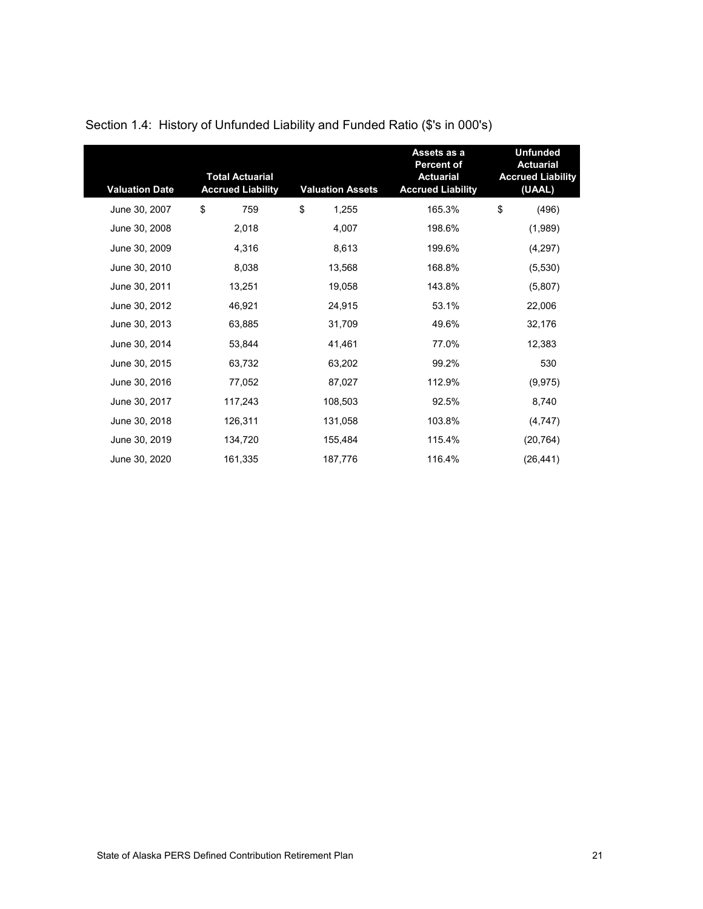## Section 1.4: History of Unfunded Liability and Funded Ratio ($'s in 000's)

| Valuation Date | Total Actuarial Accrued Liability | Valuation Assets | Assets as a Percent of Actuarial Accrued Liability | Unfunded Actuarial Accrued Liability (UAAL) |
|---|---|---|---|---|
| June 30, 2007 | $ 759 | $ 1,255 | 165.3% | $ (496) |
| June 30, 2008 | 2,018 | 4,007 | 198.6% | (1,989) |
| June 30, 2009 | 4,316 | 8,613 | 199.6% | (4,297) |
| June 30, 2010 | 8,038 | 13,568 | 168.8% | (5,530) |
| June 30, 2011 | 13,251 | 19,058 | 143.8% | (5,807) |
| June 30, 2012 | 46,921 | 24,915 | 53.1% | 22,006 |
| June 30, 2013 | 63,885 | 31,709 | 49.6% | 32,176 |
| June 30, 2014 | 53,844 | 41,461 | 77.0% | 12,383 |
| June 30, 2015 | 63,732 | 63,202 | 99.2% | 530 |
| June 30, 2016 | 77,052 | 87,027 | 112.9% | (9,975) |
| June 30, 2017 | 117,243 | 108,503 | 92.5% | 8,740 |
| June 30, 2018 | 126,311 | 131,058 | 103.8% | (4,747) |
| June 30, 2019 | 134,720 | 155,484 | 115.4% | (20,764) |
| June 30, 2020 | 161,335 | 187,776 | 116.4% | (26,441) |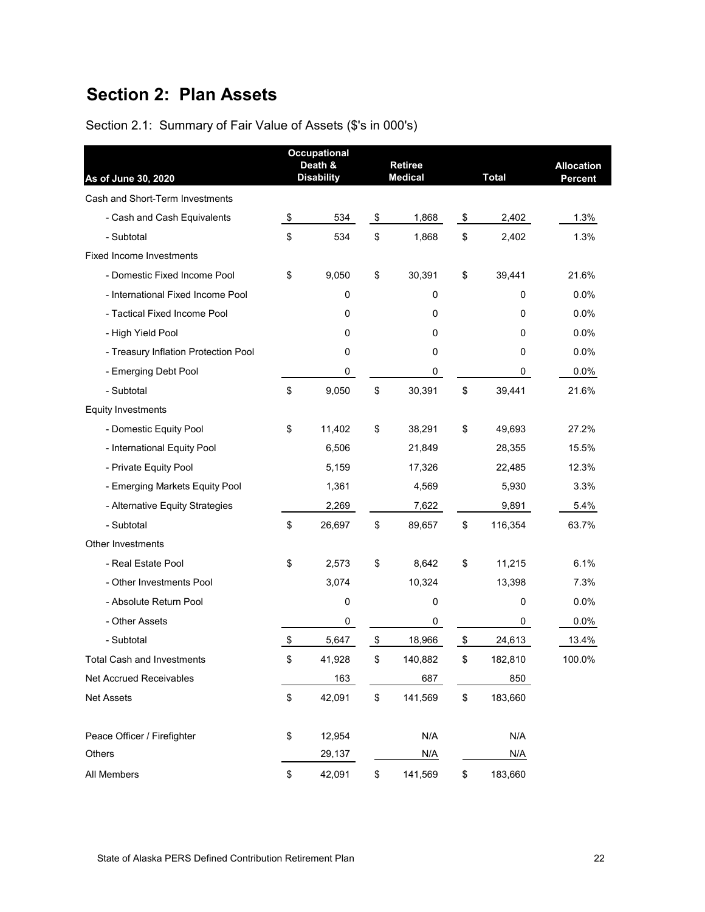# Section 2: Plan Assets

Section 2.1: Summary of Fair Value of Assets ($'s in 000's)

| As of June 30, 2020 | Occupational Death & Disability | Retiree Medical | Total | Allocation Percent |
|---|---|---|---|---|
| Cash and Short-Term Investments | | | | |
| - Cash and Cash Equivalents | $ 534 | $ 1,868 | $ 2,402 | 1.3% |
| - Subtotal | $ 534 | $ 1,868 | $ 2,402 | 1.3% |
| Fixed Income Investments | | | | |
| - Domestic Fixed Income Pool | $ 9,050 | $ 30,391 | $ 39,441 | 21.6% |
| - International Fixed Income Pool | 0 | 0 | 0 | 0.0% |
| - Tactical Fixed Income Pool | 0 | 0 | 0 | 0.0% |
| - High Yield Pool | 0 | 0 | 0 | 0.0% |
| - Treasury Inflation Protection Pool | 0 | 0 | 0 | 0.0% |
| - Emerging Debt Pool | 0 | 0 | 0 | 0.0% |
| - Subtotal | $ 9,050 | $ 30,391 | $ 39,441 | 21.6% |
| Equity Investments | | | | |
| - Domestic Equity Pool | $ 11,402 | $ 38,291 | $ 49,693 | 27.2% |
| - International Equity Pool | 6,506 | 21,849 | 28,355 | 15.5% |
| - Private Equity Pool | 5,159 | 17,326 | 22,485 | 12.3% |
| - Emerging Markets Equity Pool | 1,361 | 4,569 | 5,930 | 3.3% |
| - Alternative Equity Strategies | 2,269 | 7,622 | 9,891 | 5.4% |
| - Subtotal | $ 26,697 | $ 89,657 | $ 116,354 | 63.7% |
| Other Investments | | | | |
| - Real Estate Pool | $ 2,573 | $ 8,642 | $ 11,215 | 6.1% |
| - Other Investments Pool | 3,074 | 10,324 | 13,398 | 7.3% |
| - Absolute Return Pool | 0 | 0 | 0 | 0.0% |
| - Other Assets | 0 | 0 | 0 | 0.0% |
| - Subtotal | $ 5,647 | $ 18,966 | $ 24,613 | 13.4% |
| Total Cash and Investments | $ 41,928 | $ 140,882 | $ 182,810 | 100.0% |
| Net Accrued Receivables | 163 | 687 | 850 | |
| Net Assets | $ 42,091 | $ 141,569 | $ 183,660 | |
| | | | | |
| Peace Officer / Firefighter | $ 12,954 | N/A | N/A | |
| Others | 29,137 | N/A | N/A | |
| All Members | $ 42,091 | $ 141,569 | $ 183,660 | |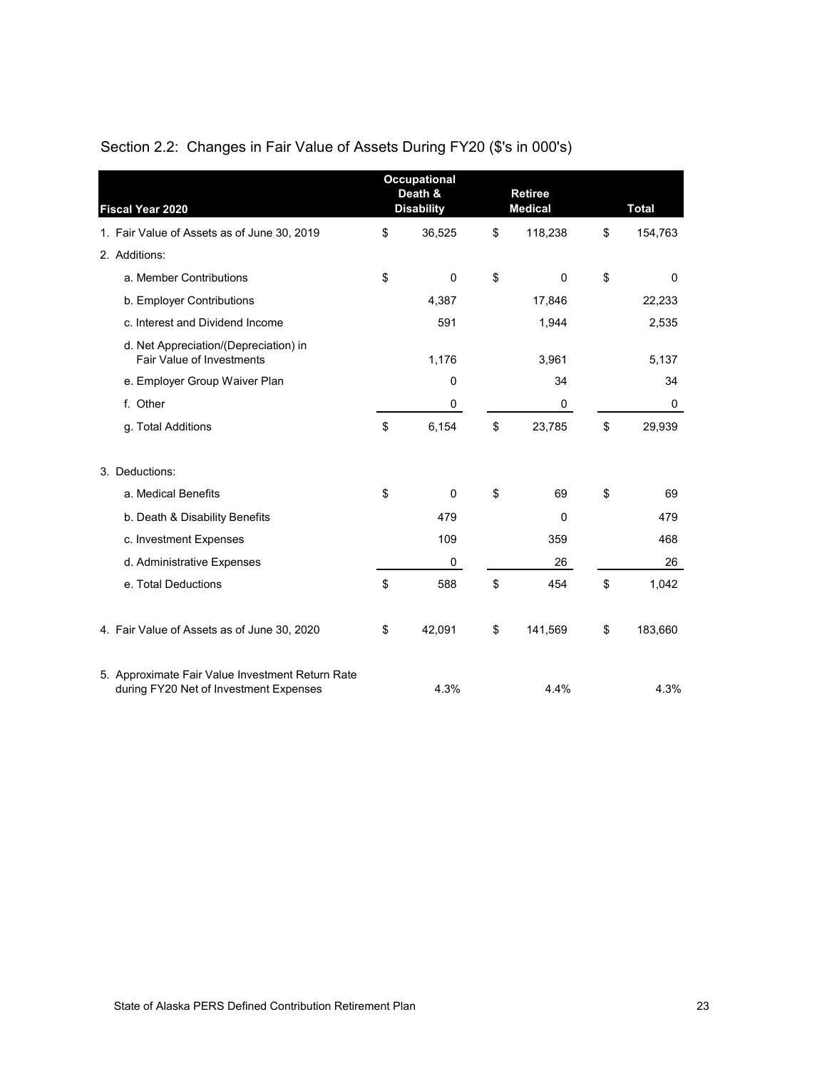## Section 2.2: Changes in Fair Value of Assets During FY20 ($'s in 000's)

| Fiscal Year 2020 | Occupational Death & Disability | Retiree Medical | Total |
|---|---|---|---|
| 1. Fair Value of Assets as of June 30, 2019 | $ 36,525 | $ 118,238 | $ 154,763 |
| 2. Additions: | | | |
| a. Member Contributions | $ 0 | $ 0 | $ 0 |
| b. Employer Contributions | 4,387 | 17,846 | 22,233 |
| c. Interest and Dividend Income | 591 | 1,944 | 2,535 |
| d. Net Appreciation/(Depreciation) in Fair Value of Investments | 1,176 | 3,961 | 5,137 |
| e. Employer Group Waiver Plan | 0 | 34 | 34 |
| f. Other | 0 | 0 | 0 |
| g. Total Additions | $ 6,154 | $ 23,785 | $ 29,939 |
| 3. Deductions: | | | |
| a. Medical Benefits | $ 0 | $ 69 | $ 69 |
| b. Death & Disability Benefits | 479 | 0 | 479 |
| c. Investment Expenses | 109 | 359 | 468 |
| d. Administrative Expenses | 0 | 26 | 26 |
| e. Total Deductions | $ 588 | $ 454 | $ 1,042 |
| 4. Fair Value of Assets as of June 30, 2020 | $ 42,091 | $ 141,569 | $ 183,660 |
| 5. Approximate Fair Value Investment Return Rate during FY20 Net of Investment Expenses | 4.3% | 4.4% | 4.3% |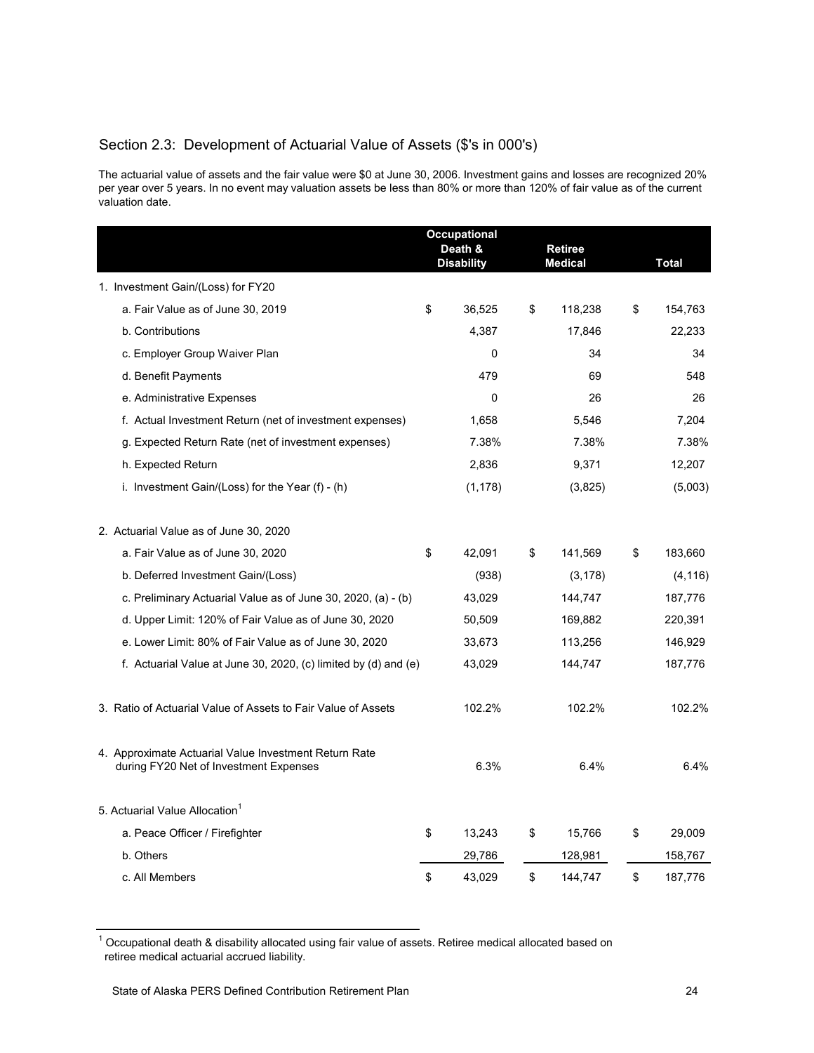## Section 2.3: Development of Actuarial Value of Assets ($'s in 000's)

The actuarial value of assets and the fair value were $0 at June 30, 2006. Investment gains and losses are recognized 20% per year over 5 years. In no event may valuation assets be less than 80% or more than 120% of fair value as of the current valuation date.

| | Occupational Death & Disability | Retiree Medical | Total |
|---|---|---|---|
| 1. Investment Gain/(Loss) for FY20 | | | |
| a. Fair Value as of June 30, 2019 | $ 36,525 | $ 118,238 | $ 154,763 |
| b. Contributions | 4,387 | 17,846 | 22,233 |
| c. Employer Group Waiver Plan | 0 | 34 | 34 |
| d. Benefit Payments | 479 | 69 | 548 |
| e. Administrative Expenses | 0 | 26 | 26 |
| f. Actual Investment Return (net of investment expenses) | 1,658 | 5,546 | 7,204 |
| g. Expected Return Rate (net of investment expenses) | 7.38% | 7.38% | 7.38% |
| h. Expected Return | 2,836 | 9,371 | 12,207 |
| i. Investment Gain/(Loss) for the Year (f) - (h) | (1,178) | (3,825) | (5,003) |
| 2. Actuarial Value as of June 30, 2020 | | | |
| a. Fair Value as of June 30, 2020 | $ 42,091 | $ 141,569 | $ 183,660 |
| b. Deferred Investment Gain/(Loss) | (938) | (3,178) | (4,116) |
| c. Preliminary Actuarial Value as of June 30, 2020, (a) - (b) | 43,029 | 144,747 | 187,776 |
| d. Upper Limit: 120% of Fair Value as of June 30, 2020 | 50,509 | 169,882 | 220,391 |
| e. Lower Limit: 80% of Fair Value as of June 30, 2020 | 33,673 | 113,256 | 146,929 |
| f. Actuarial Value at June 30, 2020, (c) limited by (d) and (e) | 43,029 | 144,747 | 187,776 |
| 3. Ratio of Actuarial Value of Assets to Fair Value of Assets | 102.2% | 102.2% | 102.2% |
| 4. Approximate Actuarial Value Investment Return Rate during FY20 Net of Investment Expenses | 6.3% | 6.4% | 6.4% |
| 5. Actuarial Value Allocation[1] | | | |
| a. Peace Officer / Firefighter | $ 13,243 | $ 15,766 | $ 29,009 |
| b. Others | 29,786 | 128,981 | 158,767 |
| c. All Members | $ 43,029 | $ 144,747 | $ 187,776 |

[1] Occupational death & disability allocated using fair value of assets. Retiree medical allocated based on retiree medical actuarial accrued liability.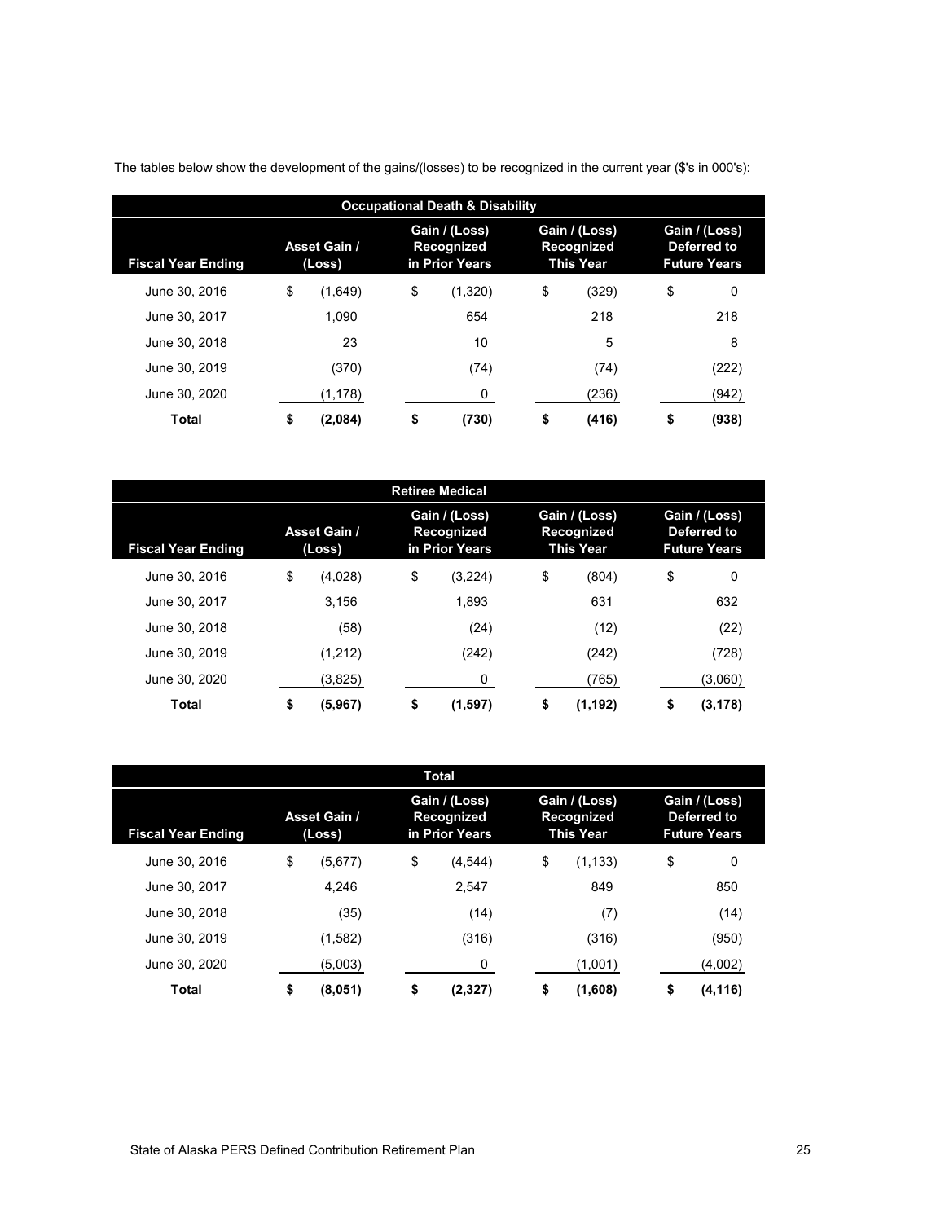The tables below show the development of the gains/(losses) to be recognized in the current year ($'s in 000's):

| Occupational Death & Disability | | | | |
|---|---|---|---|---|
| **Fiscal Year Ending** | **Asset Gain / (Loss)** | **Gain / (Loss) Recognized in Prior Years** | **Gain / (Loss) Recognized This Year** | **Gain / (Loss) Deferred to Future Years** |
| June 30, 2016 | $ (1,649) | $ (1,320) | $ (329) | $ 0 |
| June 30, 2017 | 1,090 | 654 | 218 | 218 |
| June 30, 2018 | 23 | 10 | 5 | 8 |
| June 30, 2019 | (370) | (74) | (74) | (222) |
| June 30, 2020 | (1,178) | 0 | (236) | (942) |
| **Total** | **$ (2,084)** | **$ (730)** | **$ (416)** | **$ (938)** |

| Retiree Medical | | | | |
|---|---|---|---|---|
| **Fiscal Year Ending** | **Asset Gain / (Loss)** | **Gain / (Loss) Recognized in Prior Years** | **Gain / (Loss) Recognized This Year** | **Gain / (Loss) Deferred to Future Years** |
| June 30, 2016 | $ (4,028) | $ (3,224) | $ (804) | $ 0 |
| June 30, 2017 | 3,156 | 1,893 | 631 | 632 |
| June 30, 2018 | (58) | (24) | (12) | (22) |
| June 30, 2019 | (1,212) | (242) | (242) | (728) |
| June 30, 2020 | (3,825) | 0 | (765) | (3,060) |
| **Total** | **$ (5,967)** | **$ (1,597)** | **$ (1,192)** | **$ (3,178)** |

| Total | | | | |
|---|---|---|---|---|
| **Fiscal Year Ending** | **Asset Gain / (Loss)** | **Gain / (Loss) Recognized in Prior Years** | **Gain / (Loss) Recognized This Year** | **Gain / (Loss) Deferred to Future Years** |
| June 30, 2016 | $ (5,677) | $ (4,544) | $ (1,133) | $ 0 |
| June 30, 2017 | 4,246 | 2,547 | 849 | 850 |
| June 30, 2018 | (35) | (14) | (7) | (14) |
| June 30, 2019 | (1,582) | (316) | (316) | (950) |
| June 30, 2020 | (5,003) | 0 | (1,001) | (4,002) |
| **Total** | **$ (8,051)** | **$ (2,327)** | **$ (1,608)** | **$ (4,116)** |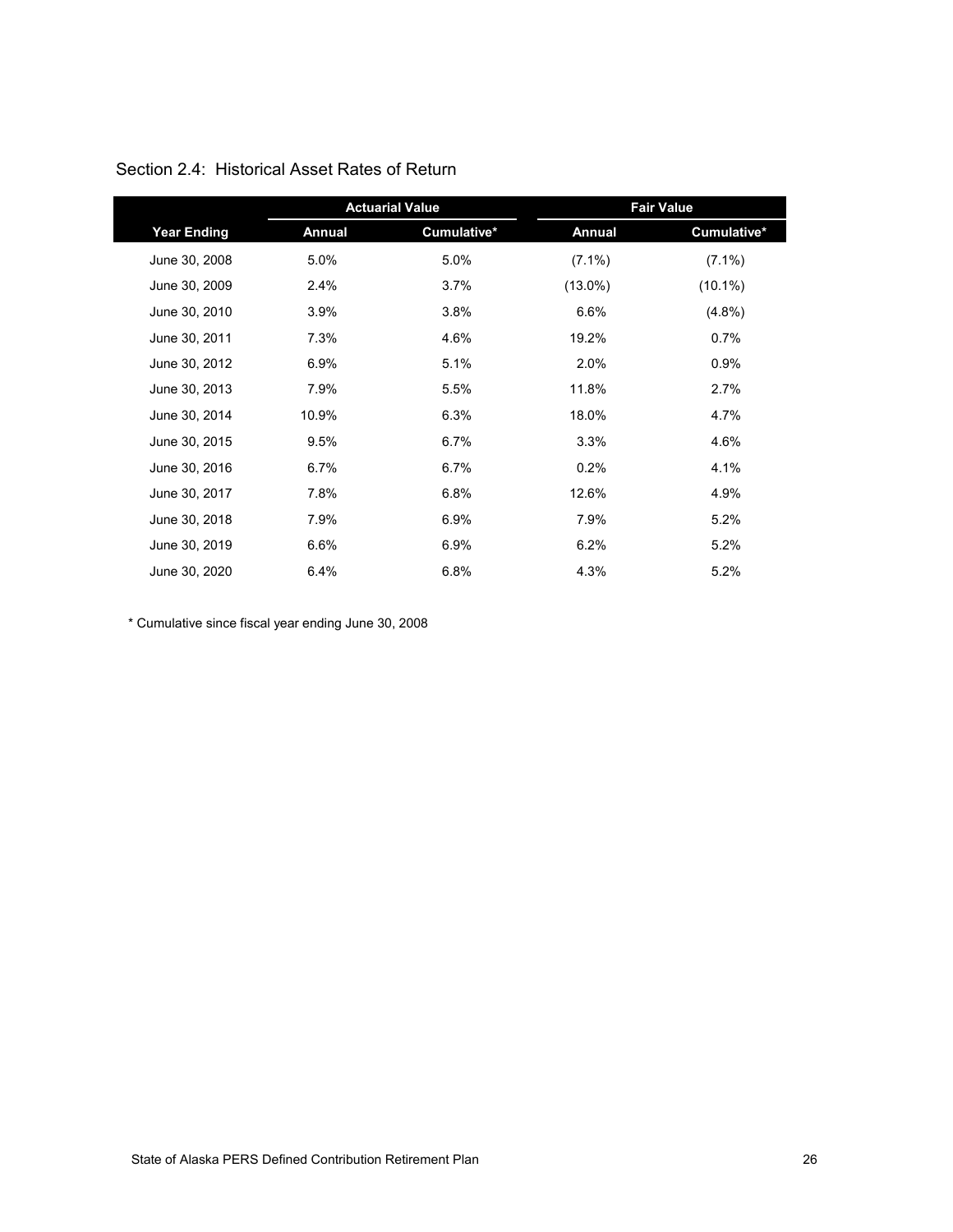## Section 2.4: Historical Asset Rates of Return

| | Actuarial Value | | Fair Value | |
|---|---|---|---|---|
| **Year Ending** | **Annual** | **Cumulative*** | **Annual** | **Cumulative*** |
| June 30, 2008 | 5.0% | 5.0% | (7.1%) | (7.1%) |
| June 30, 2009 | 2.4% | 3.7% | (13.0%) | (10.1%) |
| June 30, 2010 | 3.9% | 3.8% | 6.6% | (4.8%) |
| June 30, 2011 | 7.3% | 4.6% | 19.2% | 0.7% |
| June 30, 2012 | 6.9% | 5.1% | 2.0% | 0.9% |
| June 30, 2013 | 7.9% | 5.5% | 11.8% | 2.7% |
| June 30, 2014 | 10.9% | 6.3% | 18.0% | 4.7% |
| June 30, 2015 | 9.5% | 6.7% | 3.3% | 4.6% |
| June 30, 2016 | 6.7% | 6.7% | 0.2% | 4.1% |
| June 30, 2017 | 7.8% | 6.8% | 12.6% | 4.9% |
| June 30, 2018 | 7.9% | 6.9% | 7.9% | 5.2% |
| June 30, 2019 | 6.6% | 6.9% | 6.2% | 5.2% |
| June 30, 2020 | 6.4% | 6.8% | 4.3% | 5.2% |

* Cumulative since fiscal year ending June 30, 2008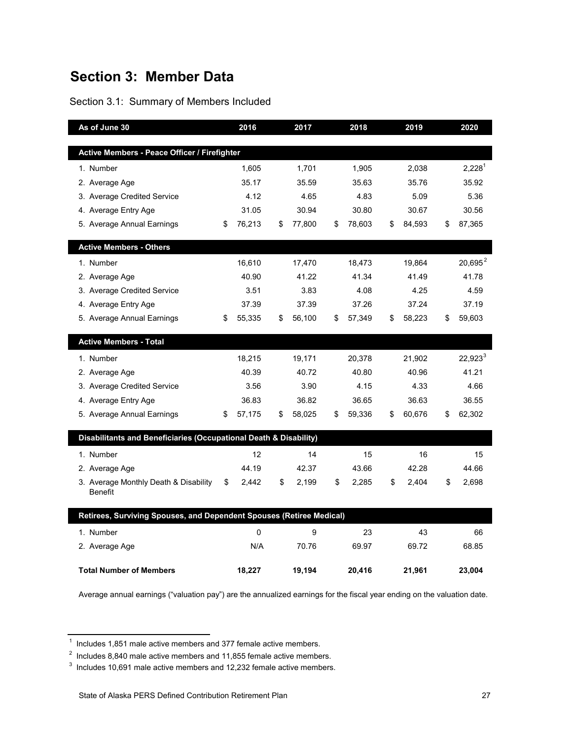# Section 3: Member Data

Section 3.1: Summary of Members Included

| As of June 30 | 2016 | 2017 | 2018 | 2019 | 2020 |
|---|---|---|---|---|---|
| **Active Members - Peace Officer / Firefighter** | | | | | |
| 1. Number | 1,605 | 1,701 | 1,905 | 2,038 | 2,228[1] |
| 2. Average Age | 35.17 | 35.59 | 35.63 | 35.76 | 35.92 |
| 3. Average Credited Service | 4.12 | 4.65 | 4.83 | 5.09 | 5.36 |
| 4. Average Entry Age | 31.05 | 30.94 | 30.80 | 30.67 | 30.56 |
| 5. Average Annual Earnings | $ 76,213 | $ 77,800 | $ 78,603 | $ 84,593 | $ 87,365 |
| **Active Members - Others** | | | | | |
| 1. Number | 16,610 | 17,470 | 18,473 | 19,864 | 20,695[2] |
| 2. Average Age | 40.90 | 41.22 | 41.34 | 41.49 | 41.78 |
| 3. Average Credited Service | 3.51 | 3.83 | 4.08 | 4.25 | 4.59 |
| 4. Average Entry Age | 37.39 | 37.39 | 37.26 | 37.24 | 37.19 |
| 5. Average Annual Earnings | $ 55,335 | $ 56,100 | $ 57,349 | $ 58,223 | $ 59,603 |
| **Active Members - Total** | | | | | |
| 1. Number | 18,215 | 19,171 | 20,378 | 21,902 | 22,923[3] |
| 2. Average Age | 40.39 | 40.72 | 40.80 | 40.96 | 41.21 |
| 3. Average Credited Service | 3.56 | 3.90 | 4.15 | 4.33 | 4.66 |
| 4. Average Entry Age | 36.83 | 36.82 | 36.65 | 36.63 | 36.55 |
| 5. Average Annual Earnings | $ 57,175 | $ 58,025 | $ 59,336 | $ 60,676 | $ 62,302 |
| **Disabilitants and Beneficiaries (Occupational Death & Disability)** | | | | | |
| 1. Number | 12 | 14 | 15 | 16 | 15 |
| 2. Average Age | 44.19 | 42.37 | 43.66 | 42.28 | 44.66 |
| 3. Average Monthly Death & Disability Benefit | $ 2,442 | $ 2,199 | $ 2,285 | $ 2,404 | $ 2,698 |
| **Retirees, Surviving Spouses, and Dependent Spouses (Retiree Medical)** | | | | | |
| 1. Number | 0 | 9 | 23 | 43 | 66 |
| 2. Average Age | N/A | 70.76 | 69.97 | 69.72 | 68.85 |
| **Total Number of Members** | **18,227** | **19,194** | **20,416** | **21,961** | **23,004** |

Average annual earnings ("valuation pay") are the annualized earnings for the fiscal year ending on the valuation date.

[1] Includes 1,851 male active members and 377 female active members.

[2] Includes 8,840 male active members and 11,855 female active members.

[3] Includes 10,691 male active members and 12,232 female active members.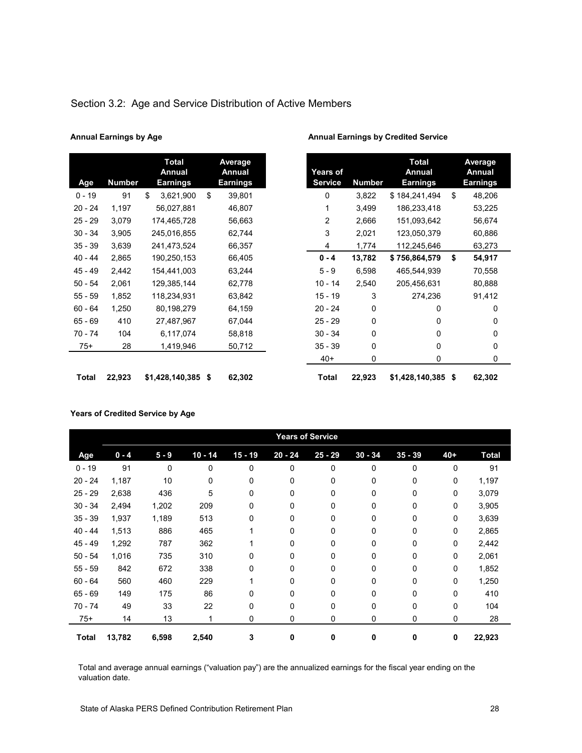## Section 3.2: Age and Service Distribution of Active Members

**Annual Earnings by Age**

| Age | Number | Total Annual Earnings | Average Annual Earnings |
|---|---|---|---|
| 0 - 19 | 91 | $ 3,621,900 | $ 39,801 |
| 20 - 24 | 1,197 | 56,027,881 | 46,807 |
| 25 - 29 | 3,079 | 174,465,728 | 56,663 |
| 30 - 34 | 3,905 | 245,016,855 | 62,744 |
| 35 - 39 | 3,639 | 241,473,524 | 66,357 |
| 40 - 44 | 2,865 | 190,250,153 | 66,405 |
| 45 - 49 | 2,442 | 154,441,003 | 63,244 |
| 50 - 54 | 2,061 | 129,385,144 | 62,778 |
| 55 - 59 | 1,852 | 118,234,931 | 63,842 |
| 60 - 64 | 1,250 | 80,198,279 | 64,159 |
| 65 - 69 | 410 | 27,487,967 | 67,044 |
| 70 - 74 | 104 | 6,117,074 | 58,818 |
| 75+ | 28 | 1,419,946 | 50,712 |
| **Total** | **22,923** | **$1,428,140,385** | **$ 62,302** |

**Annual Earnings by Credited Service**

| Years of Service | Number | Total Annual Earnings | Average Annual Earnings |
|---|---|---|---|
| 0 | 3,822 | $ 184,241,494 | $ 48,206 |
| 1 | 3,499 | 186,233,418 | 53,225 |
| 2 | 2,666 | 151,093,642 | 56,674 |
| 3 | 2,021 | 123,050,379 | 60,886 |
| 4 | 1,774 | 112,245,646 | 63,273 |
| **0 - 4** | **13,782** | **$ 756,864,579** | **$ 54,917** |
| 5 - 9 | 6,598 | 465,544,939 | 70,558 |
| 10 - 14 | 2,540 | 205,456,631 | 80,888 |
| 15 - 19 | 3 | 274,236 | 91,412 |
| 20 - 24 | 0 | 0 | 0 |
| 25 - 29 | 0 | 0 | 0 |
| 30 - 34 | 0 | 0 | 0 |
| 35 - 39 | 0 | 0 | 0 |
| 40+ | 0 | 0 | 0 |
| **Total** | **22,923** | **$1,428,140,385** | **$ 62,302** |

**Years of Credited Service by Age**

| | Years of Service | | | | | | | | | |
|---|---|---|---|---|---|---|---|---|---|---|
| Age | 0 - 4 | 5 - 9 | 10 - 14 | 15 - 19 | 20 - 24 | 25 - 29 | 30 - 34 | 35 - 39 | 40+ | Total |
| 0 - 19 | 91 | 0 | 0 | 0 | 0 | 0 | 0 | 0 | 0 | 91 |
| 20 - 24 | 1,187 | 10 | 0 | 0 | 0 | 0 | 0 | 0 | 0 | 1,197 |
| 25 - 29 | 2,638 | 436 | 5 | 0 | 0 | 0 | 0 | 0 | 0 | 3,079 |
| 30 - 34 | 2,494 | 1,202 | 209 | 0 | 0 | 0 | 0 | 0 | 0 | 3,905 |
| 35 - 39 | 1,937 | 1,189 | 513 | 0 | 0 | 0 | 0 | 0 | 0 | 3,639 |
| 40 - 44 | 1,513 | 886 | 465 | 1 | 0 | 0 | 0 | 0 | 0 | 2,865 |
| 45 - 49 | 1,292 | 787 | 362 | 1 | 0 | 0 | 0 | 0 | 0 | 2,442 |
| 50 - 54 | 1,016 | 735 | 310 | 0 | 0 | 0 | 0 | 0 | 0 | 2,061 |
| 55 - 59 | 842 | 672 | 338 | 0 | 0 | 0 | 0 | 0 | 0 | 1,852 |
| 60 - 64 | 560 | 460 | 229 | 1 | 0 | 0 | 0 | 0 | 0 | 1,250 |
| 65 - 69 | 149 | 175 | 86 | 0 | 0 | 0 | 0 | 0 | 0 | 410 |
| 70 - 74 | 49 | 33 | 22 | 0 | 0 | 0 | 0 | 0 | 0 | 104 |
| 75+ | 14 | 13 | 1 | 0 | 0 | 0 | 0 | 0 | 0 | 28 |
| **Total** | **13,782** | **6,598** | **2,540** | **3** | **0** | **0** | **0** | **0** | **0** | **22,923** |

Total and average annual earnings ("valuation pay") are the annualized earnings for the fiscal year ending on the valuation date.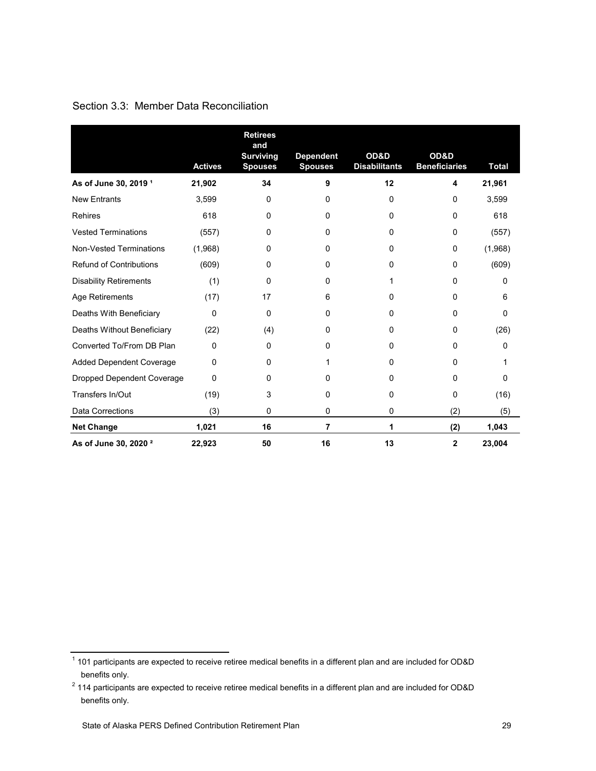## Section 3.3: Member Data Reconciliation

| | Actives | Retirees and Surviving Spouses | Dependent Spouses | OD&D Disabilitants | OD&D Beneficiaries | Total |
|---|---|---|---|---|---|---|
| **As of June 30, 2019** [1] | **21,902** | **34** | **9** | **12** | **4** | **21,961** |
| New Entrants | 3,599 | 0 | 0 | 0 | 0 | 3,599 |
| Rehires | 618 | 0 | 0 | 0 | 0 | 618 |
| Vested Terminations | (557) | 0 | 0 | 0 | 0 | (557) |
| Non-Vested Terminations | (1,968) | 0 | 0 | 0 | 0 | (1,968) |
| Refund of Contributions | (609) | 0 | 0 | 0 | 0 | (609) |
| Disability Retirements | (1) | 0 | 0 | 1 | 0 | 0 |
| Age Retirements | (17) | 17 | 6 | 0 | 0 | 6 |
| Deaths With Beneficiary | 0 | 0 | 0 | 0 | 0 | 0 |
| Deaths Without Beneficiary | (22) | (4) | 0 | 0 | 0 | (26) |
| Converted To/From DB Plan | 0 | 0 | 0 | 0 | 0 | 0 |
| Added Dependent Coverage | 0 | 0 | 1 | 0 | 0 | 1 |
| Dropped Dependent Coverage | 0 | 0 | 0 | 0 | 0 | 0 |
| Transfers In/Out | (19) | 3 | 0 | 0 | 0 | (16) |
| Data Corrections | (3) | 0 | 0 | 0 | (2) | (5) |
| **Net Change** | **1,021** | **16** | **7** | **1** | **(2)** | **1,043** |
| **As of June 30, 2020** [2] | **22,923** | **50** | **16** | **13** | **2** | **23,004** |

[1] 101 participants are expected to receive retiree medical benefits in a different plan and are included for OD&D benefits only.

[2] 114 participants are expected to receive retiree medical benefits in a different plan and are included for OD&D benefits only.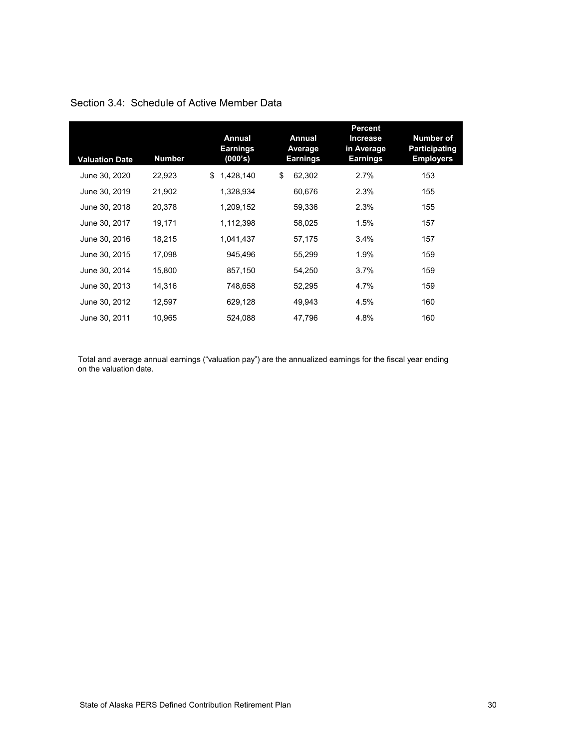## Section 3.4: Schedule of Active Member Data

| Valuation Date | Number | Annual Earnings (000's) | Annual Average Earnings | Percent Increase in Average Earnings | Number of Participating Employers |
|---|---|---|---|---|---|
| June 30, 2020 | 22,923 | $ 1,428,140 | $ 62,302 | 2.7% | 153 |
| June 30, 2019 | 21,902 | 1,328,934 | 60,676 | 2.3% | 155 |
| June 30, 2018 | 20,378 | 1,209,152 | 59,336 | 2.3% | 155 |
| June 30, 2017 | 19,171 | 1,112,398 | 58,025 | 1.5% | 157 |
| June 30, 2016 | 18,215 | 1,041,437 | 57,175 | 3.4% | 157 |
| June 30, 2015 | 17,098 | 945,496 | 55,299 | 1.9% | 159 |
| June 30, 2014 | 15,800 | 857,150 | 54,250 | 3.7% | 159 |
| June 30, 2013 | 14,316 | 748,658 | 52,295 | 4.7% | 159 |
| June 30, 2012 | 12,597 | 629,128 | 49,943 | 4.5% | 160 |
| June 30, 2011 | 10,965 | 524,088 | 47,796 | 4.8% | 160 |

Total and average annual earnings ("valuation pay") are the annualized earnings for the fiscal year ending on the valuation date.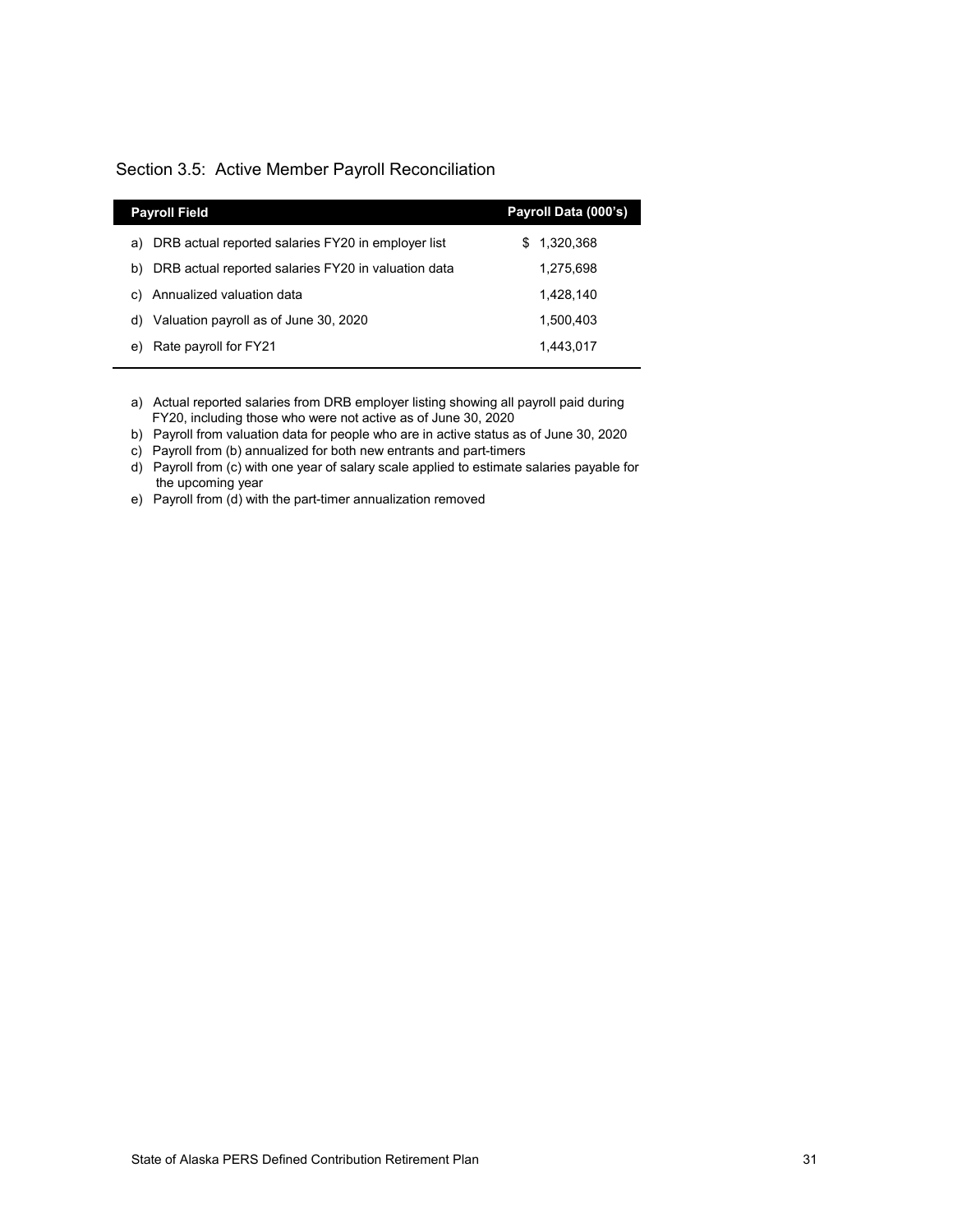## Section 3.5: Active Member Payroll Reconciliation

| Payroll Field | Payroll Data (000's) |
|---|---|
| a) DRB actual reported salaries FY20 in employer list | $ 1,320,368 |
| b) DRB actual reported salaries FY20 in valuation data | 1,275,698 |
| c) Annualized valuation data | 1,428,140 |
| d) Valuation payroll as of June 30, 2020 | 1,500,403 |
| e) Rate payroll for FY21 | 1,443,017 |

a) Actual reported salaries from DRB employer listing showing all payroll paid during FY20, including those who were not active as of June 30, 2020
b) Payroll from valuation data for people who are in active status as of June 30, 2020
c) Payroll from (b) annualized for both new entrants and part-timers
d) Payroll from (c) with one year of salary scale applied to estimate salaries payable for the upcoming year
e) Payroll from (d) with the part-timer annualization removed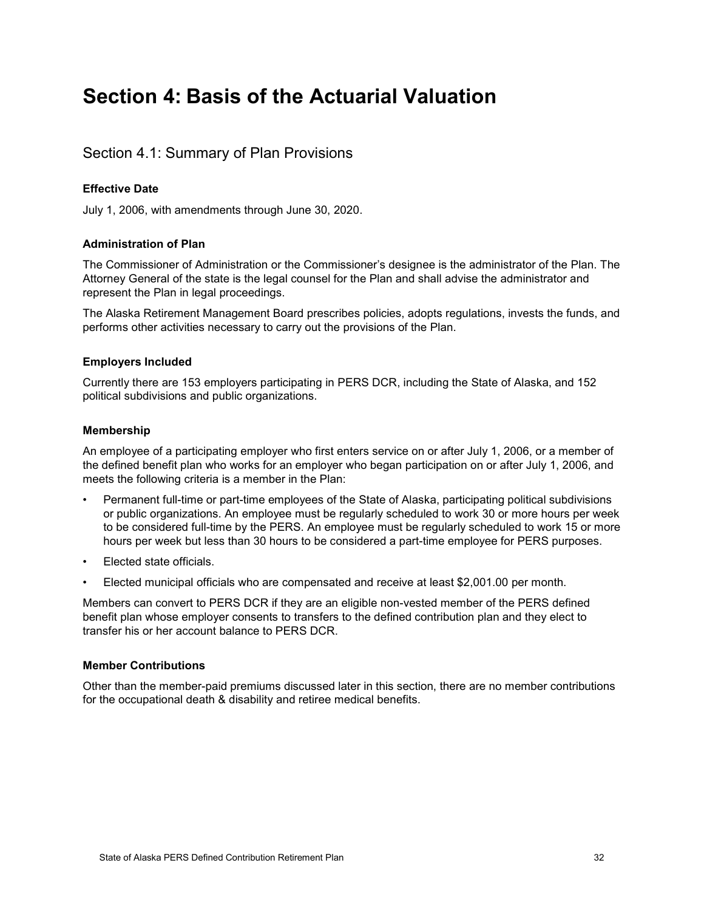# Section 4: Basis of the Actuarial Valuation

## Section 4.1: Summary of Plan Provisions

**Effective Date**

July 1, 2006, with amendments through June 30, 2020.

**Administration of Plan**

The Commissioner of Administration or the Commissioner's designee is the administrator of the Plan. The Attorney General of the state is the legal counsel for the Plan and shall advise the administrator and represent the Plan in legal proceedings.

The Alaska Retirement Management Board prescribes policies, adopts regulations, invests the funds, and performs other activities necessary to carry out the provisions of the Plan.

**Employers Included**

Currently there are 153 employers participating in PERS DCR, including the State of Alaska, and 152 political subdivisions and public organizations.

**Membership**

An employee of a participating employer who first enters service on or after July 1, 2006, or a member of the defined benefit plan who works for an employer who began participation on or after July 1, 2006, and meets the following criteria is a member in the Plan:

- Permanent full-time or part-time employees of the State of Alaska, participating political subdivisions or public organizations. An employee must be regularly scheduled to work 30 or more hours per week to be considered full-time by the PERS. An employee must be regularly scheduled to work 15 or more hours per week but less than 30 hours to be considered a part-time employee for PERS purposes.
- Elected state officials.
- Elected municipal officials who are compensated and receive at least $2,001.00 per month.

Members can convert to PERS DCR if they are an eligible non-vested member of the PERS defined benefit plan whose employer consents to transfers to the defined contribution plan and they elect to transfer his or her account balance to PERS DCR.

**Member Contributions**

Other than the member-paid premiums discussed later in this section, there are no member contributions for the occupational death & disability and retiree medical benefits.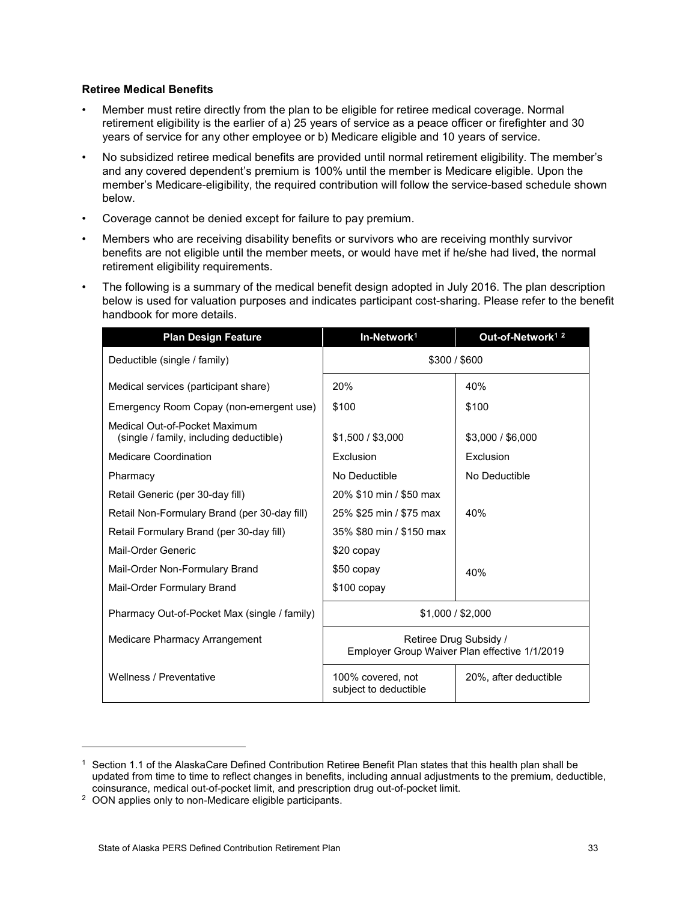**Retiree Medical Benefits**

- Member must retire directly from the plan to be eligible for retiree medical coverage. Normal retirement eligibility is the earlier of a) 25 years of service as a peace officer or firefighter and 30 years of service for any other employee or b) Medicare eligible and 10 years of service.
- No subsidized retiree medical benefits are provided until normal retirement eligibility. The member's and any covered dependent's premium is 100% until the member is Medicare eligible. Upon the member's Medicare-eligibility, the required contribution will follow the service-based schedule shown below.
- Coverage cannot be denied except for failure to pay premium.
- Members who are receiving disability benefits or survivors who are receiving monthly survivor benefits are not eligible until the member meets, or would have met if he/she had lived, the normal retirement eligibility requirements.
- The following is a summary of the medical benefit design adopted in July 2016. The plan description below is used for valuation purposes and indicates participant cost-sharing. Please refer to the benefit handbook for more details.

| Plan Design Feature | In-Network[1] | Out-of-Network[1 2] |
|---|---|---|
| Deductible (single / family) | $300 / $600 | |
| Medical services (participant share) | 20% | 40% |
| Emergency Room Copay (non-emergent use) | $100 | $100 |
| Medical Out-of-Pocket Maximum (single / family, including deductible) | $1,500 / $3,000 | $3,000 / $6,000 |
| Medicare Coordination | Exclusion | Exclusion |
| Pharmacy | No Deductible | No Deductible |
| Retail Generic (per 30-day fill) | 20% $10 min / $50 max | |
| Retail Non-Formulary Brand (per 30-day fill) | 25% $25 min / $75 max | 40% |
| Retail Formulary Brand (per 30-day fill) | 35% $80 min / $150 max | |
| Mail-Order Generic | $20 copay | |
| Mail-Order Non-Formulary Brand | $50 copay | 40% |
| Mail-Order Formulary Brand | $100 copay | |
| Pharmacy Out-of-Pocket Max (single / family) | $1,000 / $2,000 | |
| Medicare Pharmacy Arrangement | Retiree Drug Subsidy / Employer Group Waiver Plan effective 1/1/2019 | |
| Wellness / Preventative | 100% covered, not subject to deductible | 20%, after deductible |

[1] Section 1.1 of the AlaskaCare Defined Contribution Retiree Benefit Plan states that this health plan shall be updated from time to time to reflect changes in benefits, including annual adjustments to the premium, deductible, coinsurance, medical out-of-pocket limit, and prescription drug out-of-pocket limit.

[2] OON applies only to non-Medicare eligible participants.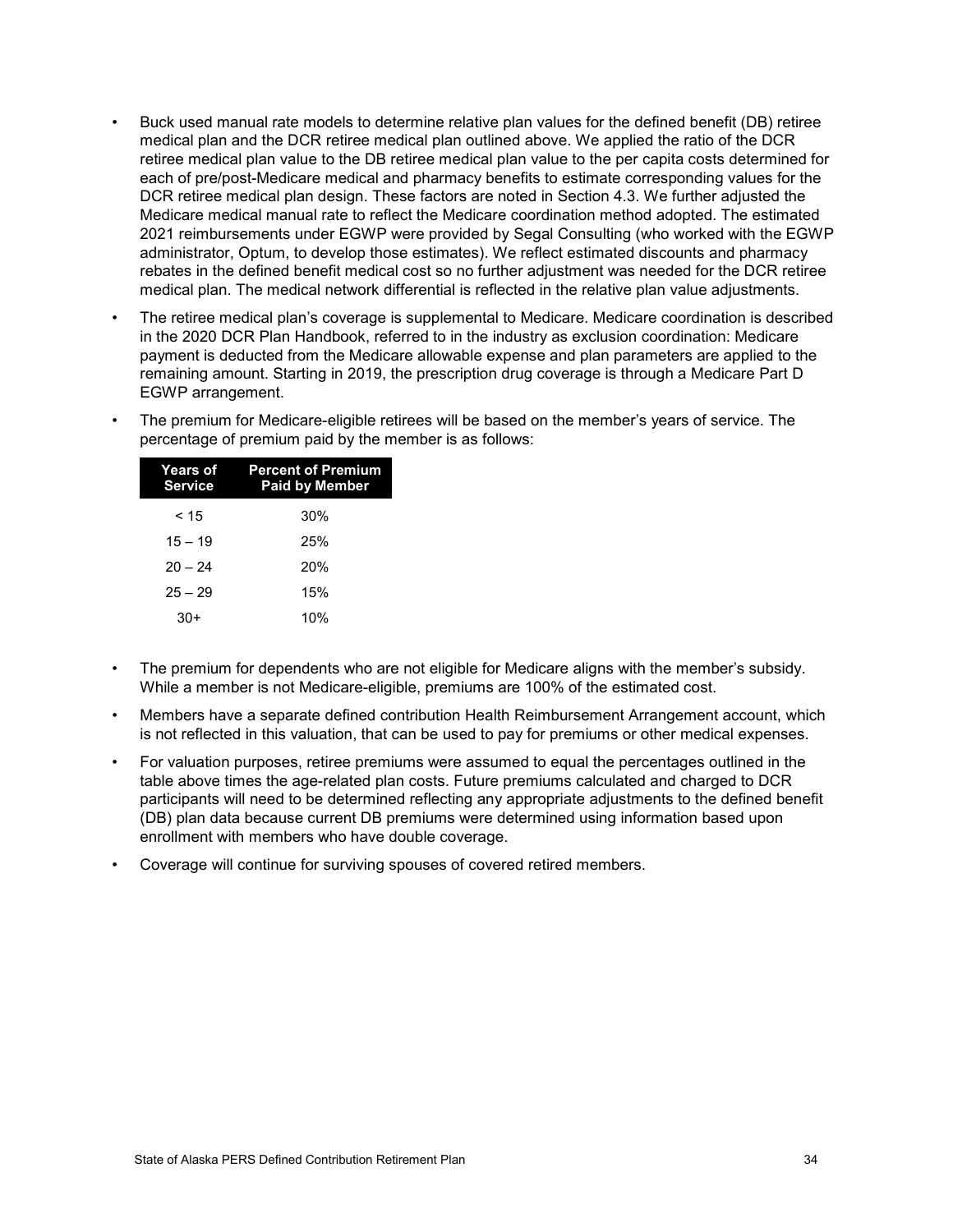- Buck used manual rate models to determine relative plan values for the defined benefit (DB) retiree medical plan and the DCR retiree medical plan outlined above. We applied the ratio of the DCR retiree medical plan value to the DB retiree medical plan value to the per capita costs determined for each of pre/post-Medicare medical and pharmacy benefits to estimate corresponding values for the DCR retiree medical plan design. These factors are noted in Section 4.3. We further adjusted the Medicare medical manual rate to reflect the Medicare coordination method adopted. The estimated 2021 reimbursements under EGWP were provided by Segal Consulting (who worked with the EGWP administrator, Optum, to develop those estimates). We reflect estimated discounts and pharmacy rebates in the defined benefit medical cost so no further adjustment was needed for the DCR retiree medical plan. The medical network differential is reflected in the relative plan value adjustments.
- The retiree medical plan's coverage is supplemental to Medicare. Medicare coordination is described in the 2020 DCR Plan Handbook, referred to in the industry as exclusion coordination: Medicare payment is deducted from the Medicare allowable expense and plan parameters are applied to the remaining amount. Starting in 2019, the prescription drug coverage is through a Medicare Part D EGWP arrangement.
- The premium for Medicare-eligible retirees will be based on the member's years of service. The percentage of premium paid by the member is as follows:

| Years of Service | Percent of Premium Paid by Member |
|---|---|
| < 15 | 30% |
| 15 – 19 | 25% |
| 20 – 24 | 20% |
| 25 – 29 | 15% |
| 30+ | 10% |

- The premium for dependents who are not eligible for Medicare aligns with the member's subsidy. While a member is not Medicare-eligible, premiums are 100% of the estimated cost.
- Members have a separate defined contribution Health Reimbursement Arrangement account, which is not reflected in this valuation, that can be used to pay for premiums or other medical expenses.
- For valuation purposes, retiree premiums were assumed to equal the percentages outlined in the table above times the age-related plan costs. Future premiums calculated and charged to DCR participants will need to be determined reflecting any appropriate adjustments to the defined benefit (DB) plan data because current DB premiums were determined using information based upon enrollment with members who have double coverage.
- Coverage will continue for surviving spouses of covered retired members.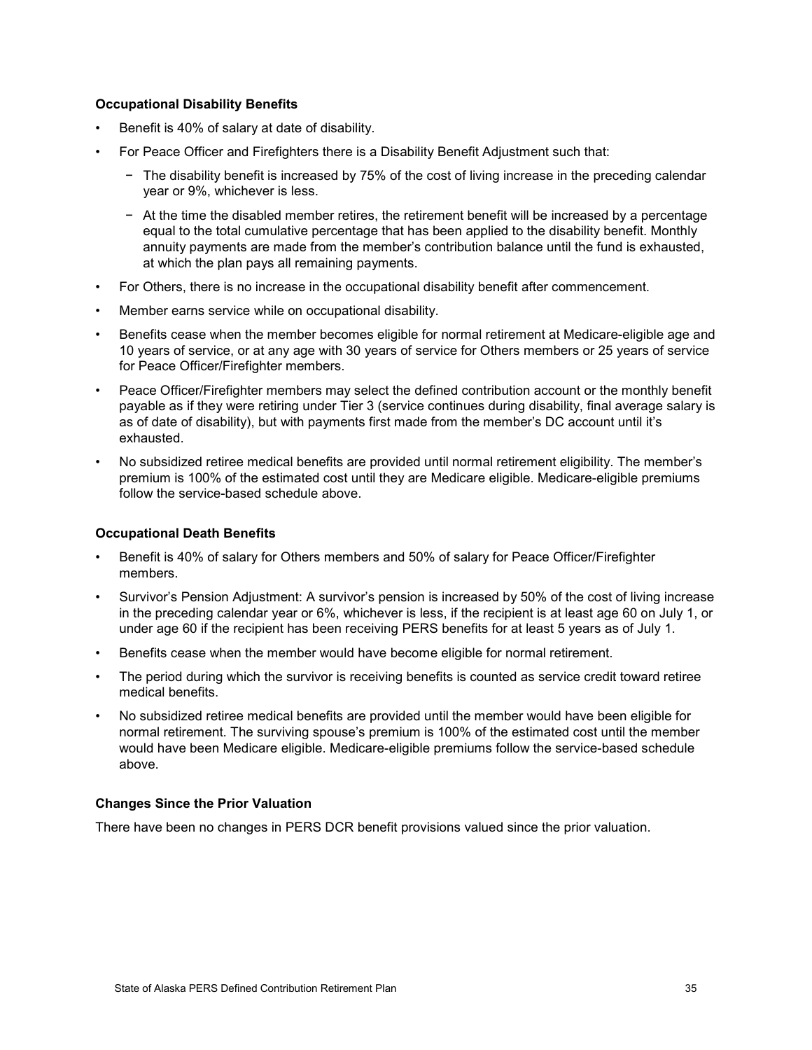### Occupational Disability Benefits

- Benefit is 40% of salary at date of disability.
- For Peace Officer and Firefighters there is a Disability Benefit Adjustment such that:
  - The disability benefit is increased by 75% of the cost of living increase in the preceding calendar year or 9%, whichever is less.
  - At the time the disabled member retires, the retirement benefit will be increased by a percentage equal to the total cumulative percentage that has been applied to the disability benefit. Monthly annuity payments are made from the member's contribution balance until the fund is exhausted, at which the plan pays all remaining payments.
- For Others, there is no increase in the occupational disability benefit after commencement.
- Member earns service while on occupational disability.
- Benefits cease when the member becomes eligible for normal retirement at Medicare-eligible age and 10 years of service, or at any age with 30 years of service for Others members or 25 years of service for Peace Officer/Firefighter members.
- Peace Officer/Firefighter members may select the defined contribution account or the monthly benefit payable as if they were retiring under Tier 3 (service continues during disability, final average salary is as of date of disability), but with payments first made from the member's DC account until it's exhausted.
- No subsidized retiree medical benefits are provided until normal retirement eligibility. The member's premium is 100% of the estimated cost until they are Medicare eligible. Medicare-eligible premiums follow the service-based schedule above.

### Occupational Death Benefits

- Benefit is 40% of salary for Others members and 50% of salary for Peace Officer/Firefighter members.
- Survivor's Pension Adjustment: A survivor's pension is increased by 50% of the cost of living increase in the preceding calendar year or 6%, whichever is less, if the recipient is at least age 60 on July 1, or under age 60 if the recipient has been receiving PERS benefits for at least 5 years as of July 1.
- Benefits cease when the member would have become eligible for normal retirement.
- The period during which the survivor is receiving benefits is counted as service credit toward retiree medical benefits.
- No subsidized retiree medical benefits are provided until the member would have been eligible for normal retirement. The surviving spouse's premium is 100% of the estimated cost until the member would have been Medicare eligible. Medicare-eligible premiums follow the service-based schedule above.

### Changes Since the Prior Valuation

There have been no changes in PERS DCR benefit provisions valued since the prior valuation.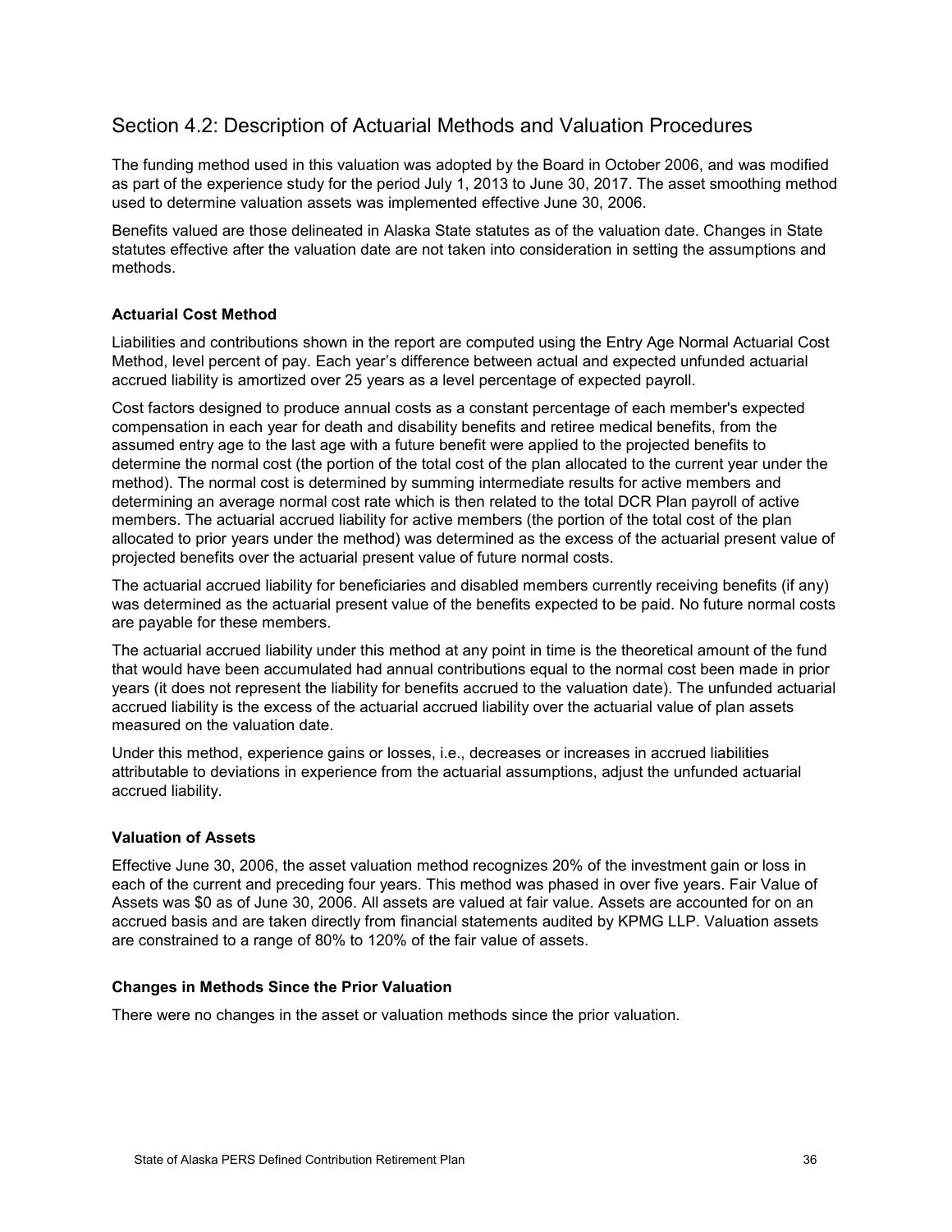## Section 4.2: Description of Actuarial Methods and Valuation Procedures

The funding method used in this valuation was adopted by the Board in October 2006, and was modified as part of the experience study for the period July 1, 2013 to June 30, 2017. The asset smoothing method used to determine valuation assets was implemented effective June 30, 2006.

Benefits valued are those delineated in Alaska State statutes as of the valuation date. Changes in State statutes effective after the valuation date are not taken into consideration in setting the assumptions and methods.

### Actuarial Cost Method

Liabilities and contributions shown in the report are computed using the Entry Age Normal Actuarial Cost Method, level percent of pay. Each year's difference between actual and expected unfunded actuarial accrued liability is amortized over 25 years as a level percentage of expected payroll.

Cost factors designed to produce annual costs as a constant percentage of each member's expected compensation in each year for death and disability benefits and retiree medical benefits, from the assumed entry age to the last age with a future benefit were applied to the projected benefits to determine the normal cost (the portion of the total cost of the plan allocated to the current year under the method). The normal cost is determined by summing intermediate results for active members and determining an average normal cost rate which is then related to the total DCR Plan payroll of active members. The actuarial accrued liability for active members (the portion of the total cost of the plan allocated to prior years under the method) was determined as the excess of the actuarial present value of projected benefits over the actuarial present value of future normal costs.

The actuarial accrued liability for beneficiaries and disabled members currently receiving benefits (if any) was determined as the actuarial present value of the benefits expected to be paid. No future normal costs are payable for these members.

The actuarial accrued liability under this method at any point in time is the theoretical amount of the fund that would have been accumulated had annual contributions equal to the normal cost been made in prior years (it does not represent the liability for benefits accrued to the valuation date). The unfunded actuarial accrued liability is the excess of the actuarial accrued liability over the actuarial value of plan assets measured on the valuation date.

Under this method, experience gains or losses, i.e., decreases or increases in accrued liabilities attributable to deviations in experience from the actuarial assumptions, adjust the unfunded actuarial accrued liability.

### Valuation of Assets

Effective June 30, 2006, the asset valuation method recognizes 20% of the investment gain or loss in each of the current and preceding four years. This method was phased in over five years. Fair Value of Assets was $0 as of June 30, 2006. All assets are valued at fair value. Assets are accounted for on an accrued basis and are taken directly from financial statements audited by KPMG LLP. Valuation assets are constrained to a range of 80% to 120% of the fair value of assets.

### Changes in Methods Since the Prior Valuation

There were no changes in the asset or valuation methods since the prior valuation.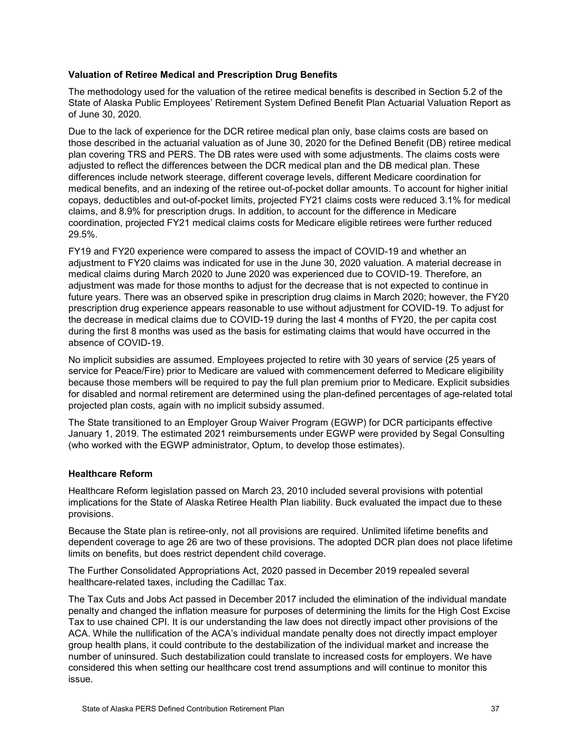### Valuation of Retiree Medical and Prescription Drug Benefits

The methodology used for the valuation of the retiree medical benefits is described in Section 5.2 of the State of Alaska Public Employees' Retirement System Defined Benefit Plan Actuarial Valuation Report as of June 30, 2020.

Due to the lack of experience for the DCR retiree medical plan only, base claims costs are based on those described in the actuarial valuation as of June 30, 2020 for the Defined Benefit (DB) retiree medical plan covering TRS and PERS. The DB rates were used with some adjustments. The claims costs were adjusted to reflect the differences between the DCR medical plan and the DB medical plan. These differences include network steerage, different coverage levels, different Medicare coordination for medical benefits, and an indexing of the retiree out-of-pocket dollar amounts. To account for higher initial copays, deductibles and out-of-pocket limits, projected FY21 claims costs were reduced 3.1% for medical claims, and 8.9% for prescription drugs. In addition, to account for the difference in Medicare coordination, projected FY21 medical claims costs for Medicare eligible retirees were further reduced 29.5%.

FY19 and FY20 experience were compared to assess the impact of COVID-19 and whether an adjustment to FY20 claims was indicated for use in the June 30, 2020 valuation. A material decrease in medical claims during March 2020 to June 2020 was experienced due to COVID-19. Therefore, an adjustment was made for those months to adjust for the decrease that is not expected to continue in future years. There was an observed spike in prescription drug claims in March 2020; however, the FY20 prescription drug experience appears reasonable to use without adjustment for COVID-19. To adjust for the decrease in medical claims due to COVID-19 during the last 4 months of FY20, the per capita cost during the first 8 months was used as the basis for estimating claims that would have occurred in the absence of COVID-19.

No implicit subsidies are assumed. Employees projected to retire with 30 years of service (25 years of service for Peace/Fire) prior to Medicare are valued with commencement deferred to Medicare eligibility because those members will be required to pay the full plan premium prior to Medicare. Explicit subsidies for disabled and normal retirement are determined using the plan-defined percentages of age-related total projected plan costs, again with no implicit subsidy assumed.

The State transitioned to an Employer Group Waiver Program (EGWP) for DCR participants effective January 1, 2019. The estimated 2021 reimbursements under EGWP were provided by Segal Consulting (who worked with the EGWP administrator, Optum, to develop those estimates).

### Healthcare Reform

Healthcare Reform legislation passed on March 23, 2010 included several provisions with potential implications for the State of Alaska Retiree Health Plan liability. Buck evaluated the impact due to these provisions.

Because the State plan is retiree-only, not all provisions are required. Unlimited lifetime benefits and dependent coverage to age 26 are two of these provisions. The adopted DCR plan does not place lifetime limits on benefits, but does restrict dependent child coverage.

The Further Consolidated Appropriations Act, 2020 passed in December 2019 repealed several healthcare-related taxes, including the Cadillac Tax.

The Tax Cuts and Jobs Act passed in December 2017 included the elimination of the individual mandate penalty and changed the inflation measure for purposes of determining the limits for the High Cost Excise Tax to use chained CPI. It is our understanding the law does not directly impact other provisions of the ACA. While the nullification of the ACA's individual mandate penalty does not directly impact employer group health plans, it could contribute to the destabilization of the individual market and increase the number of uninsured. Such destabilization could translate to increased costs for employers. We have considered this when setting our healthcare cost trend assumptions and will continue to monitor this issue.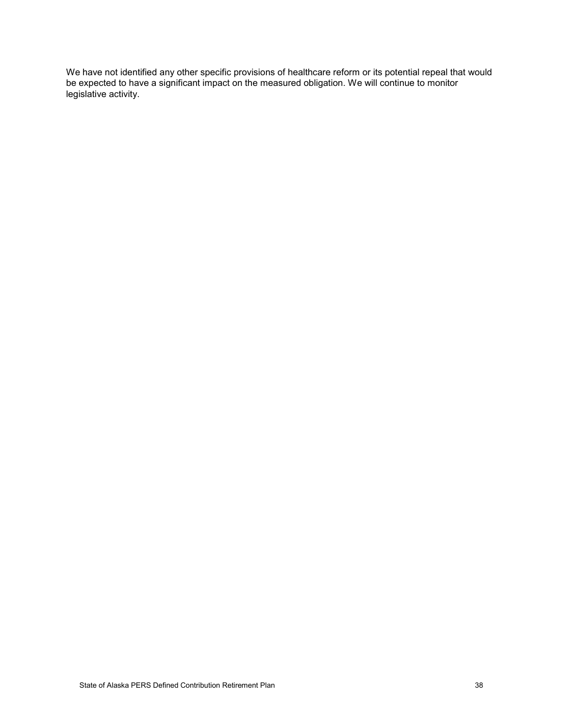We have not identified any other specific provisions of healthcare reform or its potential repeal that would be expected to have a significant impact on the measured obligation. We will continue to monitor legislative activity.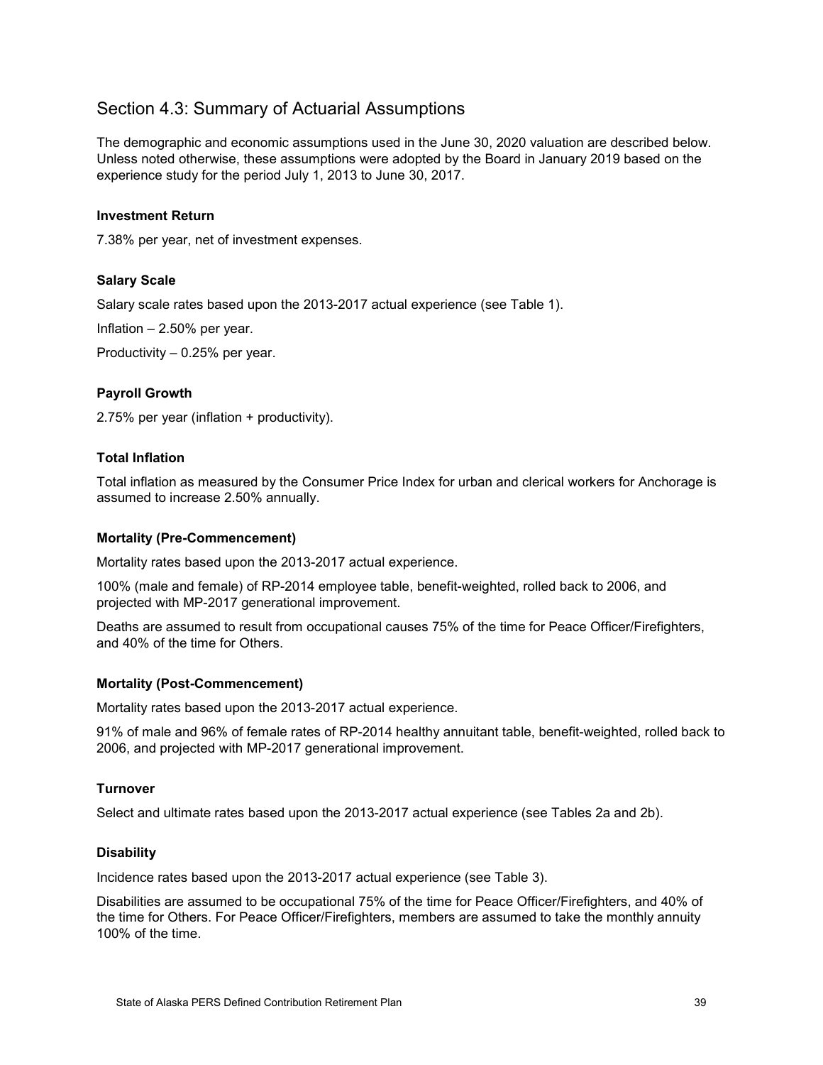## Section 4.3: Summary of Actuarial Assumptions

The demographic and economic assumptions used in the June 30, 2020 valuation are described below. Unless noted otherwise, these assumptions were adopted by the Board in January 2019 based on the experience study for the period July 1, 2013 to June 30, 2017.

### Investment Return

7.38% per year, net of investment expenses.

### Salary Scale

Salary scale rates based upon the 2013-2017 actual experience (see Table 1).

Inflation – 2.50% per year.

Productivity – 0.25% per year.

### Payroll Growth

2.75% per year (inflation + productivity).

### Total Inflation

Total inflation as measured by the Consumer Price Index for urban and clerical workers for Anchorage is assumed to increase 2.50% annually.

### Mortality (Pre-Commencement)

Mortality rates based upon the 2013-2017 actual experience.

100% (male and female) of RP-2014 employee table, benefit-weighted, rolled back to 2006, and projected with MP-2017 generational improvement.

Deaths are assumed to result from occupational causes 75% of the time for Peace Officer/Firefighters, and 40% of the time for Others.

### Mortality (Post-Commencement)

Mortality rates based upon the 2013-2017 actual experience.

91% of male and 96% of female rates of RP-2014 healthy annuitant table, benefit-weighted, rolled back to 2006, and projected with MP-2017 generational improvement.

### Turnover

Select and ultimate rates based upon the 2013-2017 actual experience (see Tables 2a and 2b).

### Disability

Incidence rates based upon the 2013-2017 actual experience (see Table 3).

Disabilities are assumed to be occupational 75% of the time for Peace Officer/Firefighters, and 40% of the time for Others. For Peace Officer/Firefighters, members are assumed to take the monthly annuity 100% of the time.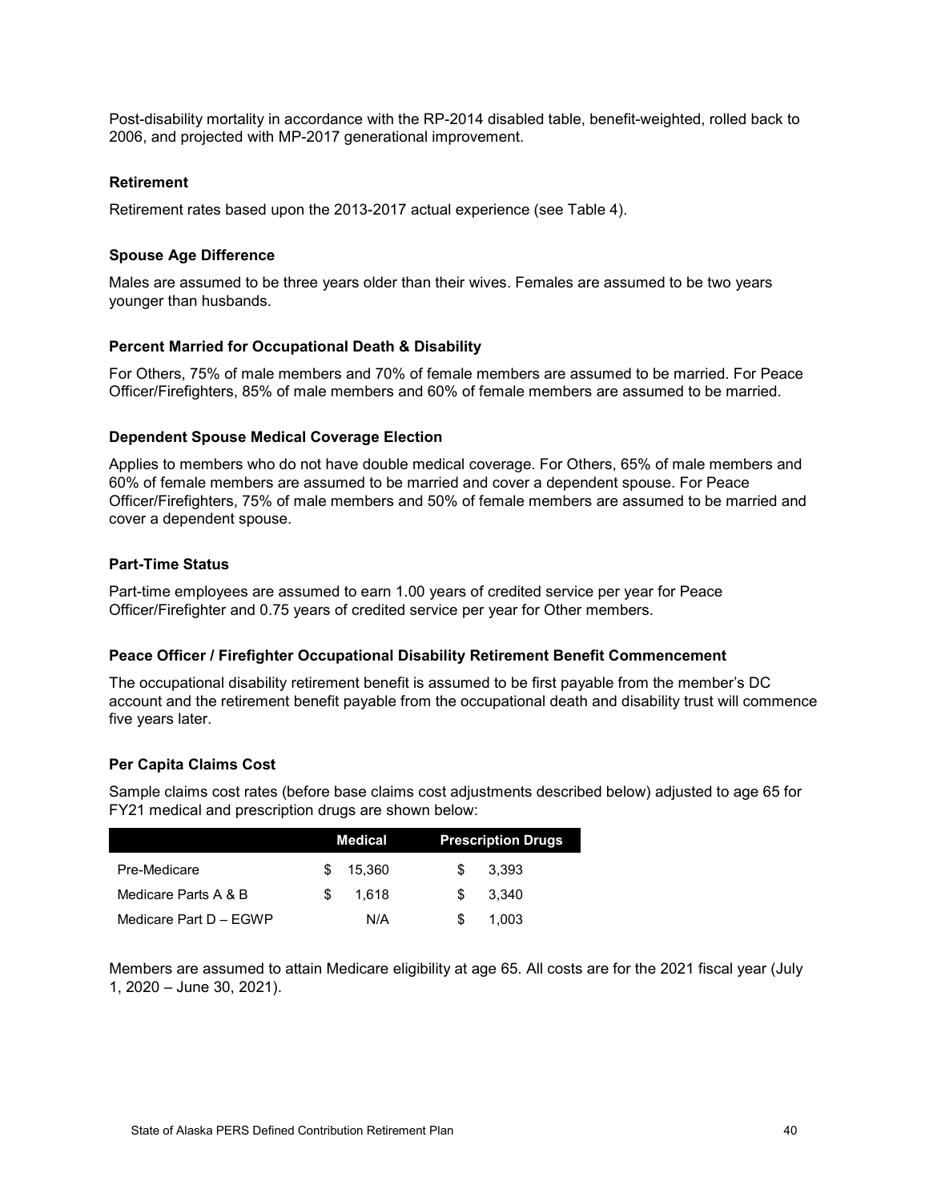Post-disability mortality in accordance with the RP-2014 disabled table, benefit-weighted, rolled back to 2006, and projected with MP-2017 generational improvement.

**Retirement**

Retirement rates based upon the 2013-2017 actual experience (see Table 4).

**Spouse Age Difference**

Males are assumed to be three years older than their wives. Females are assumed to be two years younger than husbands.

**Percent Married for Occupational Death & Disability**

For Others, 75% of male members and 70% of female members are assumed to be married. For Peace Officer/Firefighters, 85% of male members and 60% of female members are assumed to be married.

**Dependent Spouse Medical Coverage Election**

Applies to members who do not have double medical coverage. For Others, 65% of male members and 60% of female members are assumed to be married and cover a dependent spouse. For Peace Officer/Firefighters, 75% of male members and 50% of female members are assumed to be married and cover a dependent spouse.

**Part-Time Status**

Part-time employees are assumed to earn 1.00 years of credited service per year for Peace Officer/Firefighter and 0.75 years of credited service per year for Other members.

**Peace Officer / Firefighter Occupational Disability Retirement Benefit Commencement**

The occupational disability retirement benefit is assumed to be first payable from the member's DC account and the retirement benefit payable from the occupational death and disability trust will commence five years later.

**Per Capita Claims Cost**

Sample claims cost rates (before base claims cost adjustments described below) adjusted to age 65 for FY21 medical and prescription drugs are shown below:

| | Medical | Prescription Drugs |
|---|---|---|
| Pre-Medicare | $ 15,360 | $ 3,393 |
| Medicare Parts A & B | $ 1,618 | $ 3,340 |
| Medicare Part D – EGWP | N/A | $ 1,003 |

Members are assumed to attain Medicare eligibility at age 65. All costs are for the 2021 fiscal year (July 1, 2020 – June 30, 2021).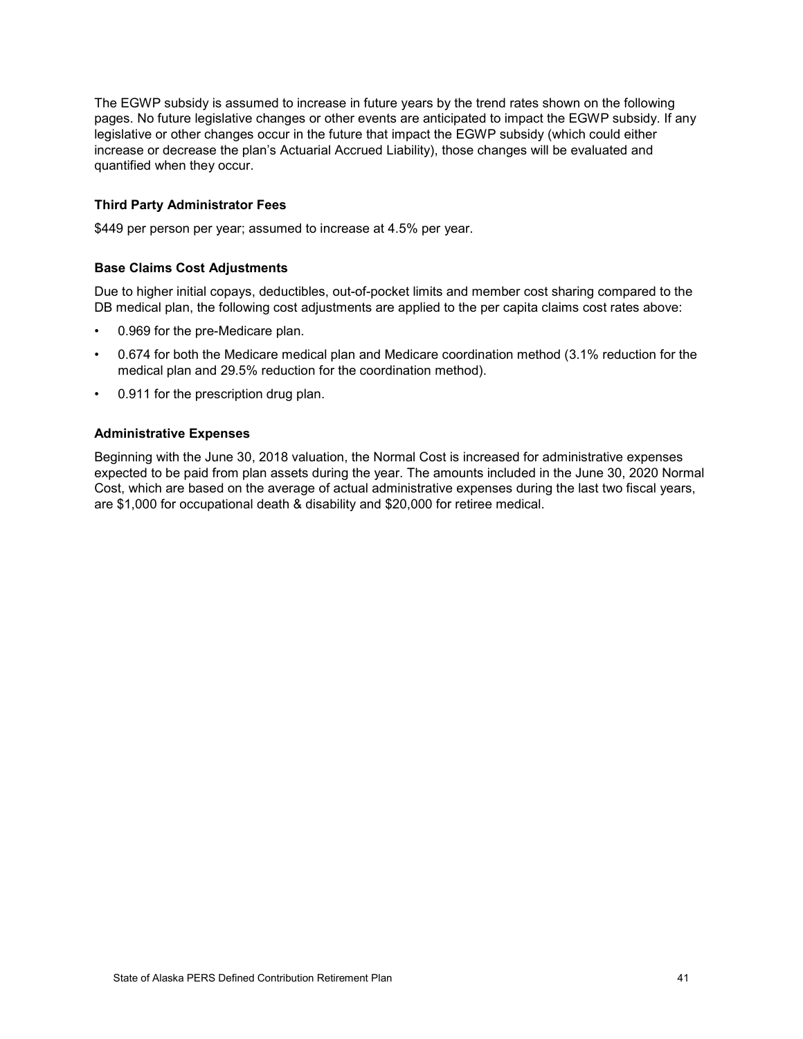The EGWP subsidy is assumed to increase in future years by the trend rates shown on the following pages. No future legislative changes or other events are anticipated to impact the EGWP subsidy. If any legislative or other changes occur in the future that impact the EGWP subsidy (which could either increase or decrease the plan's Actuarial Accrued Liability), those changes will be evaluated and quantified when they occur.

### Third Party Administrator Fees

$449 per person per year; assumed to increase at 4.5% per year.

### Base Claims Cost Adjustments

Due to higher initial copays, deductibles, out-of-pocket limits and member cost sharing compared to the DB medical plan, the following cost adjustments are applied to the per capita claims cost rates above:

- 0.969 for the pre-Medicare plan.
- 0.674 for both the Medicare medical plan and Medicare coordination method (3.1% reduction for the medical plan and 29.5% reduction for the coordination method).
- 0.911 for the prescription drug plan.

### Administrative Expenses

Beginning with the June 30, 2018 valuation, the Normal Cost is increased for administrative expenses expected to be paid from plan assets during the year. The amounts included in the June 30, 2020 Normal Cost, which are based on the average of actual administrative expenses during the last two fiscal years, are $1,000 for occupational death & disability and $20,000 for retiree medical.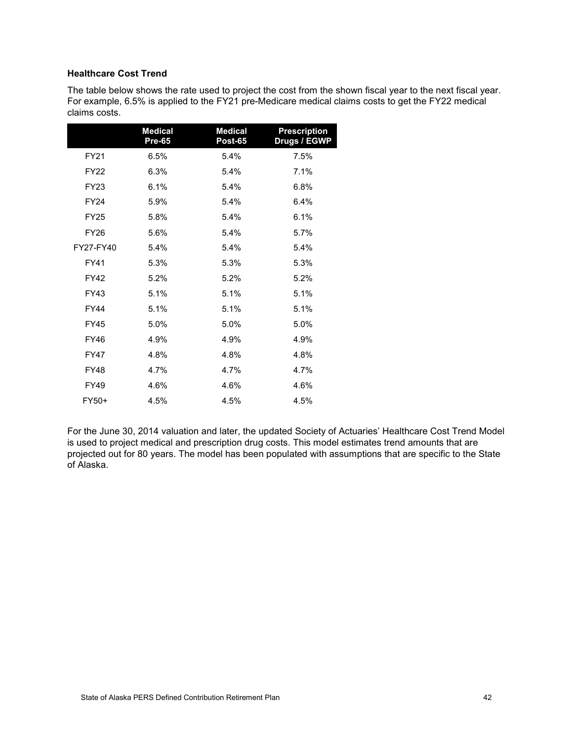**Healthcare Cost Trend**

The table below shows the rate used to project the cost from the shown fiscal year to the next fiscal year. For example, 6.5% is applied to the FY21 pre-Medicare medical claims costs to get the FY22 medical claims costs.

| | Medical Pre-65 | Medical Post-65 | Prescription Drugs / EGWP |
|---|---|---|---|
| FY21 | 6.5% | 5.4% | 7.5% |
| FY22 | 6.3% | 5.4% | 7.1% |
| FY23 | 6.1% | 5.4% | 6.8% |
| FY24 | 5.9% | 5.4% | 6.4% |
| FY25 | 5.8% | 5.4% | 6.1% |
| FY26 | 5.6% | 5.4% | 5.7% |
| FY27-FY40 | 5.4% | 5.4% | 5.4% |
| FY41 | 5.3% | 5.3% | 5.3% |
| FY42 | 5.2% | 5.2% | 5.2% |
| FY43 | 5.1% | 5.1% | 5.1% |
| FY44 | 5.1% | 5.1% | 5.1% |
| FY45 | 5.0% | 5.0% | 5.0% |
| FY46 | 4.9% | 4.9% | 4.9% |
| FY47 | 4.8% | 4.8% | 4.8% |
| FY48 | 4.7% | 4.7% | 4.7% |
| FY49 | 4.6% | 4.6% | 4.6% |
| FY50+ | 4.5% | 4.5% | 4.5% |

For the June 30, 2014 valuation and later, the updated Society of Actuaries' Healthcare Cost Trend Model is used to project medical and prescription drug costs. This model estimates trend amounts that are projected out for 80 years. The model has been populated with assumptions that are specific to the State of Alaska.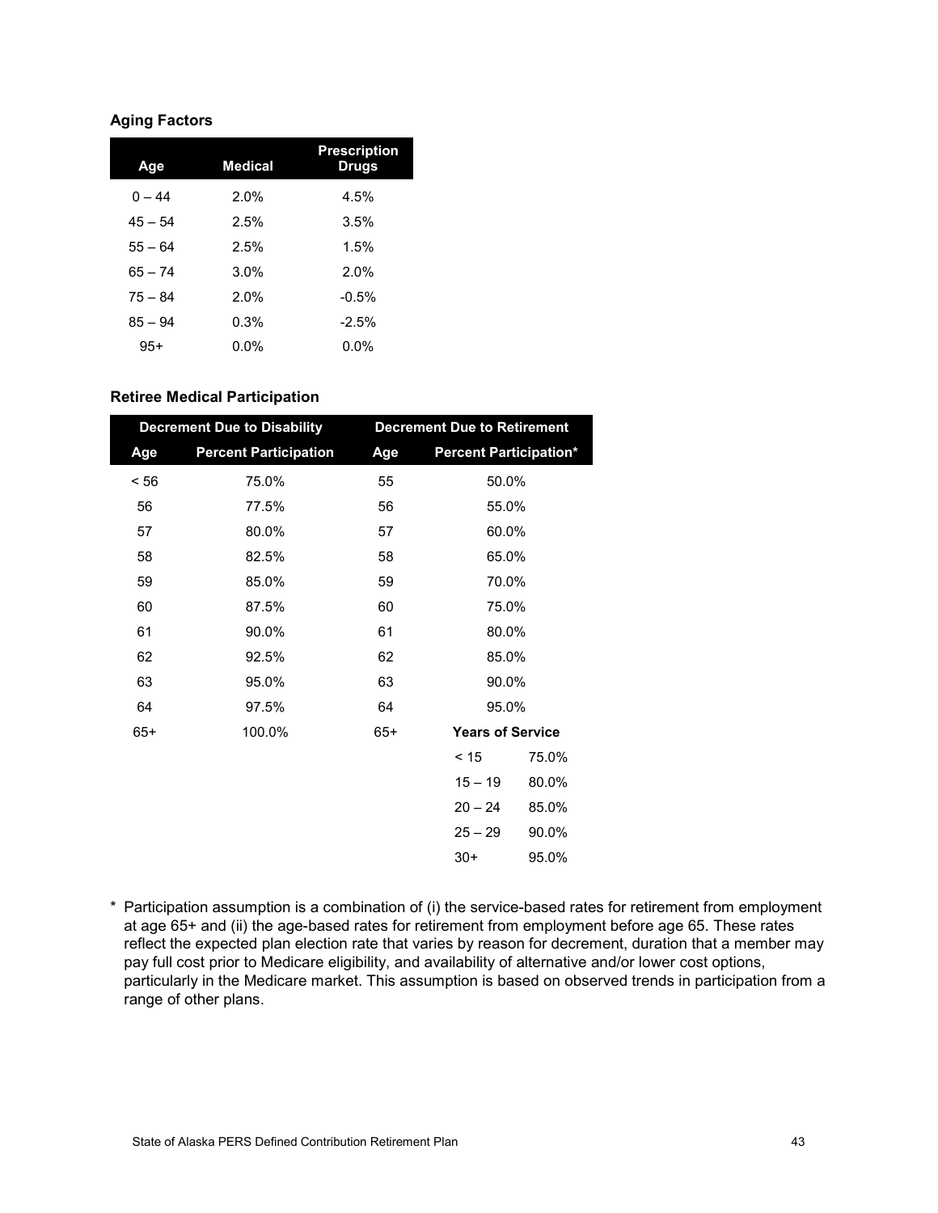### Aging Factors

| Age | Medical | Prescription Drugs |
|---|---|---|
| 0 – 44 | 2.0% | 4.5% |
| 45 – 54 | 2.5% | 3.5% |
| 55 – 64 | 2.5% | 1.5% |
| 65 – 74 | 3.0% | 2.0% |
| 75 – 84 | 2.0% | -0.5% |
| 85 – 94 | 0.3% | -2.5% |
| 95+ | 0.0% | 0.0% |

### Retiree Medical Participation

| Decrement Due to Disability | | Decrement Due to Retirement | | |
|---|---|---|---|---|
| Age | Percent Participation | Age | Percent Participation* | |
| < 56 | 75.0% | 55 | 50.0% | |
| 56 | 77.5% | 56 | 55.0% | |
| 57 | 80.0% | 57 | 60.0% | |
| 58 | 82.5% | 58 | 65.0% | |
| 59 | 85.0% | 59 | 70.0% | |
| 60 | 87.5% | 60 | 75.0% | |
| 61 | 90.0% | 61 | 80.0% | |
| 62 | 92.5% | 62 | 85.0% | |
| 63 | 95.0% | 63 | 90.0% | |
| 64 | 97.5% | 64 | 95.0% | |
| 65+ | 100.0% | 65+ | **Years of Service** | |
| | | | < 15 | 75.0% |
| | | | 15 – 19 | 80.0% |
| | | | 20 – 24 | 85.0% |
| | | | 25 – 29 | 90.0% |
| | | | 30+ | 95.0% |

\* Participation assumption is a combination of (i) the service-based rates for retirement from employment at age 65+ and (ii) the age-based rates for retirement from employment before age 65. These rates reflect the expected plan election rate that varies by reason for decrement, duration that a member may pay full cost prior to Medicare eligibility, and availability of alternative and/or lower cost options, particularly in the Medicare market. This assumption is based on observed trends in participation from a range of other plans.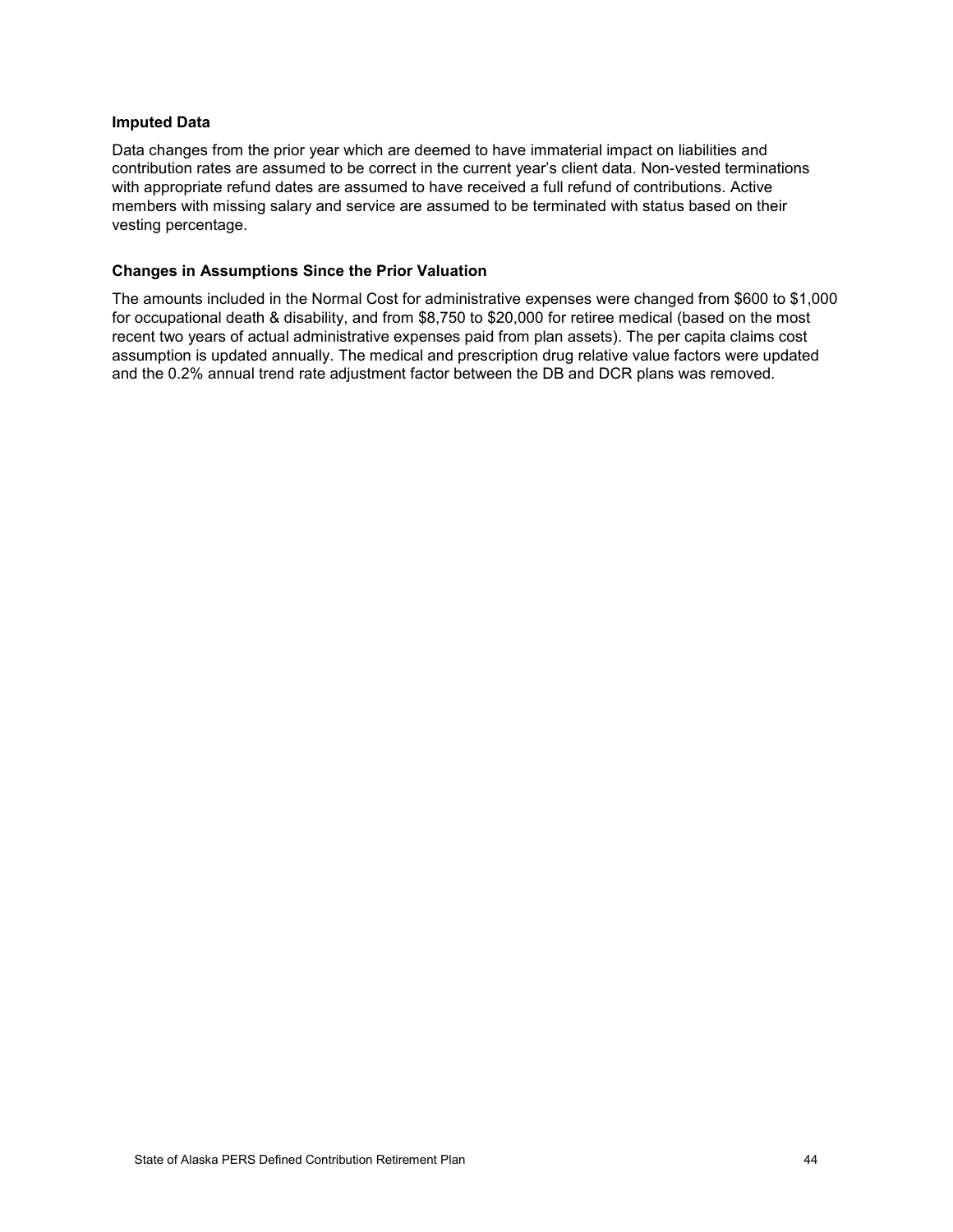### Imputed Data

Data changes from the prior year which are deemed to have immaterial impact on liabilities and contribution rates are assumed to be correct in the current year's client data. Non-vested terminations with appropriate refund dates are assumed to have received a full refund of contributions. Active members with missing salary and service are assumed to be terminated with status based on their vesting percentage.

### Changes in Assumptions Since the Prior Valuation

The amounts included in the Normal Cost for administrative expenses were changed from $600 to $1,000 for occupational death & disability, and from $8,750 to $20,000 for retiree medical (based on the most recent two years of actual administrative expenses paid from plan assets). The per capita claims cost assumption is updated annually. The medical and prescription drug relative value factors were updated and the 0.2% annual trend rate adjustment factor between the DB and DCR plans was removed.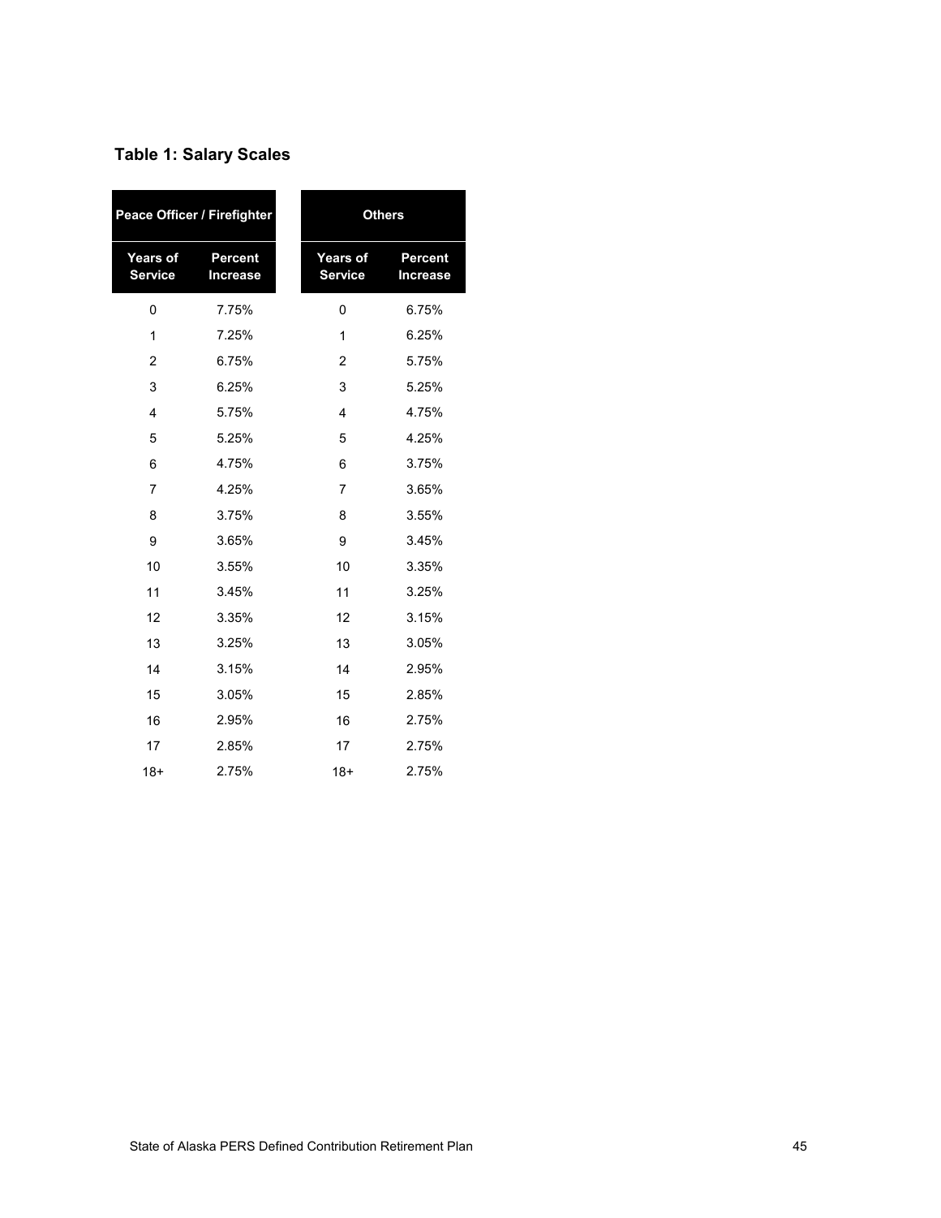### Table 1: Salary Scales

| Peace Officer / Firefighter | | | Others | |
|---|---|---|---|---|
| **Years of Service** | **Percent Increase** | | **Years of Service** | **Percent Increase** |
| 0 | 7.75% | | 0 | 6.75% |
| 1 | 7.25% | | 1 | 6.25% |
| 2 | 6.75% | | 2 | 5.75% |
| 3 | 6.25% | | 3 | 5.25% |
| 4 | 5.75% | | 4 | 4.75% |
| 5 | 5.25% | | 5 | 4.25% |
| 6 | 4.75% | | 6 | 3.75% |
| 7 | 4.25% | | 7 | 3.65% |
| 8 | 3.75% | | 8 | 3.55% |
| 9 | 3.65% | | 9 | 3.45% |
| 10 | 3.55% | | 10 | 3.35% |
| 11 | 3.45% | | 11 | 3.25% |
| 12 | 3.35% | | 12 | 3.15% |
| 13 | 3.25% | | 13 | 3.05% |
| 14 | 3.15% | | 14 | 2.95% |
| 15 | 3.05% | | 15 | 2.85% |
| 16 | 2.95% | | 16 | 2.75% |
| 17 | 2.85% | | 17 | 2.75% |
| 18+ | 2.75% | | 18+ | 2.75% |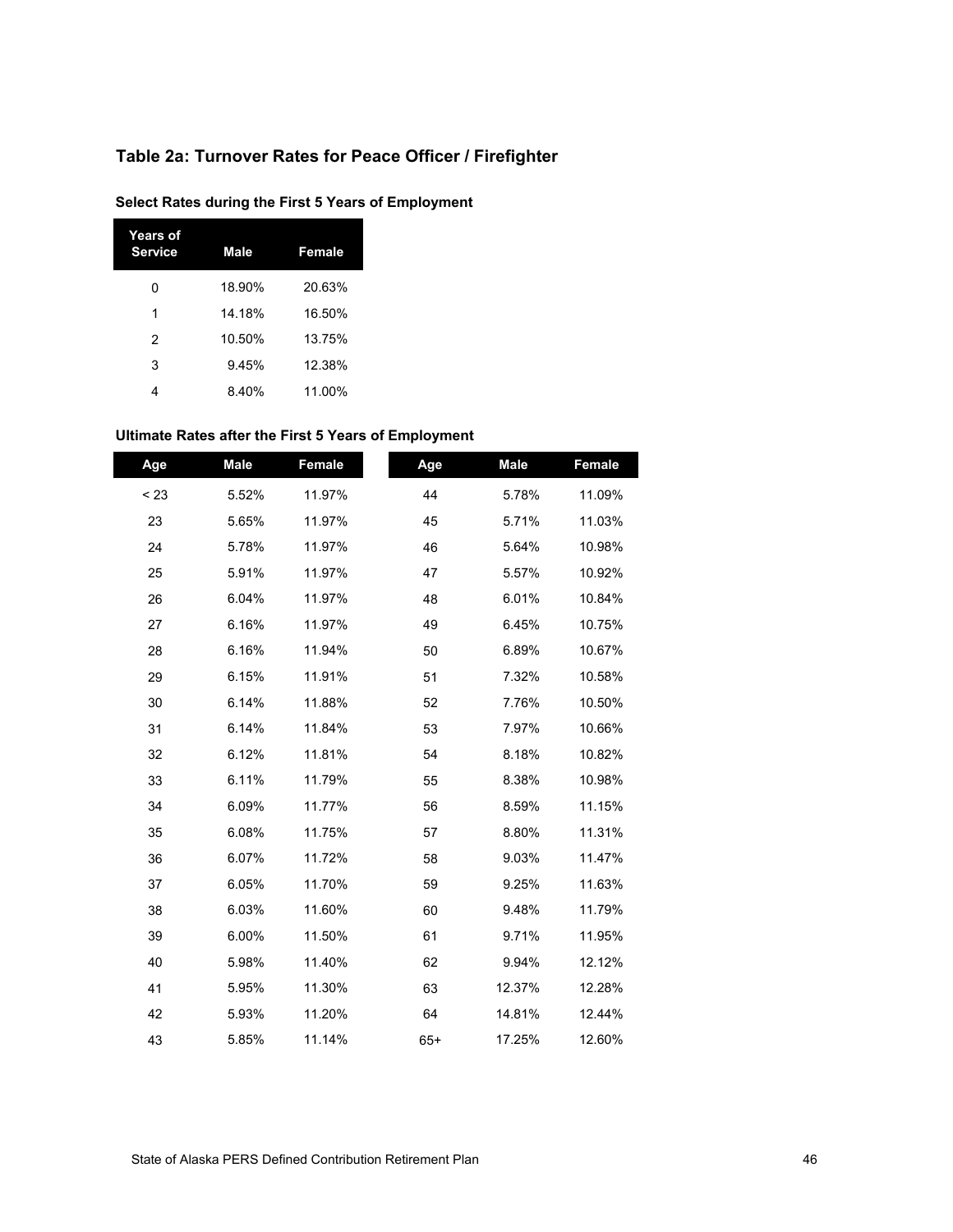## Table 2a: Turnover Rates for Peace Officer / Firefighter

### Select Rates during the First 5 Years of Employment

| Years of Service | Male | Female |
|---|---|---|
| 0 | 18.90% | 20.63% |
| 1 | 14.18% | 16.50% |
| 2 | 10.50% | 13.75% |
| 3 | 9.45% | 12.38% |
| 4 | 8.40% | 11.00% |

### Ultimate Rates after the First 5 Years of Employment

| Age | Male | Female | Age | Male | Female |
|---|---|---|---|---|---|
| < 23 | 5.52% | 11.97% | 44 | 5.78% | 11.09% |
| 23 | 5.65% | 11.97% | 45 | 5.71% | 11.03% |
| 24 | 5.78% | 11.97% | 46 | 5.64% | 10.98% |
| 25 | 5.91% | 11.97% | 47 | 5.57% | 10.92% |
| 26 | 6.04% | 11.97% | 48 | 6.01% | 10.84% |
| 27 | 6.16% | 11.97% | 49 | 6.45% | 10.75% |
| 28 | 6.16% | 11.94% | 50 | 6.89% | 10.67% |
| 29 | 6.15% | 11.91% | 51 | 7.32% | 10.58% |
| 30 | 6.14% | 11.88% | 52 | 7.76% | 10.50% |
| 31 | 6.14% | 11.84% | 53 | 7.97% | 10.66% |
| 32 | 6.12% | 11.81% | 54 | 8.18% | 10.82% |
| 33 | 6.11% | 11.79% | 55 | 8.38% | 10.98% |
| 34 | 6.09% | 11.77% | 56 | 8.59% | 11.15% |
| 35 | 6.08% | 11.75% | 57 | 8.80% | 11.31% |
| 36 | 6.07% | 11.72% | 58 | 9.03% | 11.47% |
| 37 | 6.05% | 11.70% | 59 | 9.25% | 11.63% |
| 38 | 6.03% | 11.60% | 60 | 9.48% | 11.79% |
| 39 | 6.00% | 11.50% | 61 | 9.71% | 11.95% |
| 40 | 5.98% | 11.40% | 62 | 9.94% | 12.12% |
| 41 | 5.95% | 11.30% | 63 | 12.37% | 12.28% |
| 42 | 5.93% | 11.20% | 64 | 14.81% | 12.44% |
| 43 | 5.85% | 11.14% | 65+ | 17.25% | 12.60% |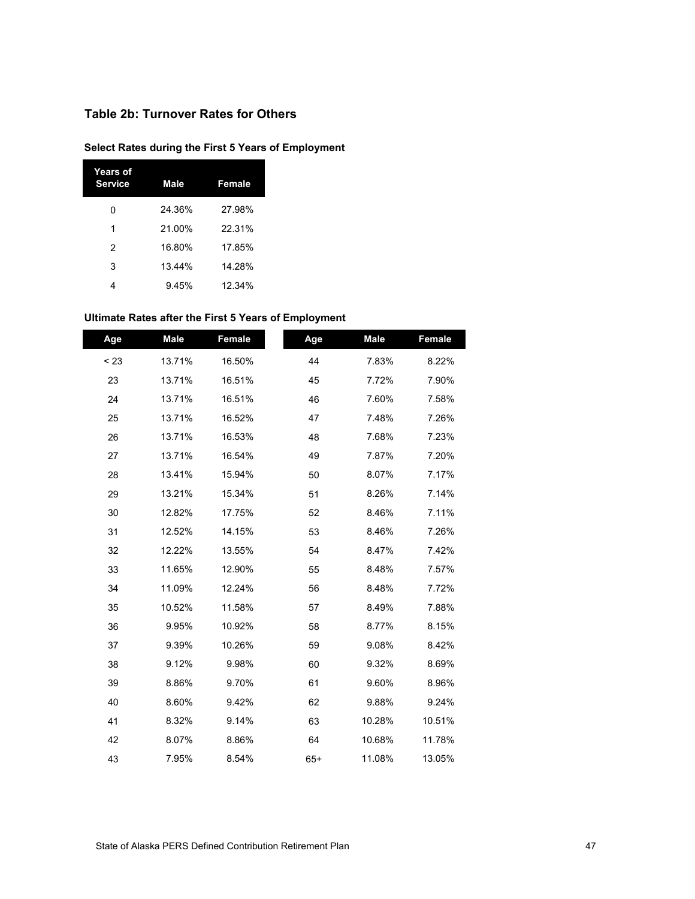## Table 2b: Turnover Rates for Others

### Select Rates during the First 5 Years of Employment

| Years of Service | Male | Female |
|---|---|---|
| 0 | 24.36% | 27.98% |
| 1 | 21.00% | 22.31% |
| 2 | 16.80% | 17.85% |
| 3 | 13.44% | 14.28% |
| 4 | 9.45% | 12.34% |

### Ultimate Rates after the First 5 Years of Employment

| Age | Male | Female | Age | Male | Female |
|---|---|---|---|---|---|
| < 23 | 13.71% | 16.50% | 44 | 7.83% | 8.22% |
| 23 | 13.71% | 16.51% | 45 | 7.72% | 7.90% |
| 24 | 13.71% | 16.51% | 46 | 7.60% | 7.58% |
| 25 | 13.71% | 16.52% | 47 | 7.48% | 7.26% |
| 26 | 13.71% | 16.53% | 48 | 7.68% | 7.23% |
| 27 | 13.71% | 16.54% | 49 | 7.87% | 7.20% |
| 28 | 13.41% | 15.94% | 50 | 8.07% | 7.17% |
| 29 | 13.21% | 15.34% | 51 | 8.26% | 7.14% |
| 30 | 12.82% | 17.75% | 52 | 8.46% | 7.11% |
| 31 | 12.52% | 14.15% | 53 | 8.46% | 7.26% |
| 32 | 12.22% | 13.55% | 54 | 8.47% | 7.42% |
| 33 | 11.65% | 12.90% | 55 | 8.48% | 7.57% |
| 34 | 11.09% | 12.24% | 56 | 8.48% | 7.72% |
| 35 | 10.52% | 11.58% | 57 | 8.49% | 7.88% |
| 36 | 9.95% | 10.92% | 58 | 8.77% | 8.15% |
| 37 | 9.39% | 10.26% | 59 | 9.08% | 8.42% |
| 38 | 9.12% | 9.98% | 60 | 9.32% | 8.69% |
| 39 | 8.86% | 9.70% | 61 | 9.60% | 8.96% |
| 40 | 8.60% | 9.42% | 62 | 9.88% | 9.24% |
| 41 | 8.32% | 9.14% | 63 | 10.28% | 10.51% |
| 42 | 8.07% | 8.86% | 64 | 10.68% | 11.78% |
| 43 | 7.95% | 8.54% | 65+ | 11.08% | 13.05% |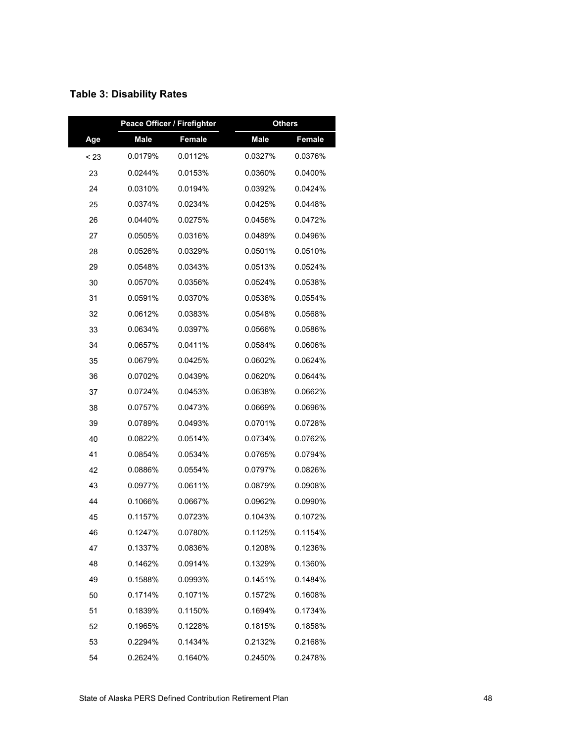**Table 3: Disability Rates**

| | Peace Officer / Firefighter | | Others | |
|---|---|---|---|---|
| Age | Male | Female | Male | Female |
| < 23 | 0.0179% | 0.0112% | 0.0327% | 0.0376% |
| 23 | 0.0244% | 0.0153% | 0.0360% | 0.0400% |
| 24 | 0.0310% | 0.0194% | 0.0392% | 0.0424% |
| 25 | 0.0374% | 0.0234% | 0.0425% | 0.0448% |
| 26 | 0.0440% | 0.0275% | 0.0456% | 0.0472% |
| 27 | 0.0505% | 0.0316% | 0.0489% | 0.0496% |
| 28 | 0.0526% | 0.0329% | 0.0501% | 0.0510% |
| 29 | 0.0548% | 0.0343% | 0.0513% | 0.0524% |
| 30 | 0.0570% | 0.0356% | 0.0524% | 0.0538% |
| 31 | 0.0591% | 0.0370% | 0.0536% | 0.0554% |
| 32 | 0.0612% | 0.0383% | 0.0548% | 0.0568% |
| 33 | 0.0634% | 0.0397% | 0.0566% | 0.0586% |
| 34 | 0.0657% | 0.0411% | 0.0584% | 0.0606% |
| 35 | 0.0679% | 0.0425% | 0.0602% | 0.0624% |
| 36 | 0.0702% | 0.0439% | 0.0620% | 0.0644% |
| 37 | 0.0724% | 0.0453% | 0.0638% | 0.0662% |
| 38 | 0.0757% | 0.0473% | 0.0669% | 0.0696% |
| 39 | 0.0789% | 0.0493% | 0.0701% | 0.0728% |
| 40 | 0.0822% | 0.0514% | 0.0734% | 0.0762% |
| 41 | 0.0854% | 0.0534% | 0.0765% | 0.0794% |
| 42 | 0.0886% | 0.0554% | 0.0797% | 0.0826% |
| 43 | 0.0977% | 0.0611% | 0.0879% | 0.0908% |
| 44 | 0.1066% | 0.0667% | 0.0962% | 0.0990% |
| 45 | 0.1157% | 0.0723% | 0.1043% | 0.1072% |
| 46 | 0.1247% | 0.0780% | 0.1125% | 0.1154% |
| 47 | 0.1337% | 0.0836% | 0.1208% | 0.1236% |
| 48 | 0.1462% | 0.0914% | 0.1329% | 0.1360% |
| 49 | 0.1588% | 0.0993% | 0.1451% | 0.1484% |
| 50 | 0.1714% | 0.1071% | 0.1572% | 0.1608% |
| 51 | 0.1839% | 0.1150% | 0.1694% | 0.1734% |
| 52 | 0.1965% | 0.1228% | 0.1815% | 0.1858% |
| 53 | 0.2294% | 0.1434% | 0.2132% | 0.2168% |
| 54 | 0.2624% | 0.1640% | 0.2450% | 0.2478% |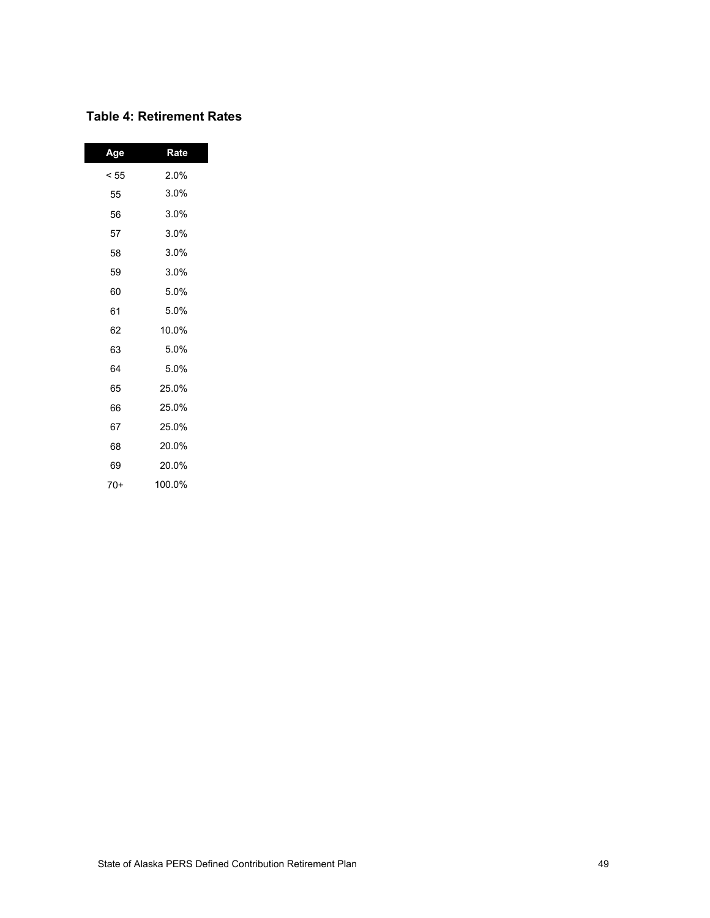### Table 4: Retirement Rates

| Age | Rate |
|---|---|
| < 55 | 2.0% |
| 55 | 3.0% |
| 56 | 3.0% |
| 57 | 3.0% |
| 58 | 3.0% |
| 59 | 3.0% |
| 60 | 5.0% |
| 61 | 5.0% |
| 62 | 10.0% |
| 63 | 5.0% |
| 64 | 5.0% |
| 65 | 25.0% |
| 66 | 25.0% |
| 67 | 25.0% |
| 68 | 20.0% |
| 69 | 20.0% |
| 70+ | 100.0% |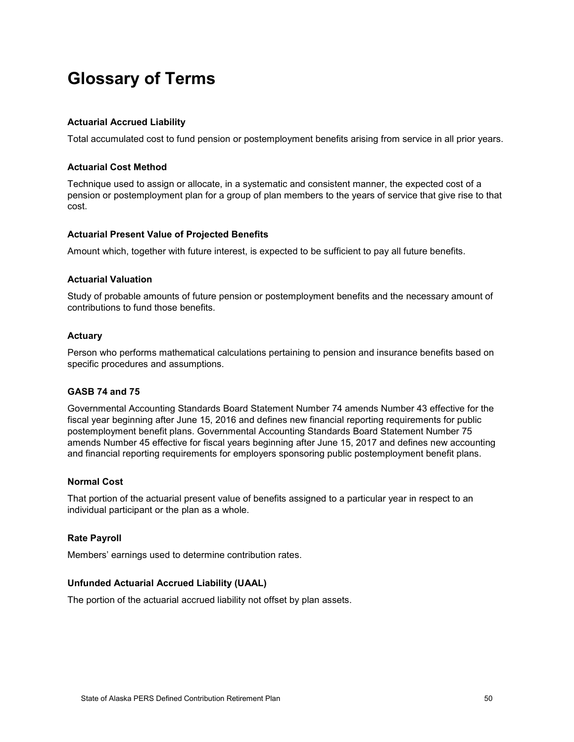# Glossary of Terms

**Actuarial Accrued Liability**

Total accumulated cost to fund pension or postemployment benefits arising from service in all prior years.

**Actuarial Cost Method**

Technique used to assign or allocate, in a systematic and consistent manner, the expected cost of a pension or postemployment plan for a group of plan members to the years of service that give rise to that cost.

**Actuarial Present Value of Projected Benefits**

Amount which, together with future interest, is expected to be sufficient to pay all future benefits.

**Actuarial Valuation**

Study of probable amounts of future pension or postemployment benefits and the necessary amount of contributions to fund those benefits.

**Actuary**

Person who performs mathematical calculations pertaining to pension and insurance benefits based on specific procedures and assumptions.

**GASB 74 and 75**

Governmental Accounting Standards Board Statement Number 74 amends Number 43 effective for the fiscal year beginning after June 15, 2016 and defines new financial reporting requirements for public postemployment benefit plans. Governmental Accounting Standards Board Statement Number 75 amends Number 45 effective for fiscal years beginning after June 15, 2017 and defines new accounting and financial reporting requirements for employers sponsoring public postemployment benefit plans.

**Normal Cost**

That portion of the actuarial present value of benefits assigned to a particular year in respect to an individual participant or the plan as a whole.

**Rate Payroll**

Members' earnings used to determine contribution rates.

**Unfunded Actuarial Accrued Liability (UAAL)**

The portion of the actuarial accrued liability not offset by plan assets.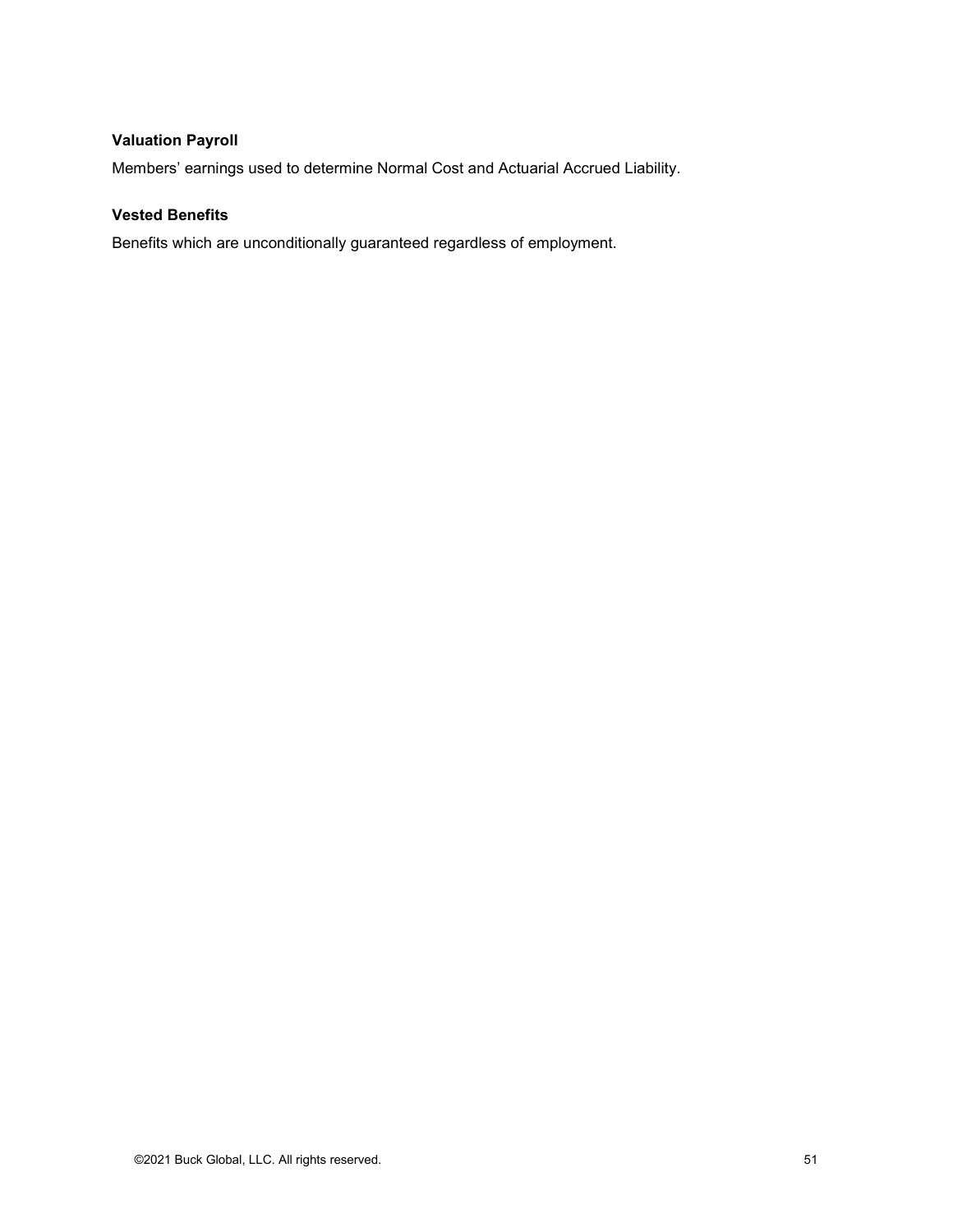**Valuation Payroll**

Members' earnings used to determine Normal Cost and Actuarial Accrued Liability.

**Vested Benefits**

Benefits which are unconditionally guaranteed regardless of employment.